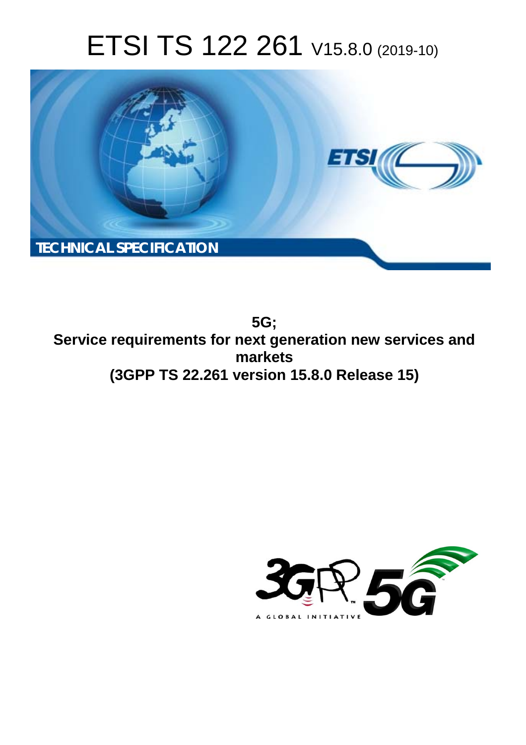# ETSI TS 122 261 V15.8.0 (2019-10)

TECHNICAL SPECIFICATION

**5G;**
**Service requirements for next generation new services and markets**
**(3GPP TS 22.261 version 15.8.0 Release 15)**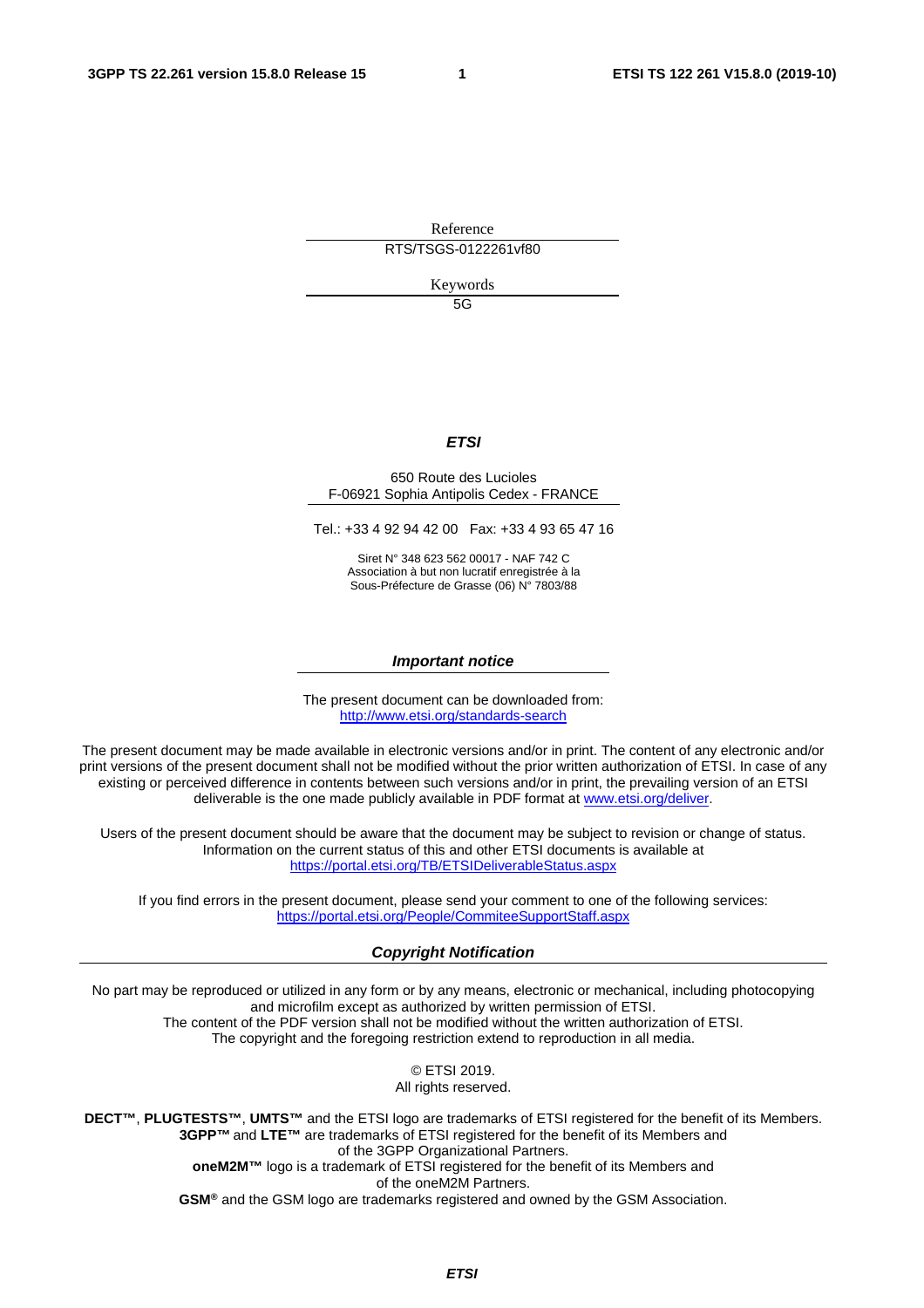Reference

RTS/TSGS-0122261vf80

Keywords

5G

***ETSI***

650 Route des Lucioles
F-06921 Sophia Antipolis Cedex - FRANCE

Tel.: +33 4 92 94 42 00   Fax: +33 4 93 65 47 16

Siret N° 348 623 562 00017 - NAF 742 C
Association à but non lucratif enregistrée à la
Sous-Préfecture de Grasse (06) N° 7803/88

***Important notice***

The present document can be downloaded from:
http://www.etsi.org/standards-search

The present document may be made available in electronic versions and/or in print. The content of any electronic and/or print versions of the present document shall not be modified without the prior written authorization of ETSI. In case of any existing or perceived difference in contents between such versions and/or in print, the prevailing version of an ETSI deliverable is the one made publicly available in PDF format at www.etsi.org/deliver.

Users of the present document should be aware that the document may be subject to revision or change of status. Information on the current status of this and other ETSI documents is available at https://portal.etsi.org/TB/ETSIDeliverableStatus.aspx

If you find errors in the present document, please send your comment to one of the following services:
https://portal.etsi.org/People/CommiteeSupportStaff.aspx

***Copyright Notification***

No part may be reproduced or utilized in any form or by any means, electronic or mechanical, including photocopying and microfilm except as authorized by written permission of ETSI.
The content of the PDF version shall not be modified without the written authorization of ETSI.
The copyright and the foregoing restriction extend to reproduction in all media.

© ETSI 2019.
All rights reserved.

**DECT™**, **PLUGTESTS™**, **UMTS™** and the ETSI logo are trademarks of ETSI registered for the benefit of its Members.
**3GPP™** and **LTE™** are trademarks of ETSI registered for the benefit of its Members and of the 3GPP Organizational Partners.
**oneM2M™** logo is a trademark of ETSI registered for the benefit of its Members and of the oneM2M Partners.
**GSM®** and the GSM logo are trademarks registered and owned by the GSM Association.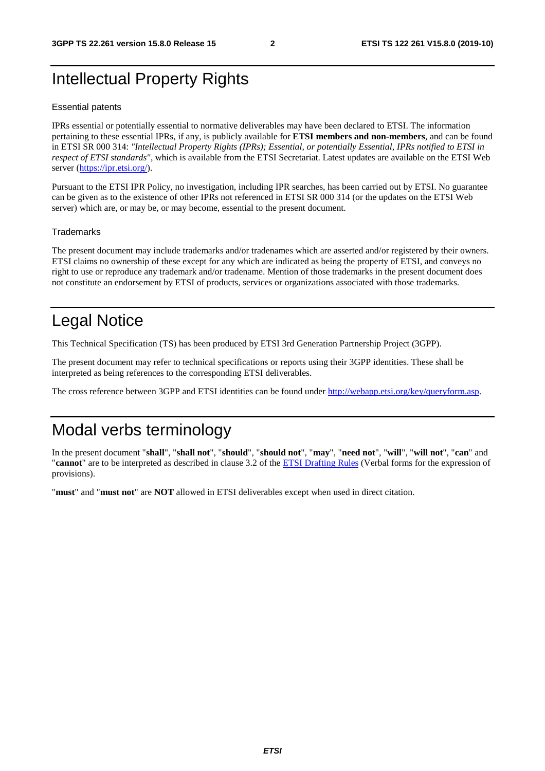# Intellectual Property Rights

## Essential patents

IPRs essential or potentially essential to normative deliverables may have been declared to ETSI. The information pertaining to these essential IPRs, if any, is publicly available for **ETSI members and non-members**, and can be found in ETSI SR 000 314: *"Intellectual Property Rights (IPRs); Essential, or potentially Essential, IPRs notified to ETSI in respect of ETSI standards"*, which is available from the ETSI Secretariat. Latest updates are available on the ETSI Web server (https://ipr.etsi.org/).

Pursuant to the ETSI IPR Policy, no investigation, including IPR searches, has been carried out by ETSI. No guarantee can be given as to the existence of other IPRs not referenced in ETSI SR 000 314 (or the updates on the ETSI Web server) which are, or may be, or may become, essential to the present document.

## Trademarks

The present document may include trademarks and/or tradenames which are asserted and/or registered by their owners. ETSI claims no ownership of these except for any which are indicated as being the property of ETSI, and conveys no right to use or reproduce any trademark and/or tradename. Mention of those trademarks in the present document does not constitute an endorsement by ETSI of products, services or organizations associated with those trademarks.

# Legal Notice

This Technical Specification (TS) has been produced by ETSI 3rd Generation Partnership Project (3GPP).

The present document may refer to technical specifications or reports using their 3GPP identities. These shall be interpreted as being references to the corresponding ETSI deliverables.

The cross reference between 3GPP and ETSI identities can be found under http://webapp.etsi.org/key/queryform.asp.

# Modal verbs terminology

In the present document "**shall**", "**shall not**", "**should**", "**should not**", "**may**", "**need not**", "**will**", "**will not**", "**can**" and "**cannot**" are to be interpreted as described in clause 3.2 of the ETSI Drafting Rules (Verbal forms for the expression of provisions).

"**must**" and "**must not**" are **NOT** allowed in ETSI deliverables except when used in direct citation.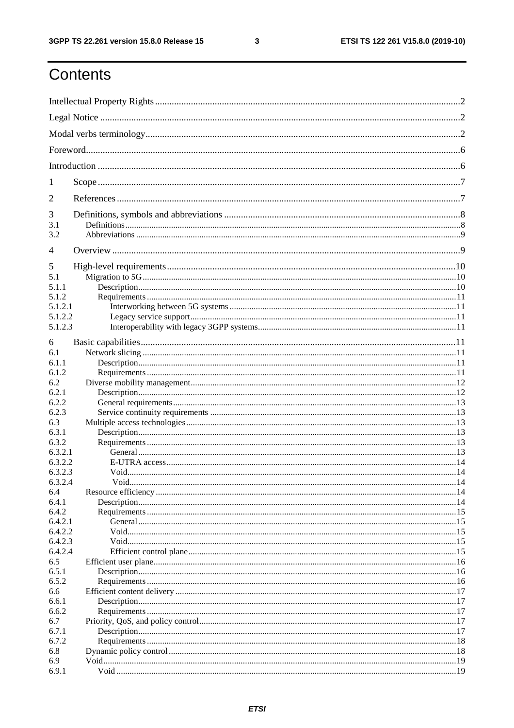# Contents

Intellectual Property Rights ..... 2

Legal Notice ..... 2

Modal verbs terminology ..... 2

Foreword ..... 6

Introduction ..... 6

1 Scope ..... 7

2 References ..... 7

3 Definitions, symbols and abbreviations ..... 8
3.1 Definitions ..... 8
3.2 Abbreviations ..... 9

4 Overview ..... 9

5 High-level requirements ..... 10
5.1 Migration to 5G ..... 10
5.1.1 Description ..... 10
5.1.2 Requirements ..... 11
5.1.2.1 Interworking between 5G systems ..... 11
5.1.2.2 Legacy service support ..... 11
5.1.2.3 Interoperability with legacy 3GPP systems ..... 11

6 Basic capabilities ..... 11
6.1 Network slicing ..... 11
6.1.1 Description ..... 11
6.1.2 Requirements ..... 11
6.2 Diverse mobility management ..... 12
6.2.1 Description ..... 12
6.2.2 General requirements ..... 13
6.2.3 Service continuity requirements ..... 13
6.3 Multiple access technologies ..... 13
6.3.1 Description ..... 13
6.3.2 Requirements ..... 13
6.3.2.1 General ..... 13
6.3.2.2 E-UTRA access ..... 14
6.3.2.3 Void ..... 14
6.3.2.4 Void ..... 14
6.4 Resource efficiency ..... 14
6.4.1 Description ..... 14
6.4.2 Requirements ..... 15
6.4.2.1 General ..... 15
6.4.2.2 Void ..... 15
6.4.2.3 Void ..... 15
6.4.2.4 Efficient control plane ..... 15
6.5 Efficient user plane ..... 16
6.5.1 Description ..... 16
6.5.2 Requirements ..... 16
6.6 Efficient content delivery ..... 17
6.6.1 Description ..... 17
6.6.2 Requirements ..... 17
6.7 Priority, QoS, and policy control ..... 17
6.7.1 Description ..... 17
6.7.2 Requirements ..... 18
6.8 Dynamic policy control ..... 18
6.9 Void ..... 19
6.9.1 Void ..... 19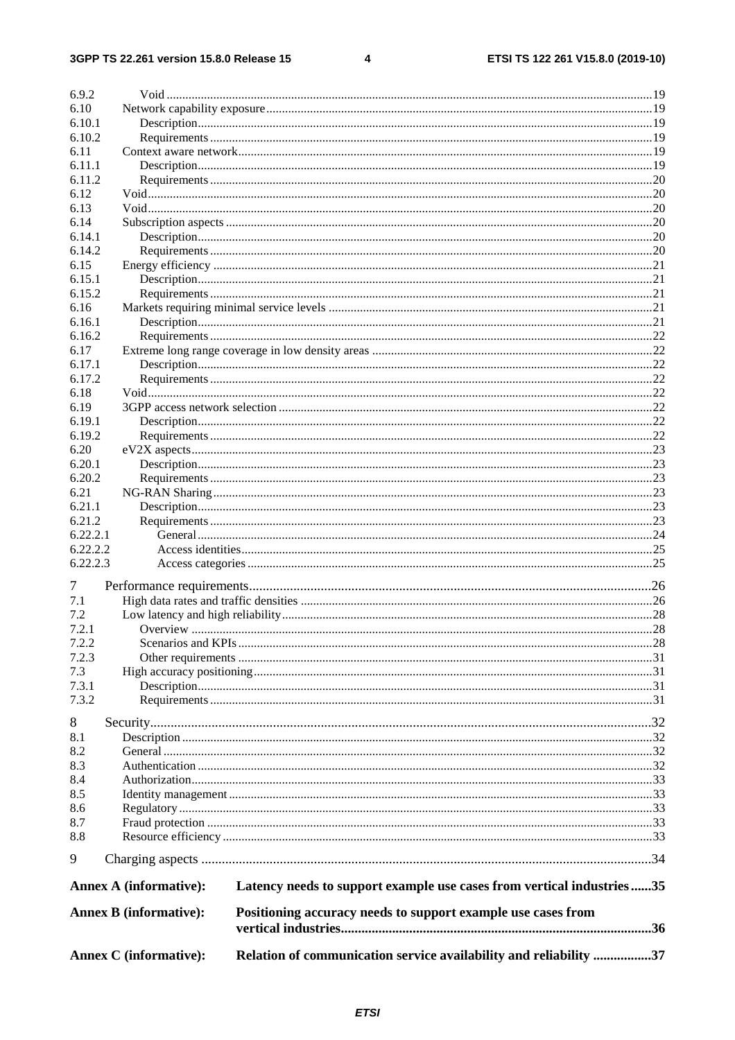6.9.2 Void ....................................................................................................................................................19
6.10 Network capability exposure.........................................................................................................................19
6.10.1 Description................................................................................................................................................19
6.10.2 Requirements ............................................................................................................................................19
6.11 Context aware network..................................................................................................................................19
6.11.1 Description................................................................................................................................................19
6.11.2 Requirements ............................................................................................................................................20
6.12 Void...............................................................................................................................................................20
6.13 Void...............................................................................................................................................................20
6.14 Subscription aspects ......................................................................................................................................20
6.14.1 Description................................................................................................................................................20
6.14.2 Requirements ............................................................................................................................................20
6.15 Energy efficiency ..........................................................................................................................................21
6.15.1 Description................................................................................................................................................21
6.15.2 Requirements ............................................................................................................................................21
6.16 Markets requiring minimal service levels .....................................................................................................21
6.16.1 Description................................................................................................................................................21
6.16.2 Requirements ............................................................................................................................................22
6.17 Extreme long range coverage in low density areas .......................................................................................22
6.17.1 Description................................................................................................................................................22
6.17.2 Requirements ............................................................................................................................................22
6.18 Void...............................................................................................................................................................22
6.19 3GPP access network selection .....................................................................................................................22
6.19.1 Description................................................................................................................................................22
6.19.2 Requirements ............................................................................................................................................22
6.20 eV2X aspects.................................................................................................................................................23
6.20.1 Description................................................................................................................................................23
6.20.2 Requirements ............................................................................................................................................23
6.21 NG-RAN Sharing..........................................................................................................................................23
6.21.1 Description................................................................................................................................................23
6.21.2 Requirements ............................................................................................................................................23
6.22.2.1 General................................................................................................................................................24
6.22.2.2 Access identities..................................................................................................................................25
6.22.2.3 Access categories ................................................................................................................................25

7 Performance requirements....................................................................................................................26
7.1 High data rates and traffic densities ..............................................................................................................26
7.2 Low latency and high reliability....................................................................................................................28
7.2.1 Overview ..................................................................................................................................................28
7.2.2 Scenarios and KPIs...................................................................................................................................28
7.2.3 Other requirements ...................................................................................................................................31
7.3 High accuracy positioning.............................................................................................................................31
7.3.1 Description................................................................................................................................................31
7.3.2 Requirements ............................................................................................................................................31

8 Security.................................................................................................................................................32
8.1 Description ....................................................................................................................................................32
8.2 General ..........................................................................................................................................................32
8.3 Authentication ...............................................................................................................................................32
8.4 Authorization.................................................................................................................................................33
8.5 Identity management .....................................................................................................................................33
8.6 Regulatory .....................................................................................................................................................33
8.7 Fraud protection ............................................................................................................................................33
8.8 Resource efficiency .......................................................................................................................................33

9 Charging aspects ..................................................................................................................................34

**Annex A (informative): Latency needs to support example use cases from vertical industries......35**

**Annex B (informative): Positioning accuracy needs to support example use cases from vertical industries.........................................................................................36**

**Annex C (informative): Relation of communication service availability and reliability ................37**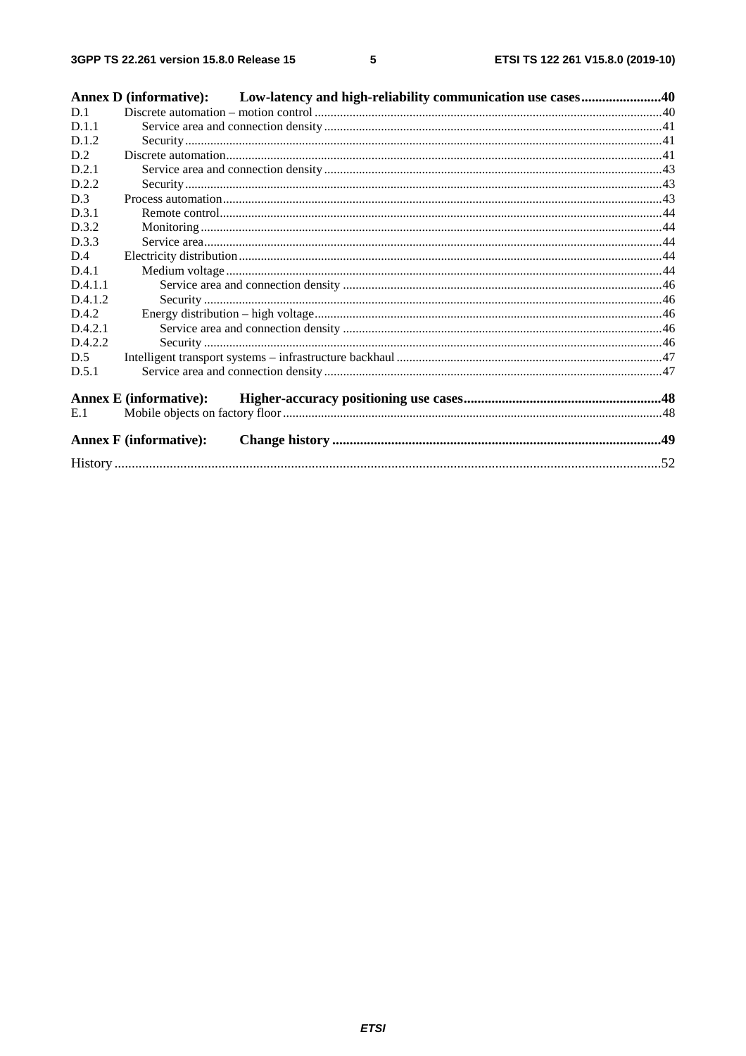**Annex D (informative): Low-latency and high-reliability communication use cases .......................40**

D.1 Discrete automation – motion control .......................................................................................................40

D.1.1 Service area and connection density ........................................................................................................41

D.1.2 Security ....................................................................................................................................................41

D.2 Discrete automation ..................................................................................................................................41

D.2.1 Service area and connection density ........................................................................................................43

D.2.2 Security ....................................................................................................................................................43

D.3 Process automation ...................................................................................................................................43

D.3.1 Remote control .........................................................................................................................................44

D.3.2 Monitoring ................................................................................................................................................44

D.3.3 Service area ...............................................................................................................................................44

D.4 Electricity distribution ...............................................................................................................................44

D.4.1 Medium voltage .......................................................................................................................................44

D.4.1.1 Service area and connection density ....................................................................................................46

D.4.1.2 Security ................................................................................................................................................46

D.4.2 Energy distribution – high voltage ...........................................................................................................46

D.4.2.1 Service area and connection density ....................................................................................................46

D.4.2.2 Security ................................................................................................................................................46

D.5 Intelligent transport systems – infrastructure backhaul ..............................................................................47

D.5.1 Service area and connection density ........................................................................................................47

**Annex E (informative): Higher-accuracy positioning use cases .........................................................48**

E.1 Mobile objects on factory floor ...................................................................................................................48

**Annex F (informative): Change history ..............................................................................................49**

History ...............................................................................................................................................................52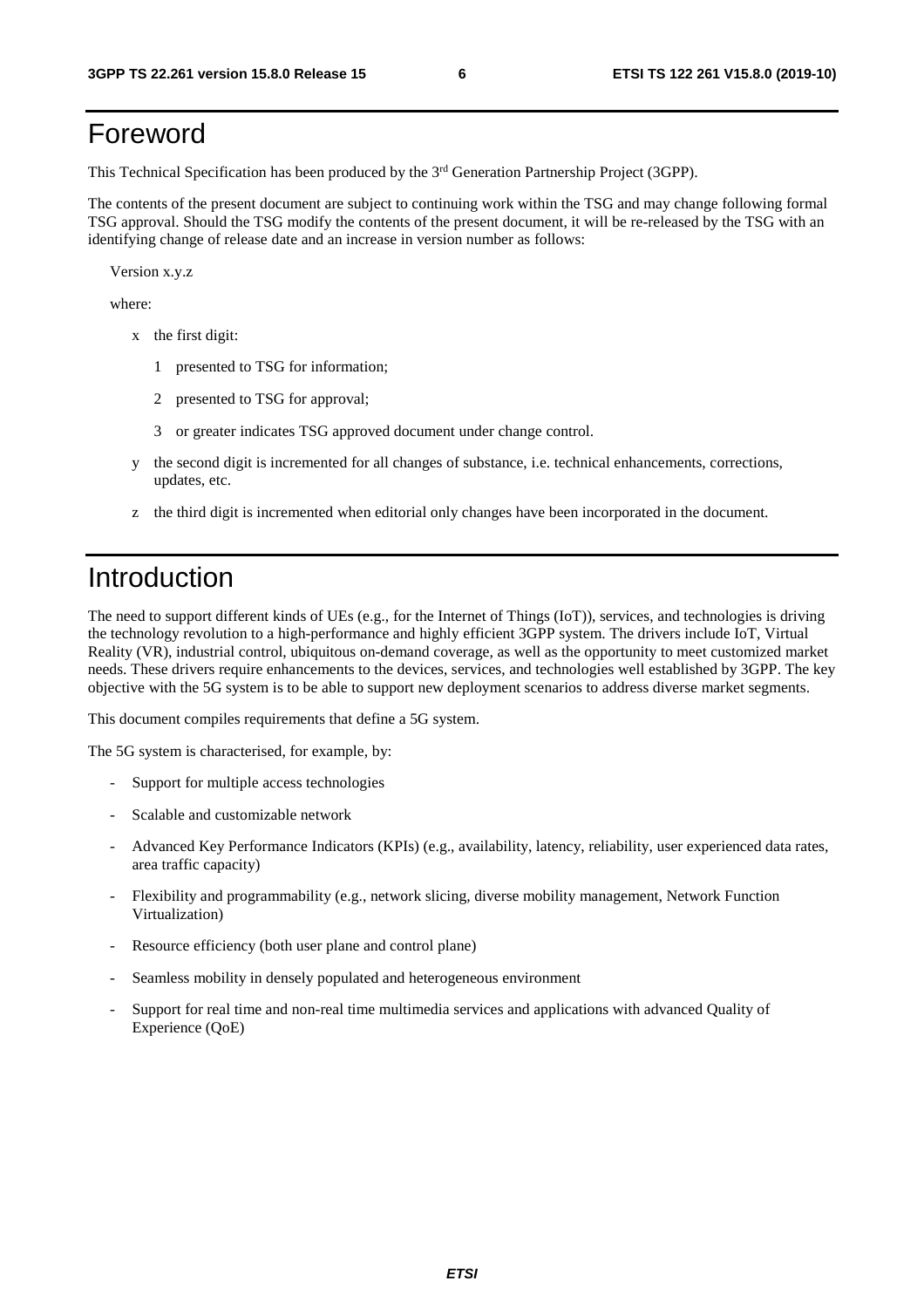# Foreword

This Technical Specification has been produced by the 3rd Generation Partnership Project (3GPP).

The contents of the present document are subject to continuing work within the TSG and may change following formal TSG approval. Should the TSG modify the contents of the present document, it will be re-released by the TSG with an identifying change of release date and an increase in version number as follows:

Version x.y.z

where:

- x the first digit:
  - 1 presented to TSG for information;
  - 2 presented to TSG for approval;
  - 3 or greater indicates TSG approved document under change control.
- y the second digit is incremented for all changes of substance, i.e. technical enhancements, corrections, updates, etc.
- z the third digit is incremented when editorial only changes have been incorporated in the document.

# Introduction

The need to support different kinds of UEs (e.g., for the Internet of Things (IoT)), services, and technologies is driving the technology revolution to a high-performance and highly efficient 3GPP system. The drivers include IoT, Virtual Reality (VR), industrial control, ubiquitous on-demand coverage, as well as the opportunity to meet customized market needs. These drivers require enhancements to the devices, services, and technologies well established by 3GPP. The key objective with the 5G system is to be able to support new deployment scenarios to address diverse market segments.

This document compiles requirements that define a 5G system.

The 5G system is characterised, for example, by:

- Support for multiple access technologies
- Scalable and customizable network
- Advanced Key Performance Indicators (KPIs) (e.g., availability, latency, reliability, user experienced data rates, area traffic capacity)
- Flexibility and programmability (e.g., network slicing, diverse mobility management, Network Function Virtualization)
- Resource efficiency (both user plane and control plane)
- Seamless mobility in densely populated and heterogeneous environment
- Support for real time and non-real time multimedia services and applications with advanced Quality of Experience (QoE)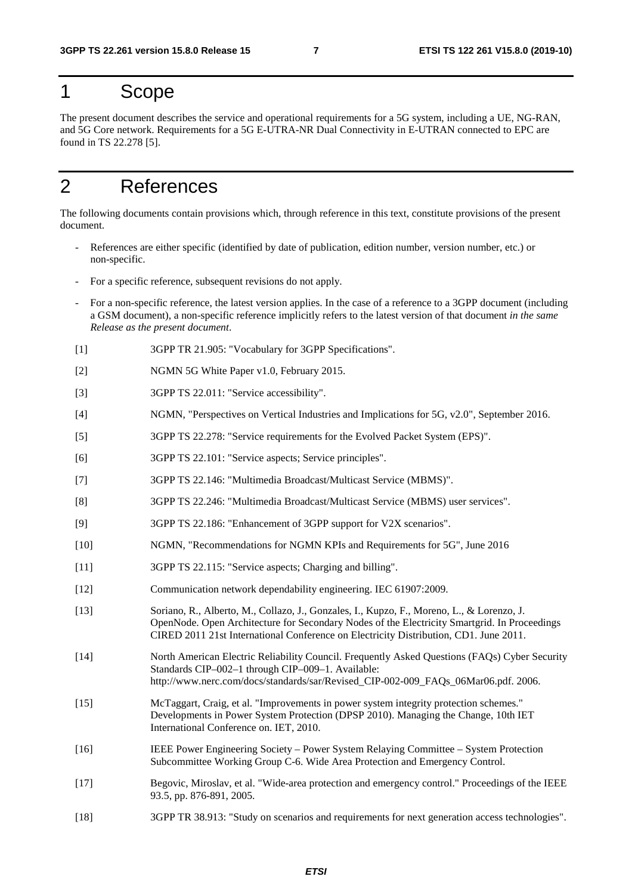# 1 Scope

The present document describes the service and operational requirements for a 5G system, including a UE, NG-RAN, and 5G Core network. Requirements for a 5G E-UTRA-NR Dual Connectivity in E-UTRAN connected to EPC are found in TS 22.278 [5].

# 2 References

The following documents contain provisions which, through reference in this text, constitute provisions of the present document.

- References are either specific (identified by date of publication, edition number, version number, etc.) or non-specific.
- For a specific reference, subsequent revisions do not apply.
- For a non-specific reference, the latest version applies. In the case of a reference to a 3GPP document (including a GSM document), a non-specific reference implicitly refers to the latest version of that document *in the same Release as the present document*.

[1] 3GPP TR 21.905: "Vocabulary for 3GPP Specifications".

[2] NGMN 5G White Paper v1.0, February 2015.

[3] 3GPP TS 22.011: "Service accessibility".

[4] NGMN, "Perspectives on Vertical Industries and Implications for 5G, v2.0", September 2016.

[5] 3GPP TS 22.278: "Service requirements for the Evolved Packet System (EPS)".

[6] 3GPP TS 22.101: "Service aspects; Service principles".

[7] 3GPP TS 22.146: "Multimedia Broadcast/Multicast Service (MBMS)".

[8] 3GPP TS 22.246: "Multimedia Broadcast/Multicast Service (MBMS) user services".

[9] 3GPP TS 22.186: "Enhancement of 3GPP support for V2X scenarios".

[10] NGMN, "Recommendations for NGMN KPIs and Requirements for 5G", June 2016

[11] 3GPP TS 22.115: "Service aspects; Charging and billing".

[12] Communication network dependability engineering. IEC 61907:2009.

[13] Soriano, R., Alberto, M., Collazo, J., Gonzales, I., Kupzo, F., Moreno, L., & Lorenzo, J. OpenNode. Open Architecture for Secondary Nodes of the Electricity Smartgrid. In Proceedings CIRED 2011 21st International Conference on Electricity Distribution, CD1. June 2011.

[14] North American Electric Reliability Council. Frequently Asked Questions (FAQs) Cyber Security Standards CIP–002–1 through CIP–009–1. Available: http://www.nerc.com/docs/standards/sar/Revised_CIP-002-009_FAQs_06Mar06.pdf. 2006.

[15] McTaggart, Craig, et al. "Improvements in power system integrity protection schemes." Developments in Power System Protection (DPSP 2010). Managing the Change, 10th IET International Conference on. IET, 2010.

[16] IEEE Power Engineering Society – Power System Relaying Committee – System Protection Subcommittee Working Group C-6. Wide Area Protection and Emergency Control.

[17] Begovic, Miroslav, et al. "Wide-area protection and emergency control." Proceedings of the IEEE 93.5, pp. 876-891, 2005.

[18] 3GPP TR 38.913: "Study on scenarios and requirements for next generation access technologies".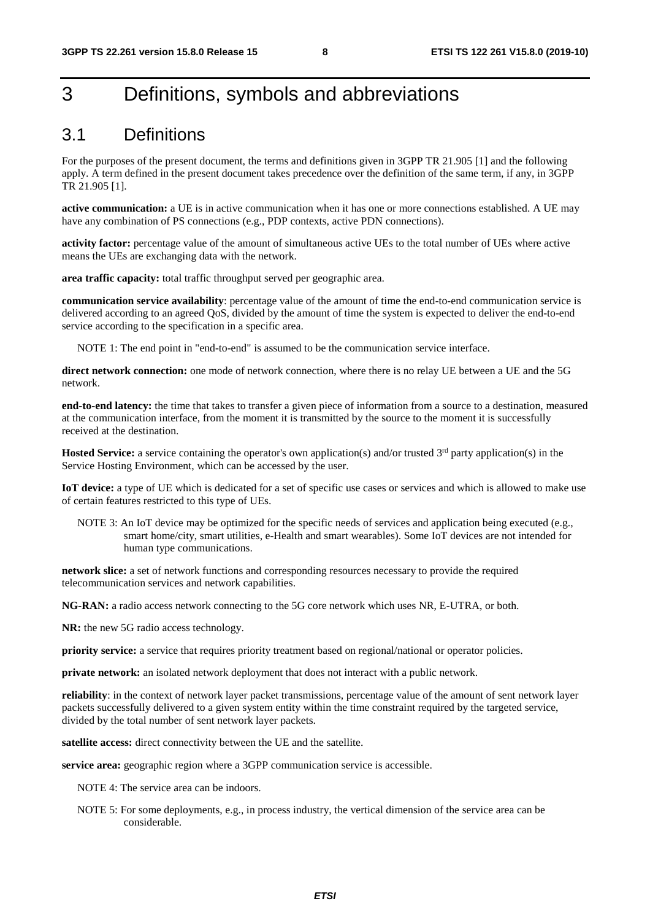# 3 Definitions, symbols and abbreviations

## 3.1 Definitions

For the purposes of the present document, the terms and definitions given in 3GPP TR 21.905 [1] and the following apply. A term defined in the present document takes precedence over the definition of the same term, if any, in 3GPP TR 21.905 [1].

**active communication:** a UE is in active communication when it has one or more connections established. A UE may have any combination of PS connections (e.g., PDP contexts, active PDN connections).

**activity factor:** percentage value of the amount of simultaneous active UEs to the total number of UEs where active means the UEs are exchanging data with the network.

**area traffic capacity:** total traffic throughput served per geographic area.

**communication service availability**: percentage value of the amount of time the end-to-end communication service is delivered according to an agreed QoS, divided by the amount of time the system is expected to deliver the end-to-end service according to the specification in a specific area.

NOTE 1: The end point in "end-to-end" is assumed to be the communication service interface.

**direct network connection:** one mode of network connection, where there is no relay UE between a UE and the 5G network.

**end-to-end latency:** the time that takes to transfer a given piece of information from a source to a destination, measured at the communication interface, from the moment it is transmitted by the source to the moment it is successfully received at the destination.

**Hosted Service:** a service containing the operator's own application(s) and/or trusted 3rd party application(s) in the Service Hosting Environment, which can be accessed by the user.

**IoT device:** a type of UE which is dedicated for a set of specific use cases or services and which is allowed to make use of certain features restricted to this type of UEs.

NOTE 3: An IoT device may be optimized for the specific needs of services and application being executed (e.g., smart home/city, smart utilities, e-Health and smart wearables). Some IoT devices are not intended for human type communications.

**network slice:** a set of network functions and corresponding resources necessary to provide the required telecommunication services and network capabilities.

**NG-RAN:** a radio access network connecting to the 5G core network which uses NR, E-UTRA, or both.

**NR:** the new 5G radio access technology.

**priority service:** a service that requires priority treatment based on regional/national or operator policies.

**private network:** an isolated network deployment that does not interact with a public network.

**reliability**: in the context of network layer packet transmissions, percentage value of the amount of sent network layer packets successfully delivered to a given system entity within the time constraint required by the targeted service, divided by the total number of sent network layer packets.

**satellite access:** direct connectivity between the UE and the satellite.

**service area:** geographic region where a 3GPP communication service is accessible.

NOTE 4: The service area can be indoors.

NOTE 5: For some deployments, e.g., in process industry, the vertical dimension of the service area can be considerable.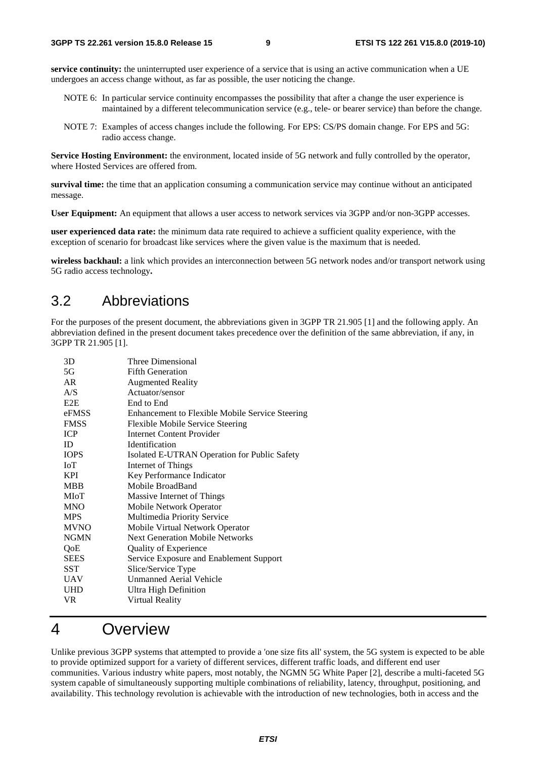**service continuity:** the uninterrupted user experience of a service that is using an active communication when a UE undergoes an access change without, as far as possible, the user noticing the change.

NOTE 6: In particular service continuity encompasses the possibility that after a change the user experience is maintained by a different telecommunication service (e.g., tele- or bearer service) than before the change.

NOTE 7: Examples of access changes include the following. For EPS: CS/PS domain change. For EPS and 5G: radio access change.

**Service Hosting Environment:** the environment, located inside of 5G network and fully controlled by the operator, where Hosted Services are offered from.

**survival time:** the time that an application consuming a communication service may continue without an anticipated message.

**User Equipment:** An equipment that allows a user access to network services via 3GPP and/or non-3GPP accesses.

**user experienced data rate:** the minimum data rate required to achieve a sufficient quality experience, with the exception of scenario for broadcast like services where the given value is the maximum that is needed.

**wireless backhaul:** a link which provides an interconnection between 5G network nodes and/or transport network using 5G radio access technology**.**

## 3.2 Abbreviations

For the purposes of the present document, the abbreviations given in 3GPP TR 21.905 [1] and the following apply. An abbreviation defined in the present document takes precedence over the definition of the same abbreviation, if any, in 3GPP TR 21.905 [1].

| | |
|---|---|
| 3D | Three Dimensional |
| 5G | Fifth Generation |
| AR | Augmented Reality |
| A/S | Actuator/sensor |
| E2E | End to End |
| eFMSS | Enhancement to Flexible Mobile Service Steering |
| FMSS | Flexible Mobile Service Steering |
| ICP | Internet Content Provider |
| ID | Identification |
| IOPS | Isolated E-UTRAN Operation for Public Safety |
| IoT | Internet of Things |
| KPI | Key Performance Indicator |
| MBB | Mobile BroadBand |
| MIoT | Massive Internet of Things |
| MNO | Mobile Network Operator |
| MPS | Multimedia Priority Service |
| MVNO | Mobile Virtual Network Operator |
| NGMN | Next Generation Mobile Networks |
| QoE | Quality of Experience |
| SEES | Service Exposure and Enablement Support |
| SST | Slice/Service Type |
| UAV | Unmanned Aerial Vehicle |
| UHD | Ultra High Definition |
| VR | Virtual Reality |

# 4 Overview

Unlike previous 3GPP systems that attempted to provide a 'one size fits all' system, the 5G system is expected to be able to provide optimized support for a variety of different services, different traffic loads, and different end user communities. Various industry white papers, most notably, the NGMN 5G White Paper [2], describe a multi-faceted 5G system capable of simultaneously supporting multiple combinations of reliability, latency, throughput, positioning, and availability. This technology revolution is achievable with the introduction of new technologies, both in access and the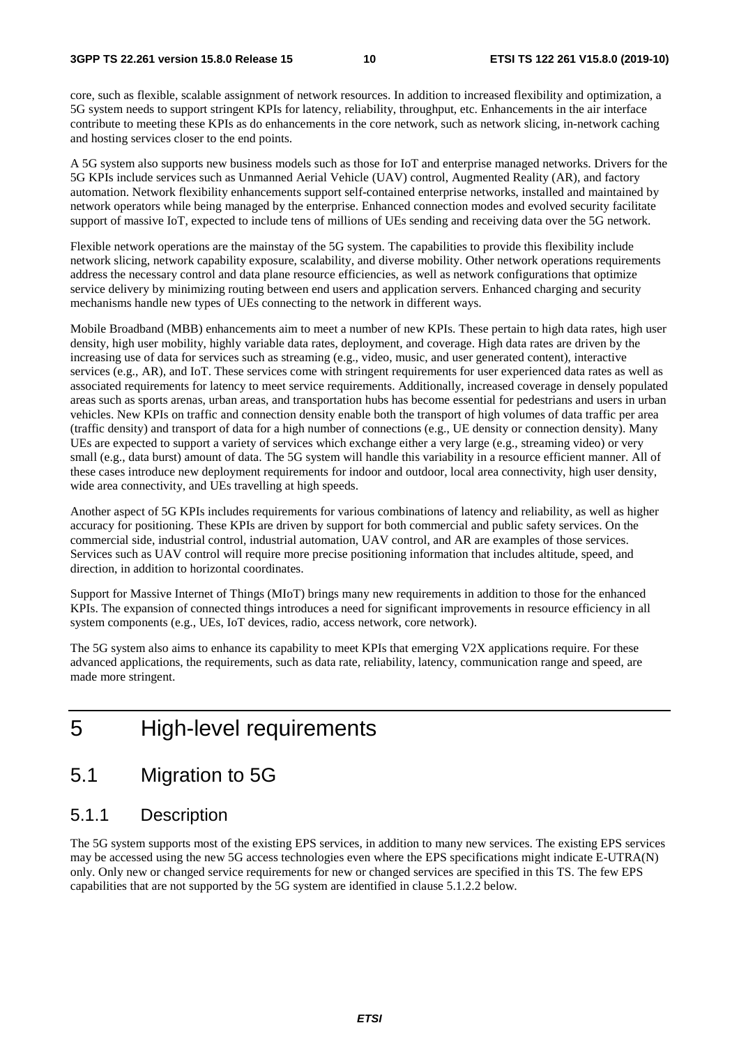core, such as flexible, scalable assignment of network resources. In addition to increased flexibility and optimization, a 5G system needs to support stringent KPIs for latency, reliability, throughput, etc. Enhancements in the air interface contribute to meeting these KPIs as do enhancements in the core network, such as network slicing, in-network caching and hosting services closer to the end points.

A 5G system also supports new business models such as those for IoT and enterprise managed networks. Drivers for the 5G KPIs include services such as Unmanned Aerial Vehicle (UAV) control, Augmented Reality (AR), and factory automation. Network flexibility enhancements support self-contained enterprise networks, installed and maintained by network operators while being managed by the enterprise. Enhanced connection modes and evolved security facilitate support of massive IoT, expected to include tens of millions of UEs sending and receiving data over the 5G network.

Flexible network operations are the mainstay of the 5G system. The capabilities to provide this flexibility include network slicing, network capability exposure, scalability, and diverse mobility. Other network operations requirements address the necessary control and data plane resource efficiencies, as well as network configurations that optimize service delivery by minimizing routing between end users and application servers. Enhanced charging and security mechanisms handle new types of UEs connecting to the network in different ways.

Mobile Broadband (MBB) enhancements aim to meet a number of new KPIs. These pertain to high data rates, high user density, high user mobility, highly variable data rates, deployment, and coverage. High data rates are driven by the increasing use of data for services such as streaming (e.g., video, music, and user generated content), interactive services (e.g., AR), and IoT. These services come with stringent requirements for user experienced data rates as well as associated requirements for latency to meet service requirements. Additionally, increased coverage in densely populated areas such as sports arenas, urban areas, and transportation hubs has become essential for pedestrians and users in urban vehicles. New KPIs on traffic and connection density enable both the transport of high volumes of data traffic per area (traffic density) and transport of data for a high number of connections (e.g., UE density or connection density). Many UEs are expected to support a variety of services which exchange either a very large (e.g., streaming video) or very small (e.g., data burst) amount of data. The 5G system will handle this variability in a resource efficient manner. All of these cases introduce new deployment requirements for indoor and outdoor, local area connectivity, high user density, wide area connectivity, and UEs travelling at high speeds.

Another aspect of 5G KPIs includes requirements for various combinations of latency and reliability, as well as higher accuracy for positioning. These KPIs are driven by support for both commercial and public safety services. On the commercial side, industrial control, industrial automation, UAV control, and AR are examples of those services. Services such as UAV control will require more precise positioning information that includes altitude, speed, and direction, in addition to horizontal coordinates.

Support for Massive Internet of Things (MIoT) brings many new requirements in addition to those for the enhanced KPIs. The expansion of connected things introduces a need for significant improvements in resource efficiency in all system components (e.g., UEs, IoT devices, radio, access network, core network).

The 5G system also aims to enhance its capability to meet KPIs that emerging V2X applications require. For these advanced applications, the requirements, such as data rate, reliability, latency, communication range and speed, are made more stringent.

# 5 High-level requirements

## 5.1 Migration to 5G

### 5.1.1 Description

The 5G system supports most of the existing EPS services, in addition to many new services. The existing EPS services may be accessed using the new 5G access technologies even where the EPS specifications might indicate E-UTRA(N) only. Only new or changed service requirements for new or changed services are specified in this TS. The few EPS capabilities that are not supported by the 5G system are identified in clause 5.1.2.2 below.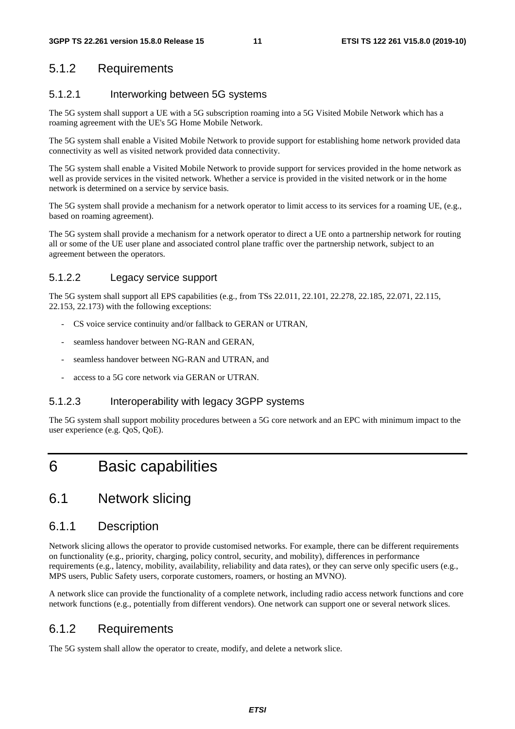### 5.1.2 Requirements

#### 5.1.2.1 Interworking between 5G systems

The 5G system shall support a UE with a 5G subscription roaming into a 5G Visited Mobile Network which has a roaming agreement with the UE's 5G Home Mobile Network.

The 5G system shall enable a Visited Mobile Network to provide support for establishing home network provided data connectivity as well as visited network provided data connectivity.

The 5G system shall enable a Visited Mobile Network to provide support for services provided in the home network as well as provide services in the visited network. Whether a service is provided in the visited network or in the home network is determined on a service by service basis.

The 5G system shall provide a mechanism for a network operator to limit access to its services for a roaming UE, (e.g., based on roaming agreement).

The 5G system shall provide a mechanism for a network operator to direct a UE onto a partnership network for routing all or some of the UE user plane and associated control plane traffic over the partnership network, subject to an agreement between the operators.

#### 5.1.2.2 Legacy service support

The 5G system shall support all EPS capabilities (e.g., from TSs 22.011, 22.101, 22.278, 22.185, 22.071, 22.115, 22.153, 22.173) with the following exceptions:

- CS voice service continuity and/or fallback to GERAN or UTRAN,
- seamless handover between NG-RAN and GERAN,
- seamless handover between NG-RAN and UTRAN, and
- access to a 5G core network via GERAN or UTRAN.

#### 5.1.2.3 Interoperability with legacy 3GPP systems

The 5G system shall support mobility procedures between a 5G core network and an EPC with minimum impact to the user experience (e.g. QoS, QoE).

# 6 Basic capabilities

## 6.1 Network slicing

### 6.1.1 Description

Network slicing allows the operator to provide customised networks. For example, there can be different requirements on functionality (e.g., priority, charging, policy control, security, and mobility), differences in performance requirements (e.g., latency, mobility, availability, reliability and data rates), or they can serve only specific users (e.g., MPS users, Public Safety users, corporate customers, roamers, or hosting an MVNO).

A network slice can provide the functionality of a complete network, including radio access network functions and core network functions (e.g., potentially from different vendors). One network can support one or several network slices.

### 6.1.2 Requirements

The 5G system shall allow the operator to create, modify, and delete a network slice.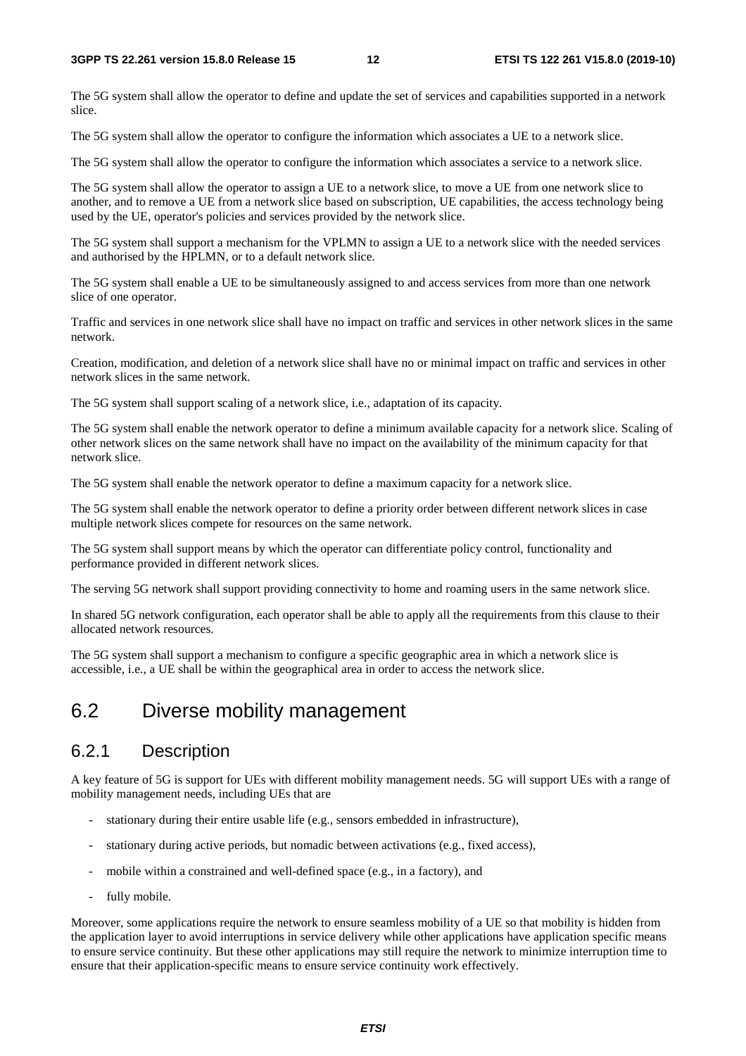The 5G system shall allow the operator to define and update the set of services and capabilities supported in a network slice.

The 5G system shall allow the operator to configure the information which associates a UE to a network slice.

The 5G system shall allow the operator to configure the information which associates a service to a network slice.

The 5G system shall allow the operator to assign a UE to a network slice, to move a UE from one network slice to another, and to remove a UE from a network slice based on subscription, UE capabilities, the access technology being used by the UE, operator's policies and services provided by the network slice.

The 5G system shall support a mechanism for the VPLMN to assign a UE to a network slice with the needed services and authorised by the HPLMN, or to a default network slice.

The 5G system shall enable a UE to be simultaneously assigned to and access services from more than one network slice of one operator.

Traffic and services in one network slice shall have no impact on traffic and services in other network slices in the same network.

Creation, modification, and deletion of a network slice shall have no or minimal impact on traffic and services in other network slices in the same network.

The 5G system shall support scaling of a network slice, i.e., adaptation of its capacity.

The 5G system shall enable the network operator to define a minimum available capacity for a network slice. Scaling of other network slices on the same network shall have no impact on the availability of the minimum capacity for that network slice.

The 5G system shall enable the network operator to define a maximum capacity for a network slice.

The 5G system shall enable the network operator to define a priority order between different network slices in case multiple network slices compete for resources on the same network.

The 5G system shall support means by which the operator can differentiate policy control, functionality and performance provided in different network slices.

The serving 5G network shall support providing connectivity to home and roaming users in the same network slice.

In shared 5G network configuration, each operator shall be able to apply all the requirements from this clause to their allocated network resources.

The 5G system shall support a mechanism to configure a specific geographic area in which a network slice is accessible, i.e., a UE shall be within the geographical area in order to access the network slice.

## 6.2 Diverse mobility management

### 6.2.1 Description

A key feature of 5G is support for UEs with different mobility management needs. 5G will support UEs with a range of mobility management needs, including UEs that are

- stationary during their entire usable life (e.g., sensors embedded in infrastructure),
- stationary during active periods, but nomadic between activations (e.g., fixed access),
- mobile within a constrained and well-defined space (e.g., in a factory), and
- fully mobile.

Moreover, some applications require the network to ensure seamless mobility of a UE so that mobility is hidden from the application layer to avoid interruptions in service delivery while other applications have application specific means to ensure service continuity. But these other applications may still require the network to minimize interruption time to ensure that their application-specific means to ensure service continuity work effectively.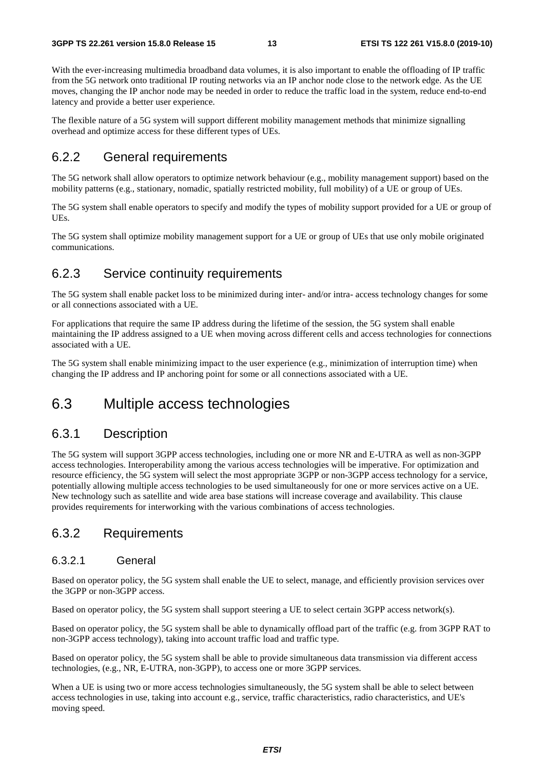With the ever-increasing multimedia broadband data volumes, it is also important to enable the offloading of IP traffic from the 5G network onto traditional IP routing networks via an IP anchor node close to the network edge. As the UE moves, changing the IP anchor node may be needed in order to reduce the traffic load in the system, reduce end-to-end latency and provide a better user experience.

The flexible nature of a 5G system will support different mobility management methods that minimize signalling overhead and optimize access for these different types of UEs.

### 6.2.2 General requirements

The 5G network shall allow operators to optimize network behaviour (e.g., mobility management support) based on the mobility patterns (e.g., stationary, nomadic, spatially restricted mobility, full mobility) of a UE or group of UEs.

The 5G system shall enable operators to specify and modify the types of mobility support provided for a UE or group of UEs.

The 5G system shall optimize mobility management support for a UE or group of UEs that use only mobile originated communications.

### 6.2.3 Service continuity requirements

The 5G system shall enable packet loss to be minimized during inter- and/or intra- access technology changes for some or all connections associated with a UE.

For applications that require the same IP address during the lifetime of the session, the 5G system shall enable maintaining the IP address assigned to a UE when moving across different cells and access technologies for connections associated with a UE.

The 5G system shall enable minimizing impact to the user experience (e.g., minimization of interruption time) when changing the IP address and IP anchoring point for some or all connections associated with a UE.

## 6.3 Multiple access technologies

### 6.3.1 Description

The 5G system will support 3GPP access technologies, including one or more NR and E-UTRA as well as non-3GPP access technologies. Interoperability among the various access technologies will be imperative. For optimization and resource efficiency, the 5G system will select the most appropriate 3GPP or non-3GPP access technology for a service, potentially allowing multiple access technologies to be used simultaneously for one or more services active on a UE. New technology such as satellite and wide area base stations will increase coverage and availability. This clause provides requirements for interworking with the various combinations of access technologies.

### 6.3.2 Requirements

#### 6.3.2.1 General

Based on operator policy, the 5G system shall enable the UE to select, manage, and efficiently provision services over the 3GPP or non-3GPP access.

Based on operator policy, the 5G system shall support steering a UE to select certain 3GPP access network(s).

Based on operator policy, the 5G system shall be able to dynamically offload part of the traffic (e.g. from 3GPP RAT to non-3GPP access technology), taking into account traffic load and traffic type.

Based on operator policy, the 5G system shall be able to provide simultaneous data transmission via different access technologies, (e.g., NR, E-UTRA, non-3GPP), to access one or more 3GPP services.

When a UE is using two or more access technologies simultaneously, the 5G system shall be able to select between access technologies in use, taking into account e.g., service, traffic characteristics, radio characteristics, and UE's moving speed.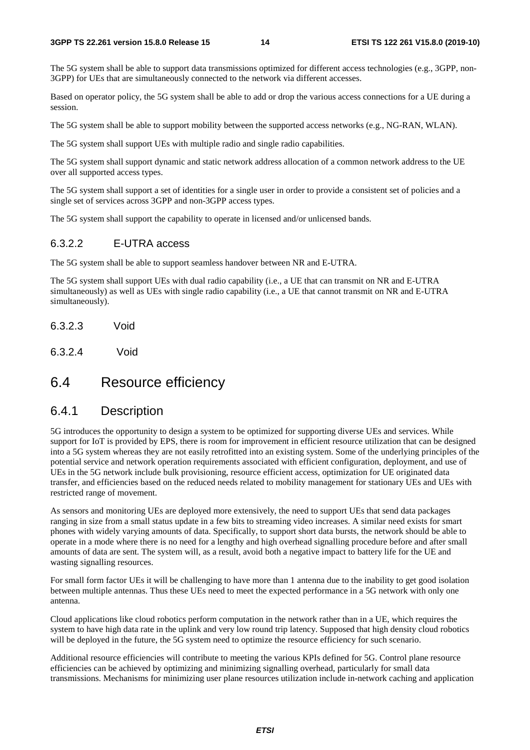The 5G system shall be able to support data transmissions optimized for different access technologies (e.g., 3GPP, non-3GPP) for UEs that are simultaneously connected to the network via different accesses.

Based on operator policy, the 5G system shall be able to add or drop the various access connections for a UE during a session.

The 5G system shall be able to support mobility between the supported access networks (e.g., NG-RAN, WLAN).

The 5G system shall support UEs with multiple radio and single radio capabilities.

The 5G system shall support dynamic and static network address allocation of a common network address to the UE over all supported access types.

The 5G system shall support a set of identities for a single user in order to provide a consistent set of policies and a single set of services across 3GPP and non-3GPP access types.

The 5G system shall support the capability to operate in licensed and/or unlicensed bands.

#### 6.3.2.2 E-UTRA access

The 5G system shall be able to support seamless handover between NR and E-UTRA.

The 5G system shall support UEs with dual radio capability (i.e., a UE that can transmit on NR and E-UTRA simultaneously) as well as UEs with single radio capability (i.e., a UE that cannot transmit on NR and E-UTRA simultaneously).

#### 6.3.2.3 Void

#### 6.3.2.4 Void

## 6.4 Resource efficiency

### 6.4.1 Description

5G introduces the opportunity to design a system to be optimized for supporting diverse UEs and services. While support for IoT is provided by EPS, there is room for improvement in efficient resource utilization that can be designed into a 5G system whereas they are not easily retrofitted into an existing system. Some of the underlying principles of the potential service and network operation requirements associated with efficient configuration, deployment, and use of UEs in the 5G network include bulk provisioning, resource efficient access, optimization for UE originated data transfer, and efficiencies based on the reduced needs related to mobility management for stationary UEs and UEs with restricted range of movement.

As sensors and monitoring UEs are deployed more extensively, the need to support UEs that send data packages ranging in size from a small status update in a few bits to streaming video increases. A similar need exists for smart phones with widely varying amounts of data. Specifically, to support short data bursts, the network should be able to operate in a mode where there is no need for a lengthy and high overhead signalling procedure before and after small amounts of data are sent. The system will, as a result, avoid both a negative impact to battery life for the UE and wasting signalling resources.

For small form factor UEs it will be challenging to have more than 1 antenna due to the inability to get good isolation between multiple antennas. Thus these UEs need to meet the expected performance in a 5G network with only one antenna.

Cloud applications like cloud robotics perform computation in the network rather than in a UE, which requires the system to have high data rate in the uplink and very low round trip latency. Supposed that high density cloud robotics will be deployed in the future, the 5G system need to optimize the resource efficiency for such scenario.

Additional resource efficiencies will contribute to meeting the various KPIs defined for 5G. Control plane resource efficiencies can be achieved by optimizing and minimizing signalling overhead, particularly for small data transmissions. Mechanisms for minimizing user plane resources utilization include in-network caching and application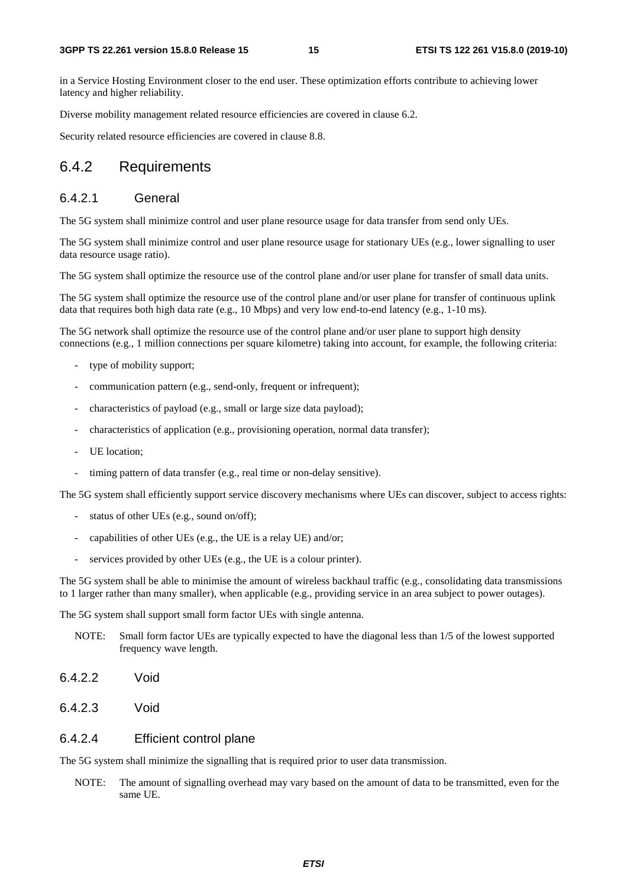in a Service Hosting Environment closer to the end user. These optimization efforts contribute to achieving lower latency and higher reliability.

Diverse mobility management related resource efficiencies are covered in clause 6.2.

Security related resource efficiencies are covered in clause 8.8.

## 6.4.2 Requirements

### 6.4.2.1 General

The 5G system shall minimize control and user plane resource usage for data transfer from send only UEs.

The 5G system shall minimize control and user plane resource usage for stationary UEs (e.g., lower signalling to user data resource usage ratio).

The 5G system shall optimize the resource use of the control plane and/or user plane for transfer of small data units.

The 5G system shall optimize the resource use of the control plane and/or user plane for transfer of continuous uplink data that requires both high data rate (e.g., 10 Mbps) and very low end-to-end latency (e.g., 1-10 ms).

The 5G network shall optimize the resource use of the control plane and/or user plane to support high density connections (e.g., 1 million connections per square kilometre) taking into account, for example, the following criteria:

- type of mobility support;
- communication pattern (e.g., send-only, frequent or infrequent);
- characteristics of payload (e.g., small or large size data payload);
- characteristics of application (e.g., provisioning operation, normal data transfer);
- UE location;
- timing pattern of data transfer (e.g., real time or non-delay sensitive).

The 5G system shall efficiently support service discovery mechanisms where UEs can discover, subject to access rights:

- status of other UEs (e.g., sound on/off);
- capabilities of other UEs (e.g., the UE is a relay UE) and/or;
- services provided by other UEs (e.g., the UE is a colour printer).

The 5G system shall be able to minimise the amount of wireless backhaul traffic (e.g., consolidating data transmissions to 1 larger rather than many smaller), when applicable (e.g., providing service in an area subject to power outages).

The 5G system shall support small form factor UEs with single antenna.

NOTE: Small form factor UEs are typically expected to have the diagonal less than 1/5 of the lowest supported frequency wave length.

### 6.4.2.2 Void

### 6.4.2.3 Void

### 6.4.2.4 Efficient control plane

The 5G system shall minimize the signalling that is required prior to user data transmission.

NOTE: The amount of signalling overhead may vary based on the amount of data to be transmitted, even for the same UE.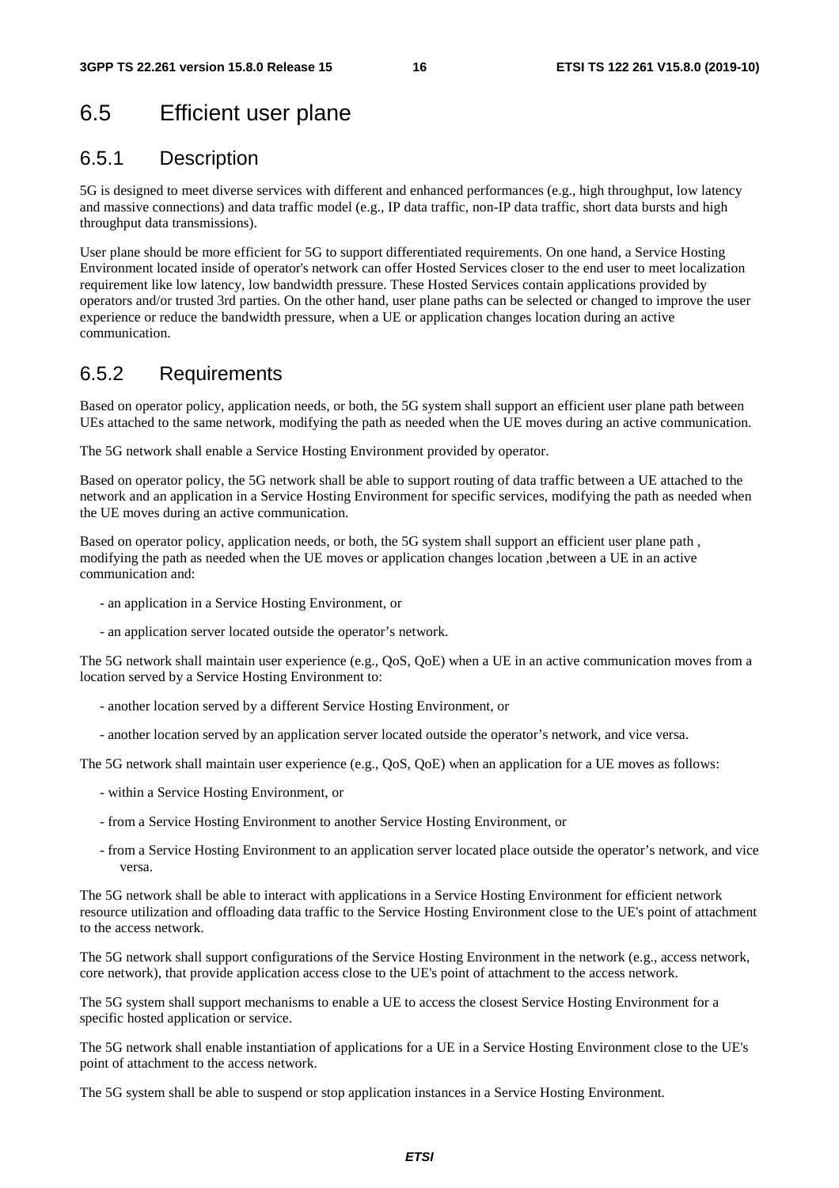## 6.5 Efficient user plane

### 6.5.1 Description

5G is designed to meet diverse services with different and enhanced performances (e.g., high throughput, low latency and massive connections) and data traffic model (e.g., IP data traffic, non-IP data traffic, short data bursts and high throughput data transmissions).

User plane should be more efficient for 5G to support differentiated requirements. On one hand, a Service Hosting Environment located inside of operator's network can offer Hosted Services closer to the end user to meet localization requirement like low latency, low bandwidth pressure. These Hosted Services contain applications provided by operators and/or trusted 3rd parties. On the other hand, user plane paths can be selected or changed to improve the user experience or reduce the bandwidth pressure, when a UE or application changes location during an active communication.

### 6.5.2 Requirements

Based on operator policy, application needs, or both, the 5G system shall support an efficient user plane path between UEs attached to the same network, modifying the path as needed when the UE moves during an active communication.

The 5G network shall enable a Service Hosting Environment provided by operator.

Based on operator policy, the 5G network shall be able to support routing of data traffic between a UE attached to the network and an application in a Service Hosting Environment for specific services, modifying the path as needed when the UE moves during an active communication.

Based on operator policy, application needs, or both, the 5G system shall support an efficient user plane path , modifying the path as needed when the UE moves or application changes location ,between a UE in an active communication and:

- an application in a Service Hosting Environment, or
- an application server located outside the operator's network.

The 5G network shall maintain user experience (e.g., QoS, QoE) when a UE in an active communication moves from a location served by a Service Hosting Environment to:

- another location served by a different Service Hosting Environment, or
- another location served by an application server located outside the operator's network, and vice versa.

The 5G network shall maintain user experience (e.g., QoS, QoE) when an application for a UE moves as follows:

- within a Service Hosting Environment, or
- from a Service Hosting Environment to another Service Hosting Environment, or
- from a Service Hosting Environment to an application server located place outside the operator's network, and vice versa.

The 5G network shall be able to interact with applications in a Service Hosting Environment for efficient network resource utilization and offloading data traffic to the Service Hosting Environment close to the UE's point of attachment to the access network.

The 5G network shall support configurations of the Service Hosting Environment in the network (e.g., access network, core network), that provide application access close to the UE's point of attachment to the access network.

The 5G system shall support mechanisms to enable a UE to access the closest Service Hosting Environment for a specific hosted application or service.

The 5G network shall enable instantiation of applications for a UE in a Service Hosting Environment close to the UE's point of attachment to the access network.

The 5G system shall be able to suspend or stop application instances in a Service Hosting Environment.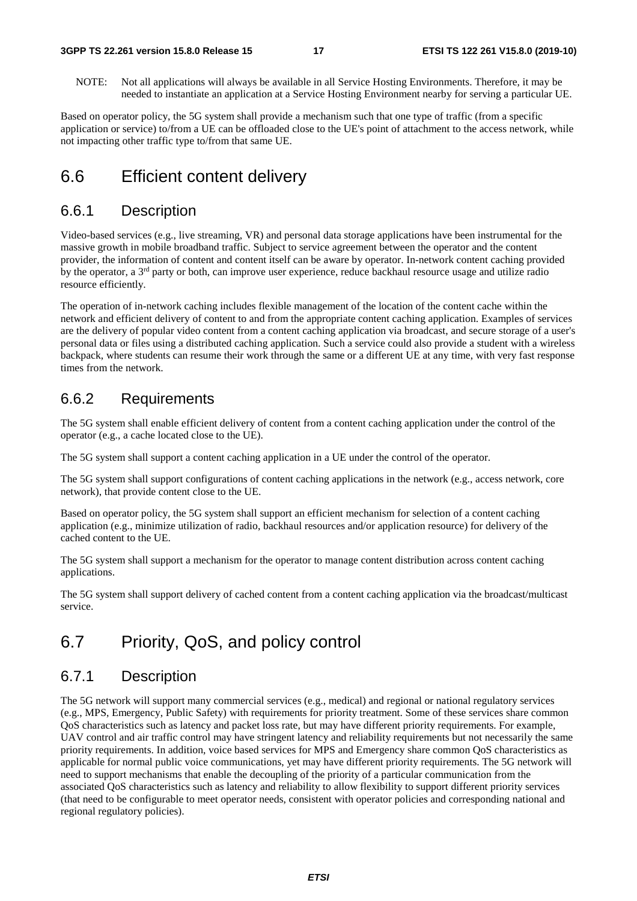NOTE: Not all applications will always be available in all Service Hosting Environments. Therefore, it may be needed to instantiate an application at a Service Hosting Environment nearby for serving a particular UE.

Based on operator policy, the 5G system shall provide a mechanism such that one type of traffic (from a specific application or service) to/from a UE can be offloaded close to the UE's point of attachment to the access network, while not impacting other traffic type to/from that same UE.

## 6.6 Efficient content delivery

### 6.6.1 Description

Video-based services (e.g., live streaming, VR) and personal data storage applications have been instrumental for the massive growth in mobile broadband traffic. Subject to service agreement between the operator and the content provider, the information of content and content itself can be aware by operator. In-network content caching provided by the operator, a 3rd party or both, can improve user experience, reduce backhaul resource usage and utilize radio resource efficiently.

The operation of in-network caching includes flexible management of the location of the content cache within the network and efficient delivery of content to and from the appropriate content caching application. Examples of services are the delivery of popular video content from a content caching application via broadcast, and secure storage of a user's personal data or files using a distributed caching application. Such a service could also provide a student with a wireless backpack, where students can resume their work through the same or a different UE at any time, with very fast response times from the network.

### 6.6.2 Requirements

The 5G system shall enable efficient delivery of content from a content caching application under the control of the operator (e.g., a cache located close to the UE).

The 5G system shall support a content caching application in a UE under the control of the operator.

The 5G system shall support configurations of content caching applications in the network (e.g., access network, core network), that provide content close to the UE.

Based on operator policy, the 5G system shall support an efficient mechanism for selection of a content caching application (e.g., minimize utilization of radio, backhaul resources and/or application resource) for delivery of the cached content to the UE.

The 5G system shall support a mechanism for the operator to manage content distribution across content caching applications.

The 5G system shall support delivery of cached content from a content caching application via the broadcast/multicast service.

## 6.7 Priority, QoS, and policy control

### 6.7.1 Description

The 5G network will support many commercial services (e.g., medical) and regional or national regulatory services (e.g., MPS, Emergency, Public Safety) with requirements for priority treatment. Some of these services share common QoS characteristics such as latency and packet loss rate, but may have different priority requirements. For example, UAV control and air traffic control may have stringent latency and reliability requirements but not necessarily the same priority requirements. In addition, voice based services for MPS and Emergency share common QoS characteristics as applicable for normal public voice communications, yet may have different priority requirements. The 5G network will need to support mechanisms that enable the decoupling of the priority of a particular communication from the associated QoS characteristics such as latency and reliability to allow flexibility to support different priority services (that need to be configurable to meet operator needs, consistent with operator policies and corresponding national and regional regulatory policies).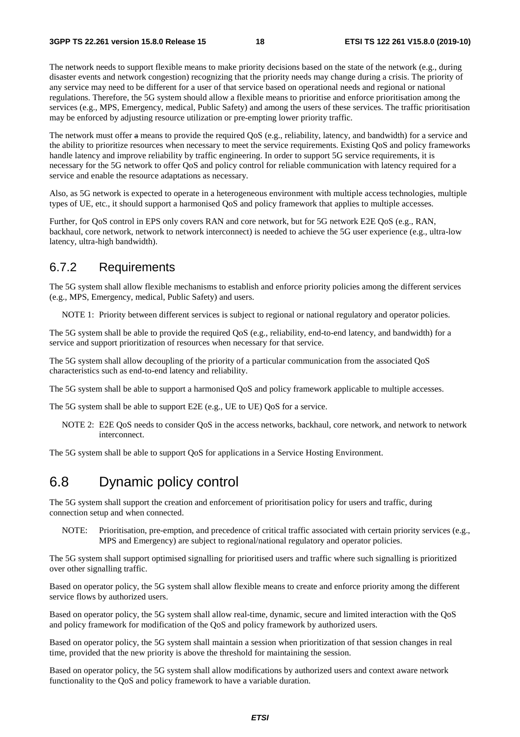The network needs to support flexible means to make priority decisions based on the state of the network (e.g., during disaster events and network congestion) recognizing that the priority needs may change during a crisis. The priority of any service may need to be different for a user of that service based on operational needs and regional or national regulations. Therefore, the 5G system should allow a flexible means to prioritise and enforce prioritisation among the services (e.g., MPS, Emergency, medical, Public Safety) and among the users of these services. The traffic prioritisation may be enforced by adjusting resource utilization or pre-empting lower priority traffic.

The network must offer a means to provide the required QoS (e.g., reliability, latency, and bandwidth) for a service and the ability to prioritize resources when necessary to meet the service requirements. Existing QoS and policy frameworks handle latency and improve reliability by traffic engineering. In order to support 5G service requirements, it is necessary for the 5G network to offer QoS and policy control for reliable communication with latency required for a service and enable the resource adaptations as necessary.

Also, as 5G network is expected to operate in a heterogeneous environment with multiple access technologies, multiple types of UE, etc., it should support a harmonised QoS and policy framework that applies to multiple accesses.

Further, for QoS control in EPS only covers RAN and core network, but for 5G network E2E QoS (e.g., RAN, backhaul, core network, network to network interconnect) is needed to achieve the 5G user experience (e.g., ultra-low latency, ultra-high bandwidth).

## 6.7.2 Requirements

The 5G system shall allow flexible mechanisms to establish and enforce priority policies among the different services (e.g., MPS, Emergency, medical, Public Safety) and users.

NOTE 1: Priority between different services is subject to regional or national regulatory and operator policies.

The 5G system shall be able to provide the required QoS (e.g., reliability, end-to-end latency, and bandwidth) for a service and support prioritization of resources when necessary for that service.

The 5G system shall allow decoupling of the priority of a particular communication from the associated QoS characteristics such as end-to-end latency and reliability.

The 5G system shall be able to support a harmonised QoS and policy framework applicable to multiple accesses.

The 5G system shall be able to support E2E (e.g., UE to UE) QoS for a service.

NOTE 2: E2E QoS needs to consider QoS in the access networks, backhaul, core network, and network to network interconnect.

The 5G system shall be able to support QoS for applications in a Service Hosting Environment.

# 6.8 Dynamic policy control

The 5G system shall support the creation and enforcement of prioritisation policy for users and traffic, during connection setup and when connected.

NOTE: Prioritisation, pre-emption, and precedence of critical traffic associated with certain priority services (e.g., MPS and Emergency) are subject to regional/national regulatory and operator policies.

The 5G system shall support optimised signalling for prioritised users and traffic where such signalling is prioritized over other signalling traffic.

Based on operator policy, the 5G system shall allow flexible means to create and enforce priority among the different service flows by authorized users.

Based on operator policy, the 5G system shall allow real-time, dynamic, secure and limited interaction with the QoS and policy framework for modification of the QoS and policy framework by authorized users.

Based on operator policy, the 5G system shall maintain a session when prioritization of that session changes in real time, provided that the new priority is above the threshold for maintaining the session.

Based on operator policy, the 5G system shall allow modifications by authorized users and context aware network functionality to the QoS and policy framework to have a variable duration.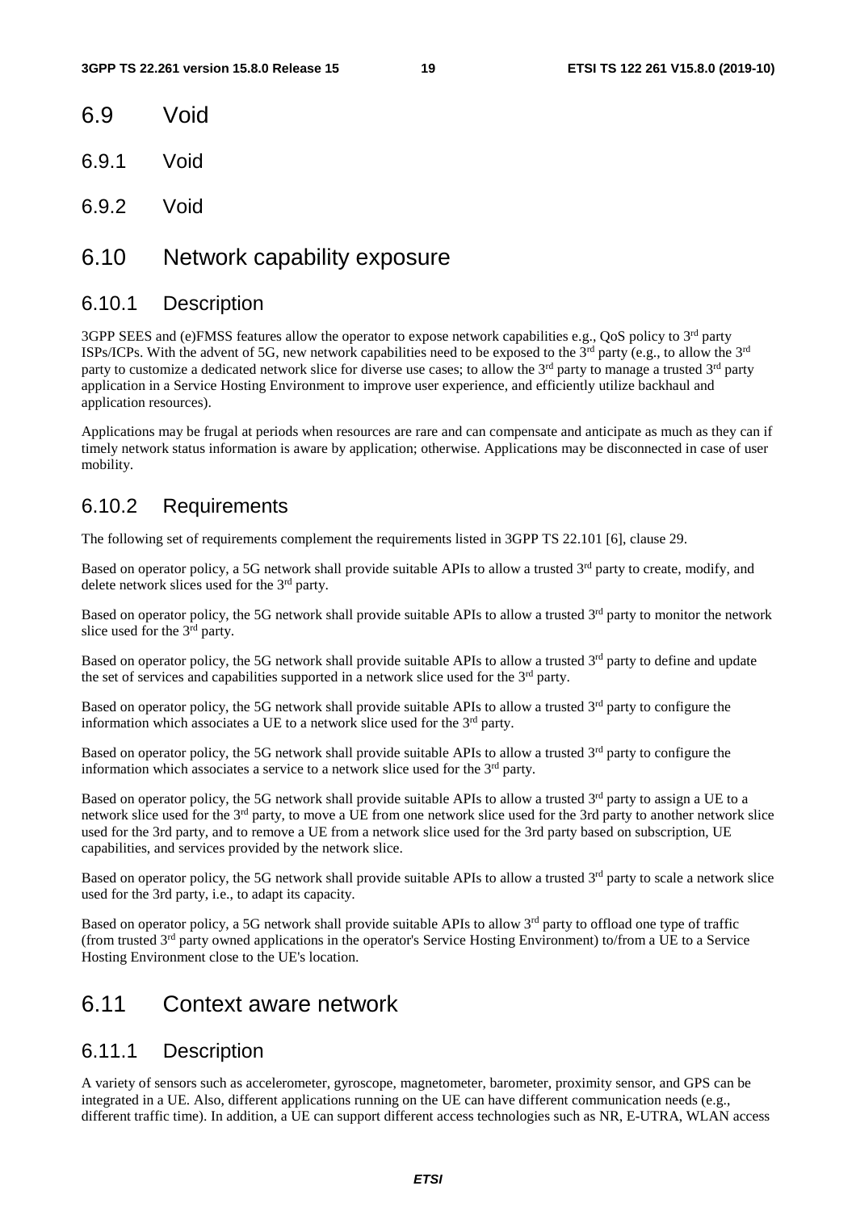## 6.9 Void

### 6.9.1 Void

### 6.9.2 Void

## 6.10 Network capability exposure

### 6.10.1 Description

3GPP SEES and (e)FMSS features allow the operator to expose network capabilities e.g., QoS policy to 3rd party ISPs/ICPs. With the advent of 5G, new network capabilities need to be exposed to the 3rd party (e.g., to allow the 3rd party to customize a dedicated network slice for diverse use cases; to allow the 3rd party to manage a trusted 3rd party application in a Service Hosting Environment to improve user experience, and efficiently utilize backhaul and application resources).

Applications may be frugal at periods when resources are rare and can compensate and anticipate as much as they can if timely network status information is aware by application; otherwise. Applications may be disconnected in case of user mobility.

### 6.10.2 Requirements

The following set of requirements complement the requirements listed in 3GPP TS 22.101 [6], clause 29.

Based on operator policy, a 5G network shall provide suitable APIs to allow a trusted 3rd party to create, modify, and delete network slices used for the 3rd party.

Based on operator policy, the 5G network shall provide suitable APIs to allow a trusted 3rd party to monitor the network slice used for the 3rd party.

Based on operator policy, the 5G network shall provide suitable APIs to allow a trusted 3rd party to define and update the set of services and capabilities supported in a network slice used for the 3rd party.

Based on operator policy, the 5G network shall provide suitable APIs to allow a trusted 3rd party to configure the information which associates a UE to a network slice used for the 3rd party.

Based on operator policy, the 5G network shall provide suitable APIs to allow a trusted 3rd party to configure the information which associates a service to a network slice used for the 3rd party.

Based on operator policy, the 5G network shall provide suitable APIs to allow a trusted 3rd party to assign a UE to a network slice used for the 3rd party, to move a UE from one network slice used for the 3rd party to another network slice used for the 3rd party, and to remove a UE from a network slice used for the 3rd party based on subscription, UE capabilities, and services provided by the network slice.

Based on operator policy, the 5G network shall provide suitable APIs to allow a trusted 3rd party to scale a network slice used for the 3rd party, i.e., to adapt its capacity.

Based on operator policy, a 5G network shall provide suitable APIs to allow 3rd party to offload one type of traffic (from trusted 3rd party owned applications in the operator's Service Hosting Environment) to/from a UE to a Service Hosting Environment close to the UE's location.

## 6.11 Context aware network

### 6.11.1 Description

A variety of sensors such as accelerometer, gyroscope, magnetometer, barometer, proximity sensor, and GPS can be integrated in a UE. Also, different applications running on the UE can have different communication needs (e.g., different traffic time). In addition, a UE can support different access technologies such as NR, E-UTRA, WLAN access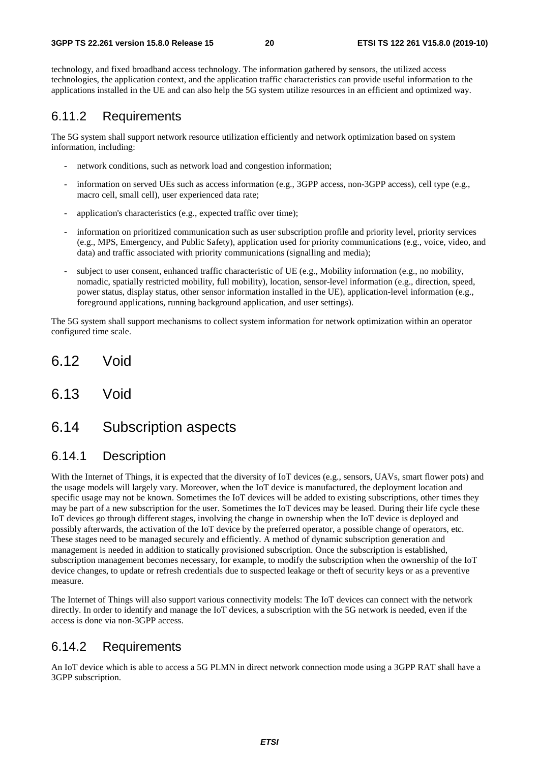technology, and fixed broadband access technology. The information gathered by sensors, the utilized access technologies, the application context, and the application traffic characteristics can provide useful information to the applications installed in the UE and can also help the 5G system utilize resources in an efficient and optimized way.

### 6.11.2 Requirements

The 5G system shall support network resource utilization efficiently and network optimization based on system information, including:

- network conditions, such as network load and congestion information;
- information on served UEs such as access information (e.g., 3GPP access, non-3GPP access), cell type (e.g., macro cell, small cell), user experienced data rate;
- application's characteristics (e.g., expected traffic over time);
- information on prioritized communication such as user subscription profile and priority level, priority services (e.g., MPS, Emergency, and Public Safety), application used for priority communications (e.g., voice, video, and data) and traffic associated with priority communications (signalling and media);
- subject to user consent, enhanced traffic characteristic of UE (e.g., Mobility information (e.g., no mobility, nomadic, spatially restricted mobility, full mobility), location, sensor-level information (e.g., direction, speed, power status, display status, other sensor information installed in the UE), application-level information (e.g., foreground applications, running background application, and user settings).

The 5G system shall support mechanisms to collect system information for network optimization within an operator configured time scale.

## 6.12 Void

## 6.13 Void

## 6.14 Subscription aspects

### 6.14.1 Description

With the Internet of Things, it is expected that the diversity of IoT devices (e.g., sensors, UAVs, smart flower pots) and the usage models will largely vary. Moreover, when the IoT device is manufactured, the deployment location and specific usage may not be known. Sometimes the IoT devices will be added to existing subscriptions, other times they may be part of a new subscription for the user. Sometimes the IoT devices may be leased. During their life cycle these IoT devices go through different stages, involving the change in ownership when the IoT device is deployed and possibly afterwards, the activation of the IoT device by the preferred operator, a possible change of operators, etc. These stages need to be managed securely and efficiently. A method of dynamic subscription generation and management is needed in addition to statically provisioned subscription. Once the subscription is established, subscription management becomes necessary, for example, to modify the subscription when the ownership of the IoT device changes, to update or refresh credentials due to suspected leakage or theft of security keys or as a preventive measure.

The Internet of Things will also support various connectivity models: The IoT devices can connect with the network directly. In order to identify and manage the IoT devices, a subscription with the 5G network is needed, even if the access is done via non-3GPP access.

### 6.14.2 Requirements

An IoT device which is able to access a 5G PLMN in direct network connection mode using a 3GPP RAT shall have a 3GPP subscription.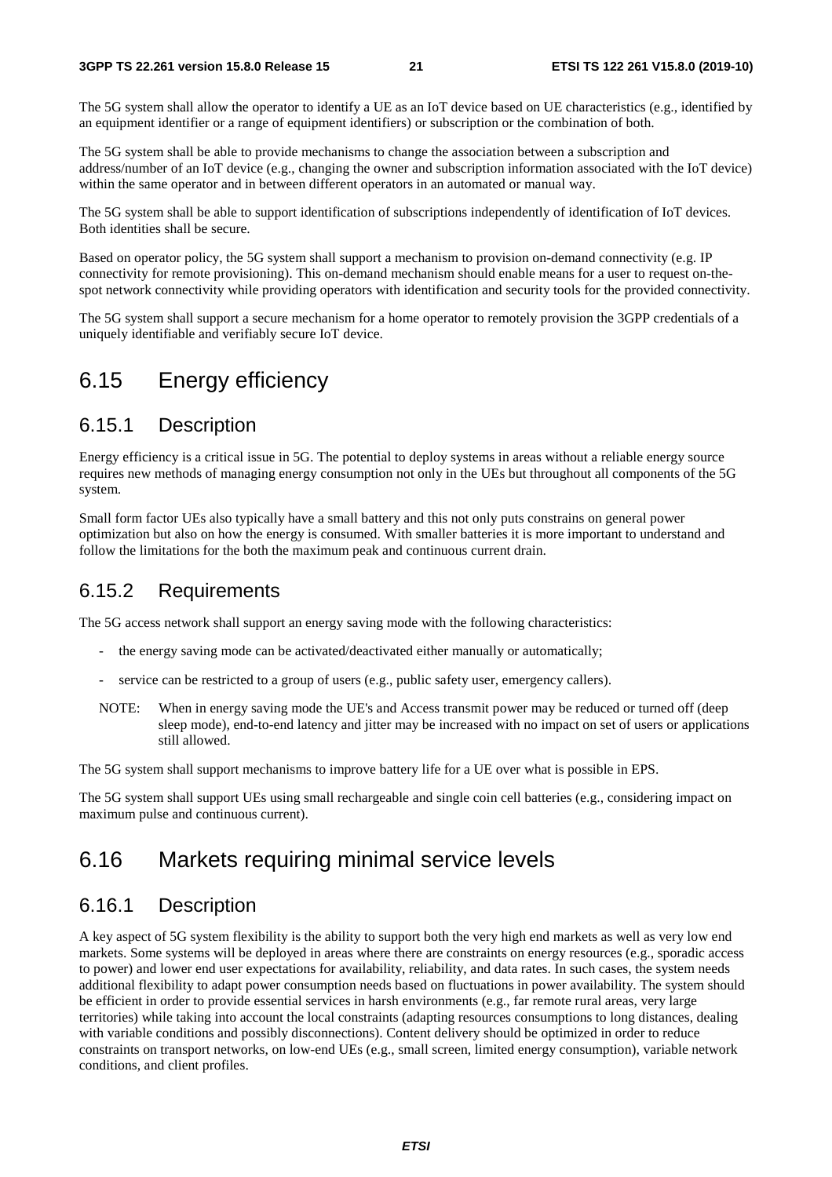The 5G system shall allow the operator to identify a UE as an IoT device based on UE characteristics (e.g., identified by an equipment identifier or a range of equipment identifiers) or subscription or the combination of both.

The 5G system shall be able to provide mechanisms to change the association between a subscription and address/number of an IoT device (e.g., changing the owner and subscription information associated with the IoT device) within the same operator and in between different operators in an automated or manual way.

The 5G system shall be able to support identification of subscriptions independently of identification of IoT devices. Both identities shall be secure.

Based on operator policy, the 5G system shall support a mechanism to provision on-demand connectivity (e.g. IP connectivity for remote provisioning). This on-demand mechanism should enable means for a user to request on-the-spot network connectivity while providing operators with identification and security tools for the provided connectivity.

The 5G system shall support a secure mechanism for a home operator to remotely provision the 3GPP credentials of a uniquely identifiable and verifiably secure IoT device.

# 6.15 Energy efficiency

## 6.15.1 Description

Energy efficiency is a critical issue in 5G. The potential to deploy systems in areas without a reliable energy source requires new methods of managing energy consumption not only in the UEs but throughout all components of the 5G system.

Small form factor UEs also typically have a small battery and this not only puts constrains on general power optimization but also on how the energy is consumed. With smaller batteries it is more important to understand and follow the limitations for the both the maximum peak and continuous current drain.

## 6.15.2 Requirements

The 5G access network shall support an energy saving mode with the following characteristics:

- the energy saving mode can be activated/deactivated either manually or automatically;
- service can be restricted to a group of users (e.g., public safety user, emergency callers).

NOTE: When in energy saving mode the UE's and Access transmit power may be reduced or turned off (deep sleep mode), end-to-end latency and jitter may be increased with no impact on set of users or applications still allowed.

The 5G system shall support mechanisms to improve battery life for a UE over what is possible in EPS.

The 5G system shall support UEs using small rechargeable and single coin cell batteries (e.g., considering impact on maximum pulse and continuous current).

# 6.16 Markets requiring minimal service levels

## 6.16.1 Description

A key aspect of 5G system flexibility is the ability to support both the very high end markets as well as very low end markets. Some systems will be deployed in areas where there are constraints on energy resources (e.g., sporadic access to power) and lower end user expectations for availability, reliability, and data rates. In such cases, the system needs additional flexibility to adapt power consumption needs based on fluctuations in power availability. The system should be efficient in order to provide essential services in harsh environments (e.g., far remote rural areas, very large territories) while taking into account the local constraints (adapting resources consumptions to long distances, dealing with variable conditions and possibly disconnections). Content delivery should be optimized in order to reduce constraints on transport networks, on low-end UEs (e.g., small screen, limited energy consumption), variable network conditions, and client profiles.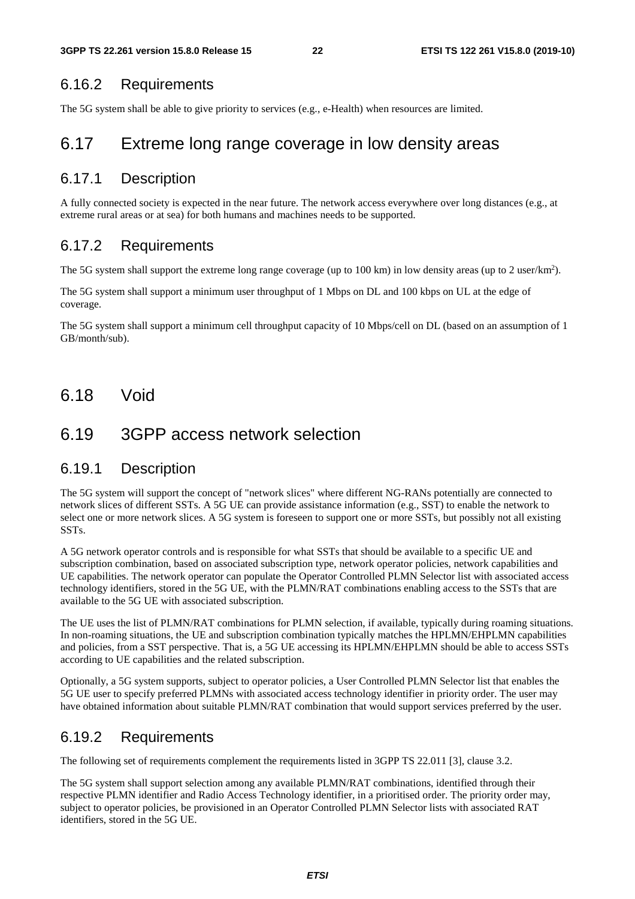### 6.16.2 Requirements

The 5G system shall be able to give priority to services (e.g., e-Health) when resources are limited.

## 6.17 Extreme long range coverage in low density areas

### 6.17.1 Description

A fully connected society is expected in the near future. The network access everywhere over long distances (e.g., at extreme rural areas or at sea) for both humans and machines needs to be supported.

### 6.17.2 Requirements

The 5G system shall support the extreme long range coverage (up to 100 km) in low density areas (up to 2 user/km$^2$).

The 5G system shall support a minimum user throughput of 1 Mbps on DL and 100 kbps on UL at the edge of coverage.

The 5G system shall support a minimum cell throughput capacity of 10 Mbps/cell on DL (based on an assumption of 1 GB/month/sub).

## 6.18 Void

## 6.19 3GPP access network selection

### 6.19.1 Description

The 5G system will support the concept of "network slices" where different NG-RANs potentially are connected to network slices of different SSTs. A 5G UE can provide assistance information (e.g., SST) to enable the network to select one or more network slices. A 5G system is foreseen to support one or more SSTs, but possibly not all existing SSTs.

A 5G network operator controls and is responsible for what SSTs that should be available to a specific UE and subscription combination, based on associated subscription type, network operator policies, network capabilities and UE capabilities. The network operator can populate the Operator Controlled PLMN Selector list with associated access technology identifiers, stored in the 5G UE, with the PLMN/RAT combinations enabling access to the SSTs that are available to the 5G UE with associated subscription.

The UE uses the list of PLMN/RAT combinations for PLMN selection, if available, typically during roaming situations. In non-roaming situations, the UE and subscription combination typically matches the HPLMN/EHPLMN capabilities and policies, from a SST perspective. That is, a 5G UE accessing its HPLMN/EHPLMN should be able to access SSTs according to UE capabilities and the related subscription.

Optionally, a 5G system supports, subject to operator policies, a User Controlled PLMN Selector list that enables the 5G UE user to specify preferred PLMNs with associated access technology identifier in priority order. The user may have obtained information about suitable PLMN/RAT combination that would support services preferred by the user.

### 6.19.2 Requirements

The following set of requirements complement the requirements listed in 3GPP TS 22.011 [3], clause 3.2.

The 5G system shall support selection among any available PLMN/RAT combinations, identified through their respective PLMN identifier and Radio Access Technology identifier, in a prioritised order. The priority order may, subject to operator policies, be provisioned in an Operator Controlled PLMN Selector lists with associated RAT identifiers, stored in the 5G UE.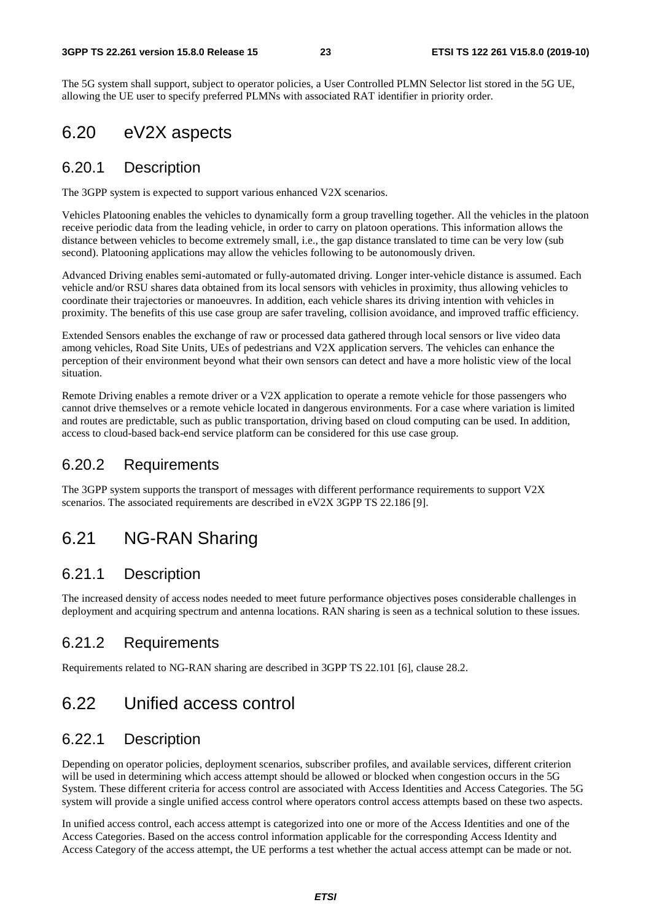The 5G system shall support, subject to operator policies, a User Controlled PLMN Selector list stored in the 5G UE, allowing the UE user to specify preferred PLMNs with associated RAT identifier in priority order.

## 6.20 eV2X aspects

### 6.20.1 Description

The 3GPP system is expected to support various enhanced V2X scenarios.

Vehicles Platooning enables the vehicles to dynamically form a group travelling together. All the vehicles in the platoon receive periodic data from the leading vehicle, in order to carry on platoon operations. This information allows the distance between vehicles to become extremely small, i.e., the gap distance translated to time can be very low (sub second). Platooning applications may allow the vehicles following to be autonomously driven.

Advanced Driving enables semi-automated or fully-automated driving. Longer inter-vehicle distance is assumed. Each vehicle and/or RSU shares data obtained from its local sensors with vehicles in proximity, thus allowing vehicles to coordinate their trajectories or manoeuvres. In addition, each vehicle shares its driving intention with vehicles in proximity. The benefits of this use case group are safer traveling, collision avoidance, and improved traffic efficiency.

Extended Sensors enables the exchange of raw or processed data gathered through local sensors or live video data among vehicles, Road Site Units, UEs of pedestrians and V2X application servers. The vehicles can enhance the perception of their environment beyond what their own sensors can detect and have a more holistic view of the local situation.

Remote Driving enables a remote driver or a V2X application to operate a remote vehicle for those passengers who cannot drive themselves or a remote vehicle located in dangerous environments. For a case where variation is limited and routes are predictable, such as public transportation, driving based on cloud computing can be used. In addition, access to cloud-based back-end service platform can be considered for this use case group.

### 6.20.2 Requirements

The 3GPP system supports the transport of messages with different performance requirements to support V2X scenarios. The associated requirements are described in eV2X 3GPP TS 22.186 [9].

## 6.21 NG-RAN Sharing

### 6.21.1 Description

The increased density of access nodes needed to meet future performance objectives poses considerable challenges in deployment and acquiring spectrum and antenna locations. RAN sharing is seen as a technical solution to these issues.

### 6.21.2 Requirements

Requirements related to NG-RAN sharing are described in 3GPP TS 22.101 [6], clause 28.2.

## 6.22 Unified access control

### 6.22.1 Description

Depending on operator policies, deployment scenarios, subscriber profiles, and available services, different criterion will be used in determining which access attempt should be allowed or blocked when congestion occurs in the 5G System. These different criteria for access control are associated with Access Identities and Access Categories. The 5G system will provide a single unified access control where operators control access attempts based on these two aspects.

In unified access control, each access attempt is categorized into one or more of the Access Identities and one of the Access Categories. Based on the access control information applicable for the corresponding Access Identity and Access Category of the access attempt, the UE performs a test whether the actual access attempt can be made or not.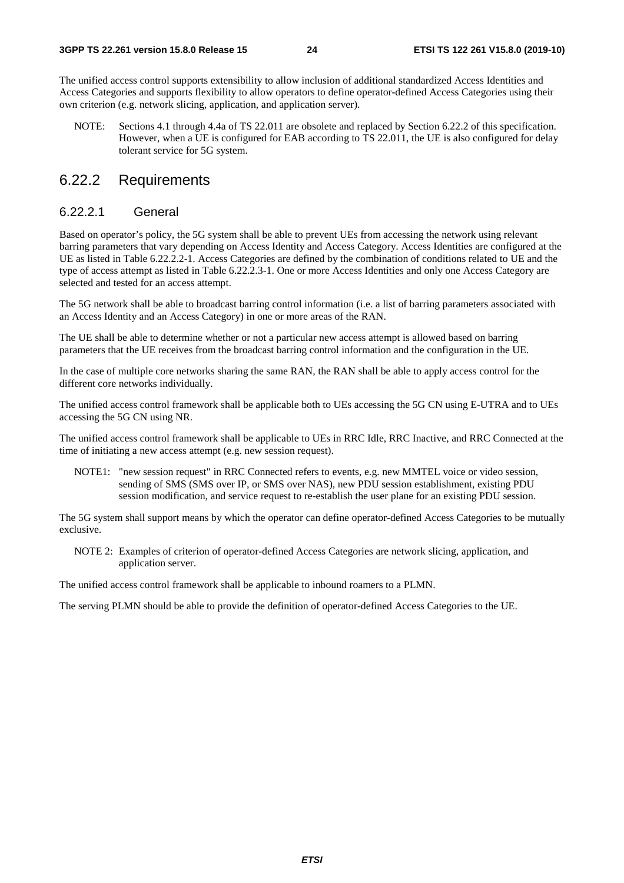The unified access control supports extensibility to allow inclusion of additional standardized Access Identities and Access Categories and supports flexibility to allow operators to define operator-defined Access Categories using their own criterion (e.g. network slicing, application, and application server).

NOTE: Sections 4.1 through 4.4a of TS 22.011 are obsolete and replaced by Section 6.22.2 of this specification. However, when a UE is configured for EAB according to TS 22.011, the UE is also configured for delay tolerant service for 5G system.

## 6.22.2 Requirements

### 6.22.2.1 General

Based on operator's policy, the 5G system shall be able to prevent UEs from accessing the network using relevant barring parameters that vary depending on Access Identity and Access Category. Access Identities are configured at the UE as listed in Table 6.22.2.2-1. Access Categories are defined by the combination of conditions related to UE and the type of access attempt as listed in Table 6.22.2.3-1. One or more Access Identities and only one Access Category are selected and tested for an access attempt.

The 5G network shall be able to broadcast barring control information (i.e. a list of barring parameters associated with an Access Identity and an Access Category) in one or more areas of the RAN.

The UE shall be able to determine whether or not a particular new access attempt is allowed based on barring parameters that the UE receives from the broadcast barring control information and the configuration in the UE.

In the case of multiple core networks sharing the same RAN, the RAN shall be able to apply access control for the different core networks individually.

The unified access control framework shall be applicable both to UEs accessing the 5G CN using E-UTRA and to UEs accessing the 5G CN using NR.

The unified access control framework shall be applicable to UEs in RRC Idle, RRC Inactive, and RRC Connected at the time of initiating a new access attempt (e.g. new session request).

NOTE1: "new session request" in RRC Connected refers to events, e.g. new MMTEL voice or video session, sending of SMS (SMS over IP, or SMS over NAS), new PDU session establishment, existing PDU session modification, and service request to re-establish the user plane for an existing PDU session.

The 5G system shall support means by which the operator can define operator-defined Access Categories to be mutually exclusive.

NOTE 2: Examples of criterion of operator-defined Access Categories are network slicing, application, and application server.

The unified access control framework shall be applicable to inbound roamers to a PLMN.

The serving PLMN should be able to provide the definition of operator-defined Access Categories to the UE.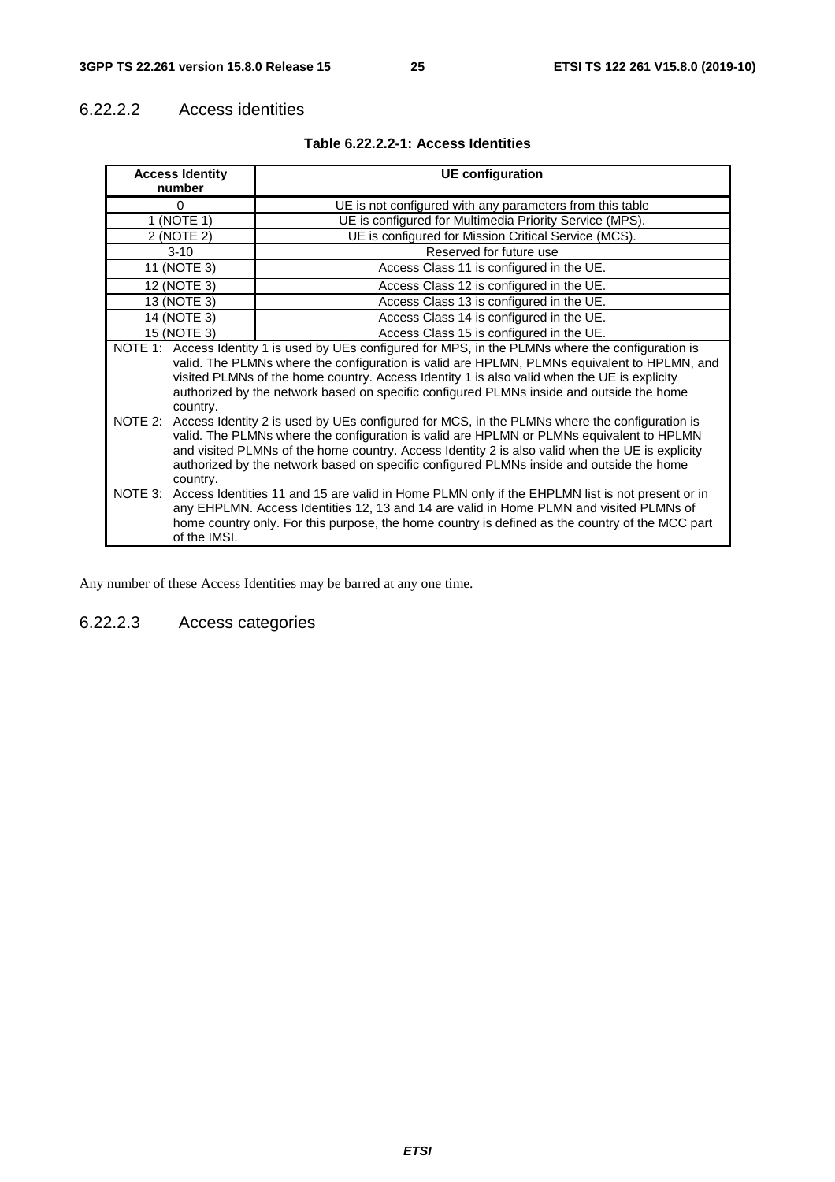#### 6.22.2.2 Access identities

**Table 6.22.2.2-1: Access Identities**

| Access Identity number | UE configuration |
|---|---|
| 0 | UE is not configured with any parameters from this table |
| 1 (NOTE 1) | UE is configured for Multimedia Priority Service (MPS). |
| 2 (NOTE 2) | UE is configured for Mission Critical Service (MCS). |
| 3-10 | Reserved for future use |
| 11 (NOTE 3) | Access Class 11 is configured in the UE. |
| 12 (NOTE 3) | Access Class 12 is configured in the UE. |
| 13 (NOTE 3) | Access Class 13 is configured in the UE. |
| 14 (NOTE 3) | Access Class 14 is configured in the UE. |
| 15 (NOTE 3) | Access Class 15 is configured in the UE. |
| NOTE 1: Access Identity 1 is used by UEs configured for MPS, in the PLMNs where the configuration is valid. The PLMNs where the configuration is valid are HPLMN, PLMNs equivalent to HPLMN, and visited PLMNs of the home country. Access Identity 1 is also valid when the UE is explicity authorized by the network based on specific configured PLMNs inside and outside the home country.<br>NOTE 2: Access Identity 2 is used by UEs configured for MCS, in the PLMNs where the configuration is valid. The PLMNs where the configuration is valid are HPLMN or PLMNs equivalent to HPLMN and visited PLMNs of the home country. Access Identity 2 is also valid when the UE is explicity authorized by the network based on specific configured PLMNs inside and outside the home country.<br>NOTE 3: Access Identities 11 and 15 are valid in Home PLMN only if the EHPLMN list is not present or in any EHPLMN. Access Identities 12, 13 and 14 are valid in Home PLMN and visited PLMNs of home country only. For this purpose, the home country is defined as the country of the MCC part of the IMSI. | |

Any number of these Access Identities may be barred at any one time.

#### 6.22.2.3 Access categories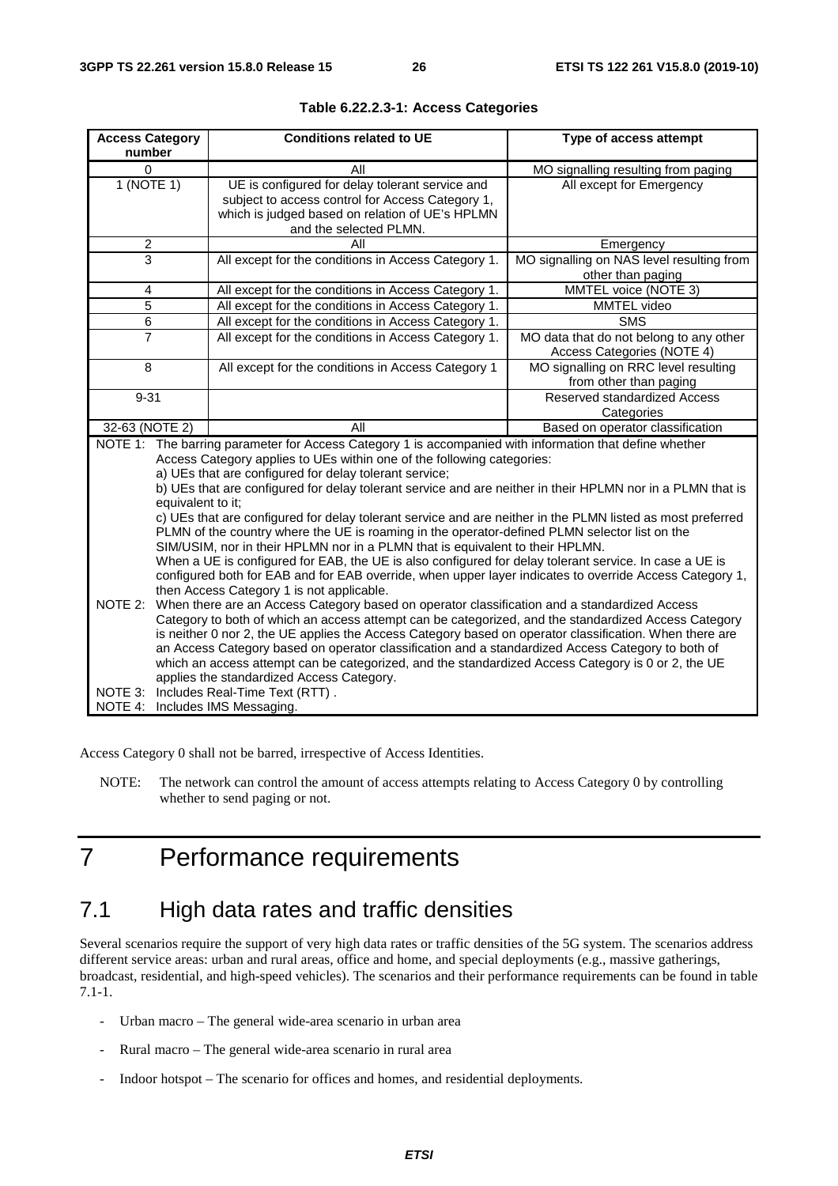**Table 6.22.2.3-1: Access Categories**

| Access Category number | Conditions related to UE | Type of access attempt |
|---|---|---|
| 0 | All | MO signalling resulting from paging |
| 1 (NOTE 1) | UE is configured for delay tolerant service and subject to access control for Access Category 1, which is judged based on relation of UE's HPLMN and the selected PLMN. | All except for Emergency |
| 2 | All | Emergency |
| 3 | All except for the conditions in Access Category 1. | MO signalling on NAS level resulting from other than paging |
| 4 | All except for the conditions in Access Category 1. | MMTEL voice (NOTE 3) |
| 5 | All except for the conditions in Access Category 1. | MMTEL video |
| 6 | All except for the conditions in Access Category 1. | SMS |
| 7 | All except for the conditions in Access Category 1. | MO data that do not belong to any other Access Categories (NOTE 4) |
| 8 | All except for the conditions in Access Category 1 | MO signalling on RRC level resulting from other than paging |
| 9-31 | | Reserved standardized Access Categories |
| 32-63 (NOTE 2) | All | Based on operator classification |

NOTE 1: The barring parameter for Access Category 1 is accompanied with information that define whether Access Category applies to UEs within one of the following categories:
a) UEs that are configured for delay tolerant service;
b) UEs that are configured for delay tolerant service and are neither in their HPLMN nor in a PLMN that is equivalent to it;
c) UEs that are configured for delay tolerant service and are neither in the PLMN listed as most preferred PLMN of the country where the UE is roaming in the operator-defined PLMN selector list on the SIM/USIM, nor in their HPLMN nor in a PLMN that is equivalent to their HPLMN.
When a UE is configured for EAB, the UE is also configured for delay tolerant service. In case a UE is configured both for EAB and for EAB override, when upper layer indicates to override Access Category 1, then Access Category 1 is not applicable.

NOTE 2: When there are an Access Category based on operator classification and a standardized Access Category to both of which an access attempt can be categorized, and the standardized Access Category is neither 0 nor 2, the UE applies the Access Category based on operator classification. When there are an Access Category based on operator classification and a standardized Access Category to both of which an access attempt can be categorized, and the standardized Access Category is 0 or 2, the UE applies the standardized Access Category.

NOTE 3: Includes Real-Time Text (RTT) .

NOTE 4: Includes IMS Messaging.

Access Category 0 shall not be barred, irrespective of Access Identities.

NOTE: The network can control the amount of access attempts relating to Access Category 0 by controlling whether to send paging or not.

# 7 Performance requirements

## 7.1 High data rates and traffic densities

Several scenarios require the support of very high data rates or traffic densities of the 5G system. The scenarios address different service areas: urban and rural areas, office and home, and special deployments (e.g., massive gatherings, broadcast, residential, and high-speed vehicles). The scenarios and their performance requirements can be found in table 7.1-1.

- Urban macro – The general wide-area scenario in urban area
- Rural macro – The general wide-area scenario in rural area
- Indoor hotspot – The scenario for offices and homes, and residential deployments.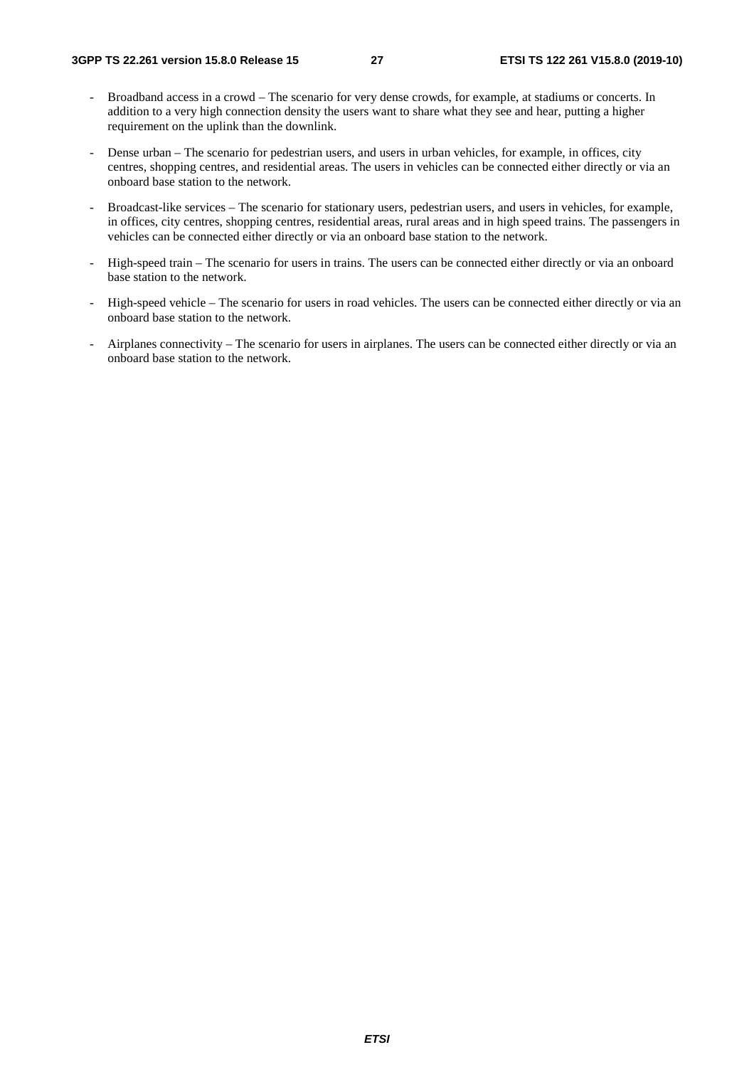- Broadband access in a crowd – The scenario for very dense crowds, for example, at stadiums or concerts. In addition to a very high connection density the users want to share what they see and hear, putting a higher requirement on the uplink than the downlink.

- Dense urban – The scenario for pedestrian users, and users in urban vehicles, for example, in offices, city centres, shopping centres, and residential areas. The users in vehicles can be connected either directly or via an onboard base station to the network.

- Broadcast-like services – The scenario for stationary users, pedestrian users, and users in vehicles, for example, in offices, city centres, shopping centres, residential areas, rural areas and in high speed trains. The passengers in vehicles can be connected either directly or via an onboard base station to the network.

- High-speed train – The scenario for users in trains. The users can be connected either directly or via an onboard base station to the network.

- High-speed vehicle – The scenario for users in road vehicles. The users can be connected either directly or via an onboard base station to the network.

- Airplanes connectivity – The scenario for users in airplanes. The users can be connected either directly or via an onboard base station to the network.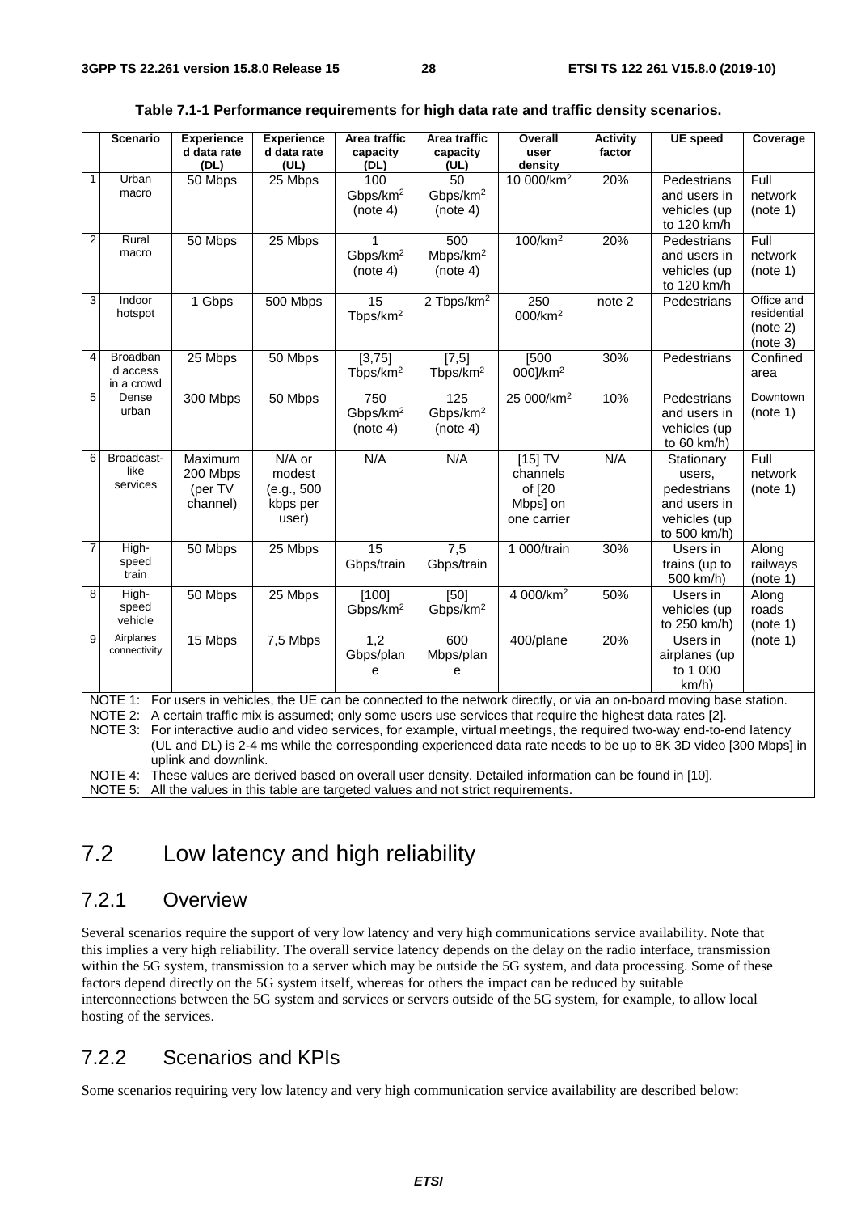**Table 7.1-1 Performance requirements for high data rate and traffic density scenarios.**

| | Scenario | Experienced data rate (DL) | Experienced data rate (UL) | Area traffic capacity (DL) | Area traffic capacity (UL) | Overall user density | Activity factor | UE speed | Coverage |
|---|---|---|---|---|---|---|---|---|---|
| 1 | Urban macro | 50 Mbps | 25 Mbps | 100 Gbps/km$^2$ (note 4) | 50 Gbps/km$^2$ (note 4) | 10 000/km$^2$ | 20% | Pedestrians and users in vehicles (up to 120 km/h | Full network (note 1) |
| 2 | Rural macro | 50 Mbps | 25 Mbps | 1 Gbps/km$^2$ (note 4) | 500 Mbps/km$^2$ (note 4) | 100/km$^2$ | 20% | Pedestrians and users in vehicles (up to 120 km/h | Full network (note 1) |
| 3 | Indoor hotspot | 1 Gbps | 500 Mbps | 15 Tbps/km$^2$ | 2 Tbps/km$^2$ | 250 000/km$^2$ | note 2 | Pedestrians | Office and residential (note 2) (note 3) |
| 4 | Broadband access in a crowd | 25 Mbps | 50 Mbps | [3,75] Tbps/km$^2$ | [7,5] Tbps/km$^2$ | [500 000]/km$^2$ | 30% | Pedestrians | Confined area |
| 5 | Dense urban | 300 Mbps | 50 Mbps | 750 Gbps/km$^2$ (note 4) | 125 Gbps/km$^2$ (note 4) | 25 000/km$^2$ | 10% | Pedestrians and users in vehicles (up to 60 km/h) | Downtown (note 1) |
| 6 | Broadcast-like services | Maximum 200 Mbps (per TV channel) | N/A or modest (e.g., 500 kbps per user) | N/A | N/A | [15] TV channels of [20 Mbps] on one carrier | N/A | Stationary users, pedestrians and users in vehicles (up to 500 km/h) | Full network (note 1) |
| 7 | High-speed train | 50 Mbps | 25 Mbps | 15 Gbps/train | 7,5 Gbps/train | 1 000/train | 30% | Users in trains (up to 500 km/h) | Along railways (note 1) |
| 8 | High-speed vehicle | 50 Mbps | 25 Mbps | [100] Gbps/km$^2$ | [50] Gbps/km$^2$ | 4 000/km$^2$ | 50% | Users in vehicles (up to 250 km/h) | Along roads (note 1) |
| 9 | Airplanes connectivity | 15 Mbps | 7,5 Mbps | 1,2 Gbps/plane | 600 Mbps/plane | 400/plane | 20% | Users in airplanes (up to 1 000 km/h) | (note 1) |

NOTE 1: For users in vehicles, the UE can be connected to the network directly, or via an on-board moving base station.

NOTE 2: A certain traffic mix is assumed; only some users use services that require the highest data rates [2].

NOTE 3: For interactive audio and video services, for example, virtual meetings, the required two-way end-to-end latency (UL and DL) is 2-4 ms while the corresponding experienced data rate needs to be up to 8K 3D video [300 Mbps] in uplink and downlink.

NOTE 4: These values are derived based on overall user density. Detailed information can be found in [10].

NOTE 5: All the values in this table are targeted values and not strict requirements.

# 7.2 Low latency and high reliability

## 7.2.1 Overview

Several scenarios require the support of very low latency and very high communications service availability. Note that this implies a very high reliability. The overall service latency depends on the delay on the radio interface, transmission within the 5G system, transmission to a server which may be outside the 5G system, and data processing. Some of these factors depend directly on the 5G system itself, whereas for others the impact can be reduced by suitable interconnections between the 5G system and services or servers outside of the 5G system, for example, to allow local hosting of the services.

## 7.2.2 Scenarios and KPIs

Some scenarios requiring very low latency and very high communication service availability are described below: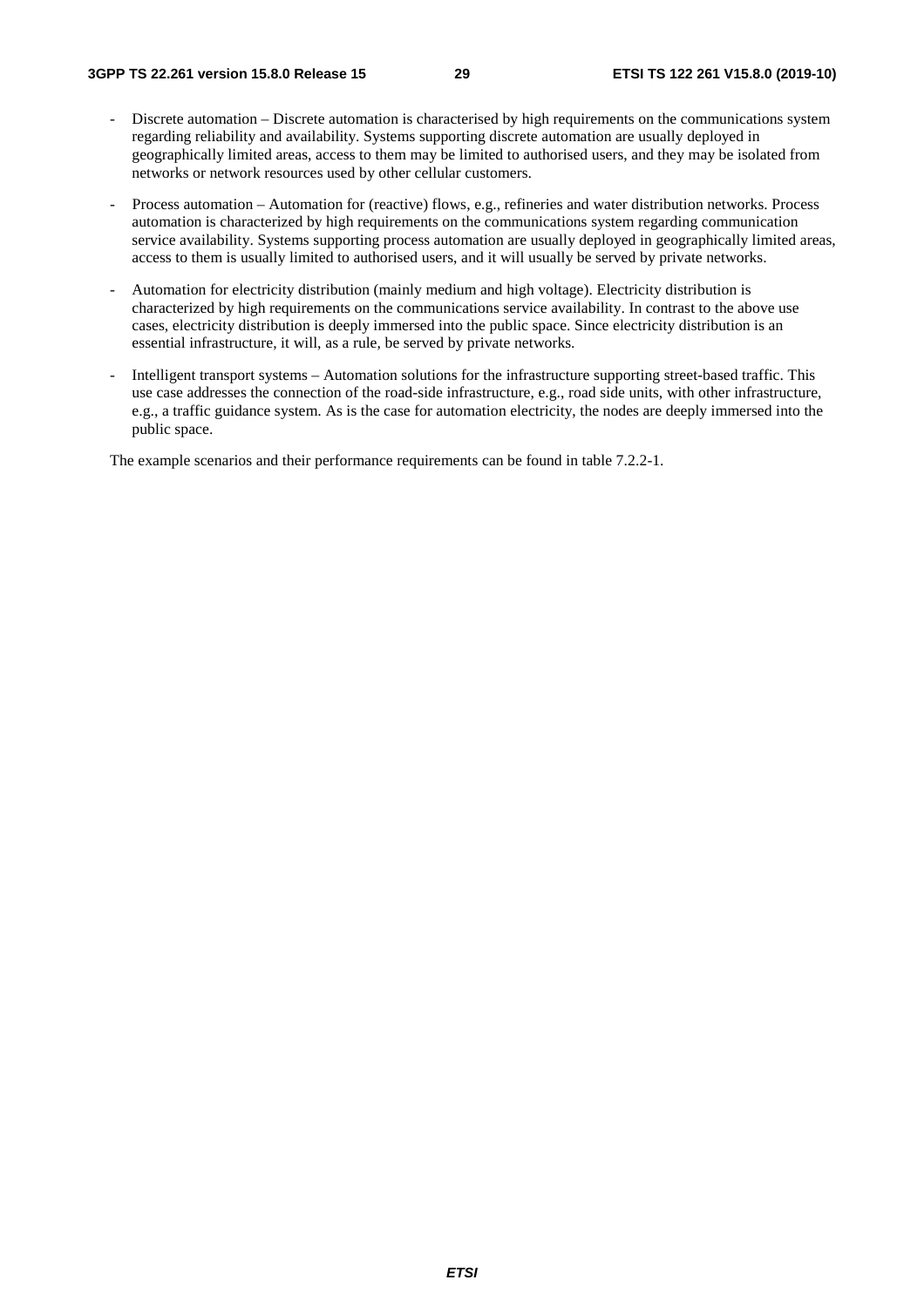- Discrete automation – Discrete automation is characterised by high requirements on the communications system regarding reliability and availability. Systems supporting discrete automation are usually deployed in geographically limited areas, access to them may be limited to authorised users, and they may be isolated from networks or network resources used by other cellular customers.

- Process automation – Automation for (reactive) flows, e.g., refineries and water distribution networks. Process automation is characterized by high requirements on the communications system regarding communication service availability. Systems supporting process automation are usually deployed in geographically limited areas, access to them is usually limited to authorised users, and it will usually be served by private networks.

- Automation for electricity distribution (mainly medium and high voltage). Electricity distribution is characterized by high requirements on the communications service availability. In contrast to the above use cases, electricity distribution is deeply immersed into the public space. Since electricity distribution is an essential infrastructure, it will, as a rule, be served by private networks.

- Intelligent transport systems – Automation solutions for the infrastructure supporting street-based traffic. This use case addresses the connection of the road-side infrastructure, e.g., road side units, with other infrastructure, e.g., a traffic guidance system. As is the case for automation electricity, the nodes are deeply immersed into the public space.

The example scenarios and their performance requirements can be found in table 7.2.2-1.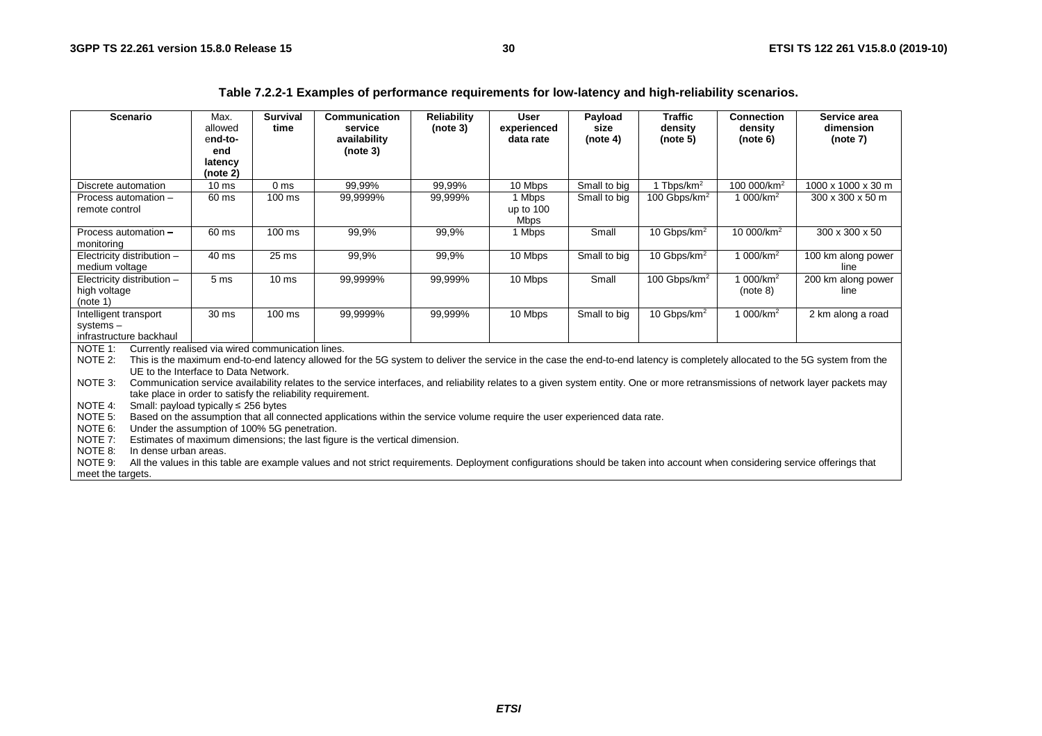**Table 7.2.2-1 Examples of performance requirements for low-latency and high-reliability scenarios.**

| Scenario | Max. allowed end-to-end latency (note 2) | Survival time | Communication service availability (note 3) | Reliability (note 3) | User experienced data rate | Payload size (note 4) | Traffic density (note 5) | Connection density (note 6) | Service area dimension (note 7) |
|---|---|---|---|---|---|---|---|---|---|
| Discrete automation | 10 ms | 0 ms | 99,99% | 99,99% | 10 Mbps | Small to big | 1 Tbps/km$^2$ | 100 000/km$^2$ | 1000 x 1000 x 30 m |
| Process automation – remote control | 60 ms | 100 ms | 99,9999% | 99,999% | 1 Mbps up to 100 Mbps | Small to big | 100 Gbps/km$^2$ | 1 000/km$^2$ | 300 x 300 x 50 m |
| Process automation – monitoring | 60 ms | 100 ms | 99,9% | 99,9% | 1 Mbps | Small | 10 Gbps/km$^2$ | 10 000/km$^2$ | 300 x 300 x 50 |
| Electricity distribution – medium voltage | 40 ms | 25 ms | 99,9% | 99,9% | 10 Mbps | Small to big | 10 Gbps/km$^2$ | 1 000/km$^2$ | 100 km along power line |
| Electricity distribution – high voltage (note 1) | 5 ms | 10 ms | 99,9999% | 99,999% | 10 Mbps | Small | 100 Gbps/km$^2$ | 1 000/km$^2$ (note 8) | 200 km along power line |
| Intelligent transport systems – infrastructure backhaul | 30 ms | 100 ms | 99,9999% | 99,999% | 10 Mbps | Small to big | 10 Gbps/km$^2$ | 1 000/km$^2$ | 2 km along a road |

NOTE 1: Currently realised via wired communication lines.

NOTE 2: This is the maximum end-to-end latency allowed for the 5G system to deliver the service in the case the end-to-end latency is completely allocated to the 5G system from the UE to the Interface to Data Network.

NOTE 3: Communication service availability relates to the service interfaces, and reliability relates to a given system entity. One or more retransmissions of network layer packets may take place in order to satisfy the reliability requirement.

NOTE 4: Small: payload typically ≤ 256 bytes

NOTE 5: Based on the assumption that all connected applications within the service volume require the user experienced data rate.

NOTE 6: Under the assumption of 100% 5G penetration.

NOTE 7: Estimates of maximum dimensions; the last figure is the vertical dimension.

NOTE 8: In dense urban areas.

NOTE 9: All the values in this table are example values and not strict requirements. Deployment configurations should be taken into account when considering service offerings that meet the targets.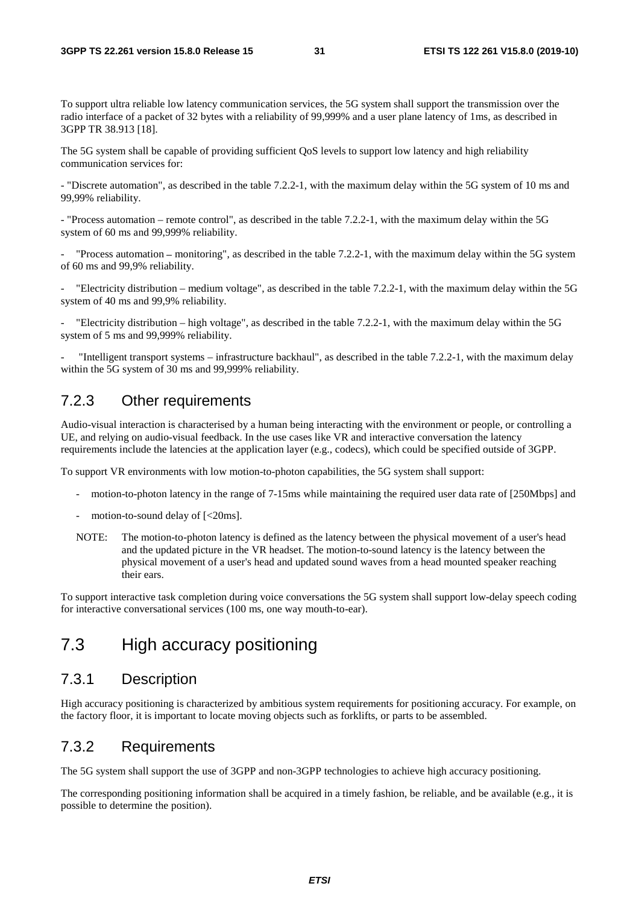To support ultra reliable low latency communication services, the 5G system shall support the transmission over the radio interface of a packet of 32 bytes with a reliability of 99,999% and a user plane latency of 1ms, as described in 3GPP TR 38.913 [18].

The 5G system shall be capable of providing sufficient QoS levels to support low latency and high reliability communication services for:

- "Discrete automation", as described in the table 7.2.2-1, with the maximum delay within the 5G system of 10 ms and 99,99% reliability.

- "Process automation – remote control", as described in the table 7.2.2-1, with the maximum delay within the 5G system of 60 ms and 99,999% reliability.

- "Process automation – monitoring", as described in the table 7.2.2-1, with the maximum delay within the 5G system of 60 ms and 99,9% reliability.

- "Electricity distribution – medium voltage", as described in the table 7.2.2-1, with the maximum delay within the 5G system of 40 ms and 99,9% reliability.

- "Electricity distribution – high voltage", as described in the table 7.2.2-1, with the maximum delay within the 5G system of 5 ms and 99,999% reliability.

- "Intelligent transport systems – infrastructure backhaul", as described in the table 7.2.2-1, with the maximum delay within the 5G system of 30 ms and 99,999% reliability.

### 7.2.3 Other requirements

Audio-visual interaction is characterised by a human being interacting with the environment or people, or controlling a UE, and relying on audio-visual feedback. In the use cases like VR and interactive conversation the latency requirements include the latencies at the application layer (e.g., codecs), which could be specified outside of 3GPP.

To support VR environments with low motion-to-photon capabilities, the 5G system shall support:

- motion-to-photon latency in the range of 7-15ms while maintaining the required user data rate of [250Mbps] and
- motion-to-sound delay of [<20ms].

NOTE: The motion-to-photon latency is defined as the latency between the physical movement of a user's head and the updated picture in the VR headset. The motion-to-sound latency is the latency between the physical movement of a user's head and updated sound waves from a head mounted speaker reaching their ears.

To support interactive task completion during voice conversations the 5G system shall support low-delay speech coding for interactive conversational services (100 ms, one way mouth-to-ear).

## 7.3 High accuracy positioning

### 7.3.1 Description

High accuracy positioning is characterized by ambitious system requirements for positioning accuracy. For example, on the factory floor, it is important to locate moving objects such as forklifts, or parts to be assembled.

### 7.3.2 Requirements

The 5G system shall support the use of 3GPP and non-3GPP technologies to achieve high accuracy positioning.

The corresponding positioning information shall be acquired in a timely fashion, be reliable, and be available (e.g., it is possible to determine the position).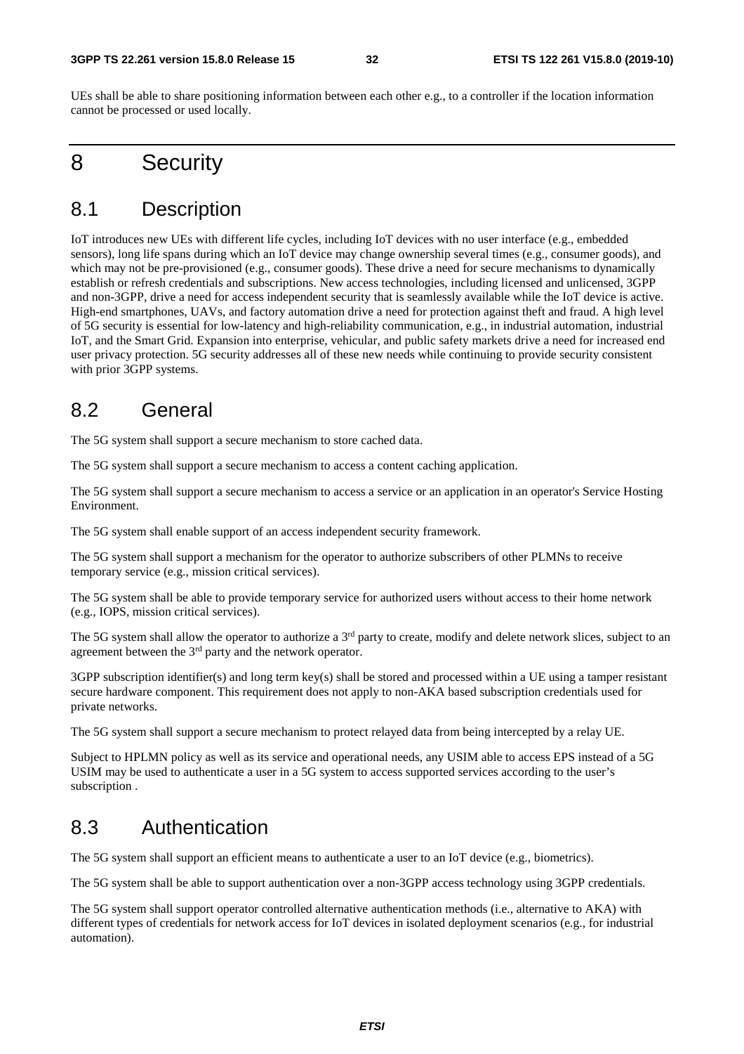UEs shall be able to share positioning information between each other e.g., to a controller if the location information cannot be processed or used locally.

# 8 Security

## 8.1 Description

IoT introduces new UEs with different life cycles, including IoT devices with no user interface (e.g., embedded sensors), long life spans during which an IoT device may change ownership several times (e.g., consumer goods), and which may not be pre-provisioned (e.g., consumer goods). These drive a need for secure mechanisms to dynamically establish or refresh credentials and subscriptions. New access technologies, including licensed and unlicensed, 3GPP and non-3GPP, drive a need for access independent security that is seamlessly available while the IoT device is active. High-end smartphones, UAVs, and factory automation drive a need for protection against theft and fraud. A high level of 5G security is essential for low-latency and high-reliability communication, e.g., in industrial automation, industrial IoT, and the Smart Grid. Expansion into enterprise, vehicular, and public safety markets drive a need for increased end user privacy protection. 5G security addresses all of these new needs while continuing to provide security consistent with prior 3GPP systems.

## 8.2 General

The 5G system shall support a secure mechanism to store cached data.

The 5G system shall support a secure mechanism to access a content caching application.

The 5G system shall support a secure mechanism to access a service or an application in an operator's Service Hosting Environment.

The 5G system shall enable support of an access independent security framework.

The 5G system shall support a mechanism for the operator to authorize subscribers of other PLMNs to receive temporary service (e.g., mission critical services).

The 5G system shall be able to provide temporary service for authorized users without access to their home network (e.g., IOPS, mission critical services).

The 5G system shall allow the operator to authorize a 3rd party to create, modify and delete network slices, subject to an agreement between the 3rd party and the network operator.

3GPP subscription identifier(s) and long term key(s) shall be stored and processed within a UE using a tamper resistant secure hardware component. This requirement does not apply to non-AKA based subscription credentials used for private networks.

The 5G system shall support a secure mechanism to protect relayed data from being intercepted by a relay UE.

Subject to HPLMN policy as well as its service and operational needs, any USIM able to access EPS instead of a 5G USIM may be used to authenticate a user in a 5G system to access supported services according to the user's subscription .

## 8.3 Authentication

The 5G system shall support an efficient means to authenticate a user to an IoT device (e.g., biometrics).

The 5G system shall be able to support authentication over a non-3GPP access technology using 3GPP credentials.

The 5G system shall support operator controlled alternative authentication methods (i.e., alternative to AKA) with different types of credentials for network access for IoT devices in isolated deployment scenarios (e.g., for industrial automation).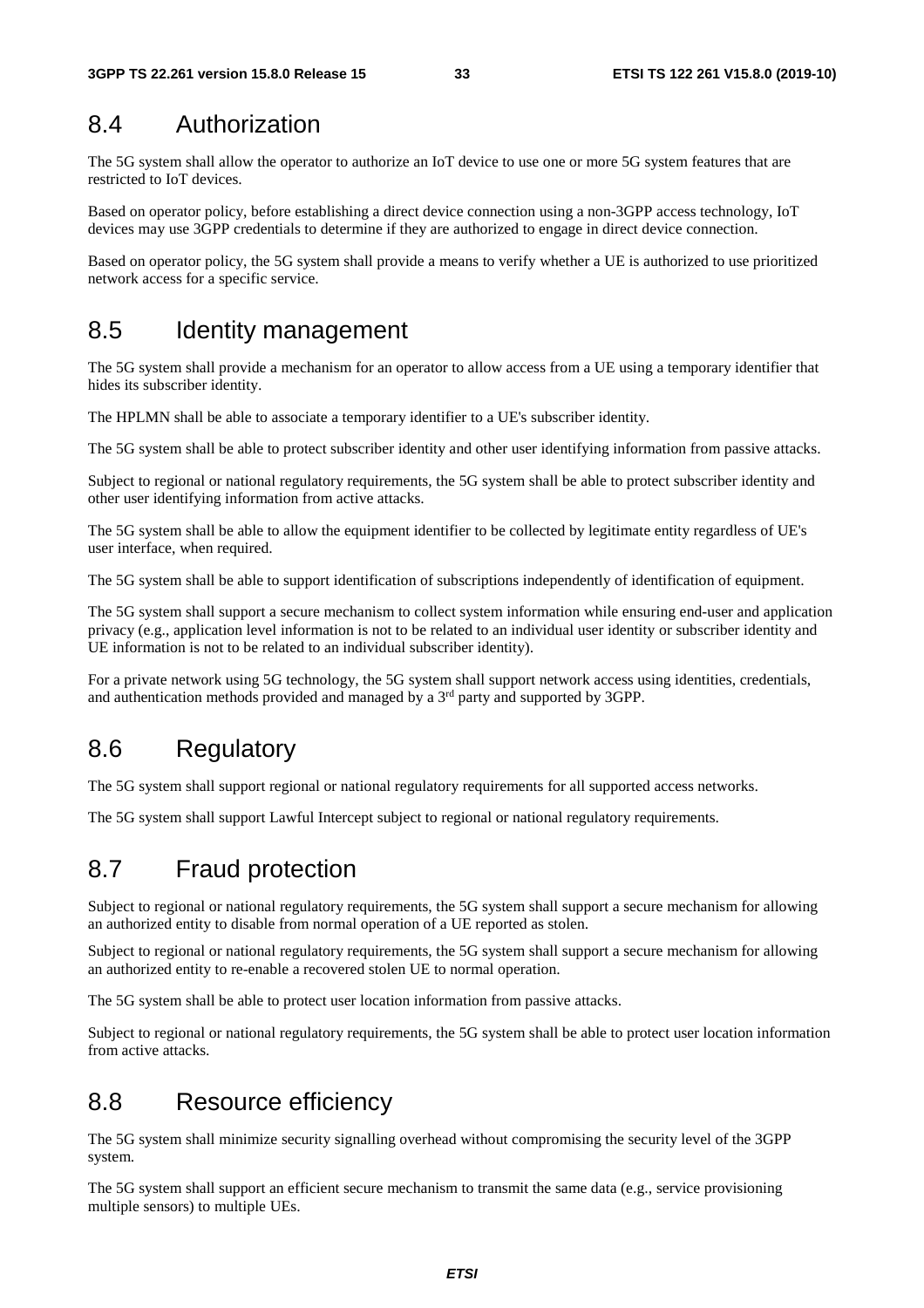## 8.4 Authorization

The 5G system shall allow the operator to authorize an IoT device to use one or more 5G system features that are restricted to IoT devices.

Based on operator policy, before establishing a direct device connection using a non-3GPP access technology, IoT devices may use 3GPP credentials to determine if they are authorized to engage in direct device connection.

Based on operator policy, the 5G system shall provide a means to verify whether a UE is authorized to use prioritized network access for a specific service.

## 8.5 Identity management

The 5G system shall provide a mechanism for an operator to allow access from a UE using a temporary identifier that hides its subscriber identity.

The HPLMN shall be able to associate a temporary identifier to a UE's subscriber identity.

The 5G system shall be able to protect subscriber identity and other user identifying information from passive attacks.

Subject to regional or national regulatory requirements, the 5G system shall be able to protect subscriber identity and other user identifying information from active attacks.

The 5G system shall be able to allow the equipment identifier to be collected by legitimate entity regardless of UE's user interface, when required.

The 5G system shall be able to support identification of subscriptions independently of identification of equipment.

The 5G system shall support a secure mechanism to collect system information while ensuring end-user and application privacy (e.g., application level information is not to be related to an individual user identity or subscriber identity and UE information is not to be related to an individual subscriber identity).

For a private network using 5G technology, the 5G system shall support network access using identities, credentials, and authentication methods provided and managed by a 3rd party and supported by 3GPP.

## 8.6 Regulatory

The 5G system shall support regional or national regulatory requirements for all supported access networks.

The 5G system shall support Lawful Intercept subject to regional or national regulatory requirements.

## 8.7 Fraud protection

Subject to regional or national regulatory requirements, the 5G system shall support a secure mechanism for allowing an authorized entity to disable from normal operation of a UE reported as stolen.

Subject to regional or national regulatory requirements, the 5G system shall support a secure mechanism for allowing an authorized entity to re-enable a recovered stolen UE to normal operation.

The 5G system shall be able to protect user location information from passive attacks.

Subject to regional or national regulatory requirements, the 5G system shall be able to protect user location information from active attacks.

## 8.8 Resource efficiency

The 5G system shall minimize security signalling overhead without compromising the security level of the 3GPP system.

The 5G system shall support an efficient secure mechanism to transmit the same data (e.g., service provisioning multiple sensors) to multiple UEs.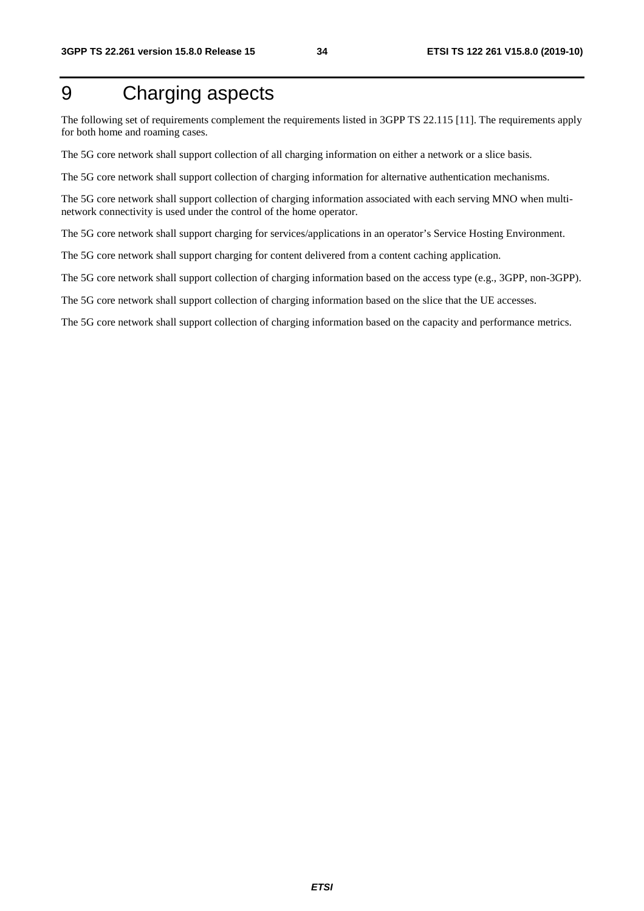# 9 Charging aspects

The following set of requirements complement the requirements listed in 3GPP TS 22.115 [11]. The requirements apply for both home and roaming cases.

The 5G core network shall support collection of all charging information on either a network or a slice basis.

The 5G core network shall support collection of charging information for alternative authentication mechanisms.

The 5G core network shall support collection of charging information associated with each serving MNO when multi-network connectivity is used under the control of the home operator.

The 5G core network shall support charging for services/applications in an operator's Service Hosting Environment.

The 5G core network shall support charging for content delivered from a content caching application.

The 5G core network shall support collection of charging information based on the access type (e.g., 3GPP, non-3GPP).

The 5G core network shall support collection of charging information based on the slice that the UE accesses.

The 5G core network shall support collection of charging information based on the capacity and performance metrics.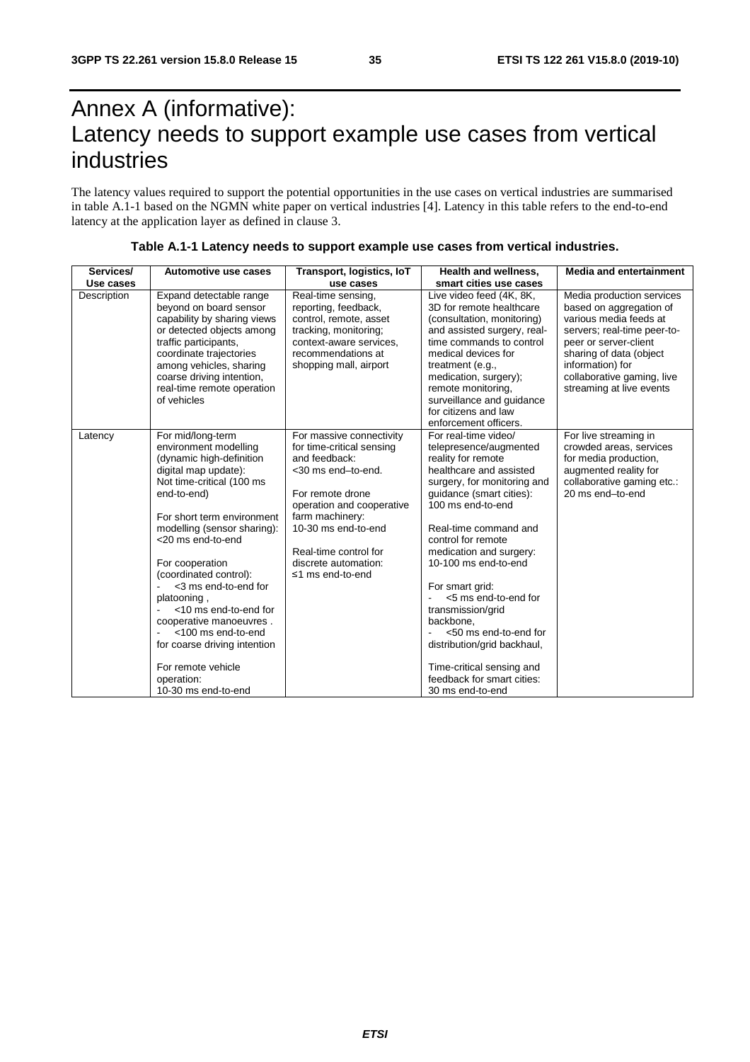# Annex A (informative): Latency needs to support example use cases from vertical industries

The latency values required to support the potential opportunities in the use cases on vertical industries are summarised in table A.1-1 based on the NGMN white paper on vertical industries [4]. Latency in this table refers to the end-to-end latency at the application layer as defined in clause 3.

**Table A.1-1 Latency needs to support example use cases from vertical industries.**

| Services/ Use cases | Automotive use cases | Transport, logistics, IoT use cases | Health and wellness, smart cities use cases | Media and entertainment |
|---|---|---|---|---|
| Description | Expand detectable range beyond on board sensor capability by sharing views or detected objects among traffic participants, coordinate trajectories among vehicles, sharing coarse driving intention, real-time remote operation of vehicles | Real-time sensing, reporting, feedback, control, remote, asset tracking, monitoring; context-aware services, recommendations at shopping mall, airport | Live video feed (4K, 8K, 3D for remote healthcare (consultation, monitoring) and assisted surgery, real-time commands to control medical devices for treatment (e.g., medication, surgery); remote monitoring, surveillance and guidance for citizens and law enforcement officers. | Media production services based on aggregation of various media feeds at servers; real-time peer-to-peer or server-client sharing of data (object information) for collaborative gaming, live streaming at live events |
| Latency | For mid/long-term environment modelling (dynamic high-definition digital map update): Not time-critical (100 ms end-to-end)<br><br>For short term environment modelling (sensor sharing): <20 ms end-to-end<br><br>For cooperation (coordinated control):<br>- <3 ms end-to-end for platooning ,<br>- <10 ms end-to-end for cooperative manoeuvres .<br>- <100 ms end-to-end for coarse driving intention<br><br>For remote vehicle operation:<br>10-30 ms end-to-end | For massive connectivity for time-critical sensing and feedback:<br><30 ms end–to-end.<br><br>For remote drone operation and cooperative farm machinery:<br>10-30 ms end-to-end<br><br>Real-time control for discrete automation:<br>≤1 ms end-to-end | For real-time video/ telepresence/augmented reality for remote healthcare and assisted surgery, for monitoring and guidance (smart cities): 100 ms end-to-end<br><br>Real-time command and control for remote medication and surgery: 10-100 ms end-to-end<br><br>For smart grid:<br>- <5 ms end-to-end for transmission/grid backbone,<br>- <50 ms end-to-end for distribution/grid backhaul,<br><br>Time-critical sensing and feedback for smart cities: 30 ms end-to-end | For live streaming in crowded areas, services for media production, augmented reality for collaborative gaming etc.: 20 ms end–to-end |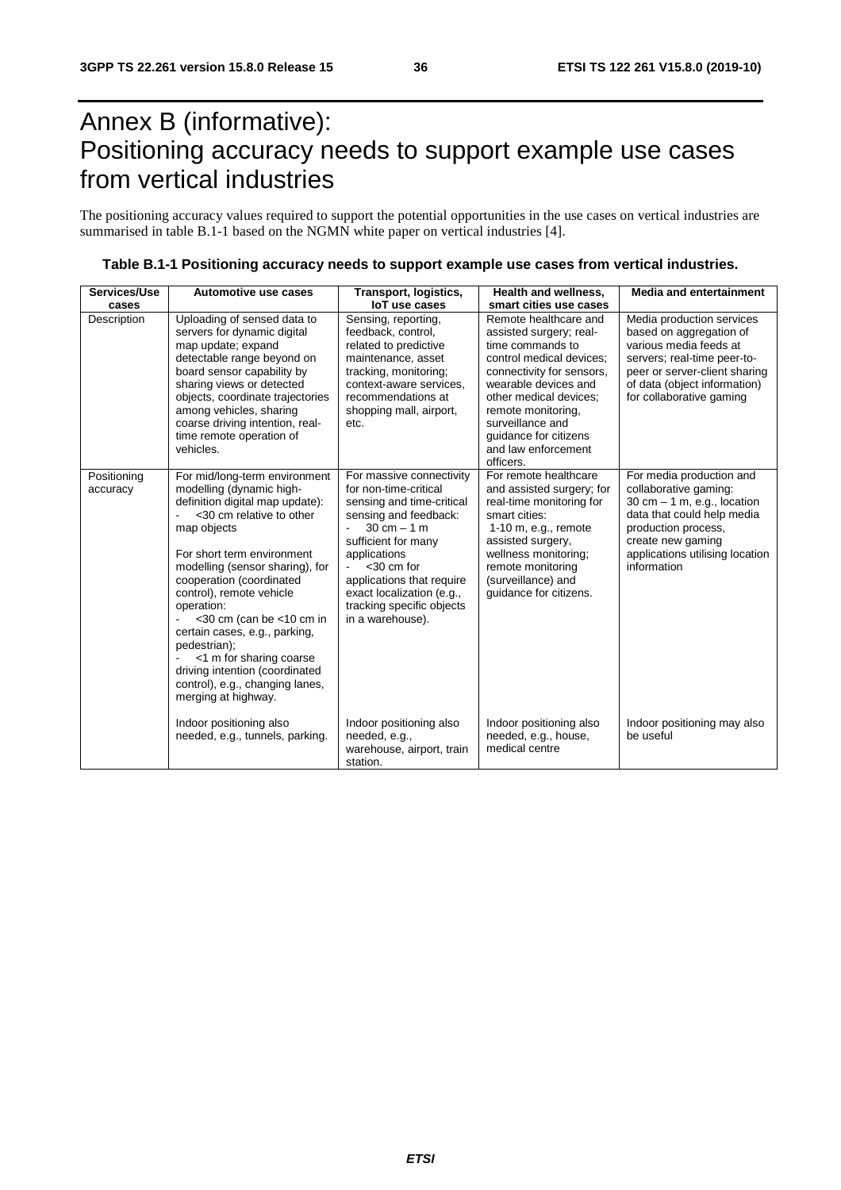# Annex B (informative): Positioning accuracy needs to support example use cases from vertical industries

The positioning accuracy values required to support the potential opportunities in the use cases on vertical industries are summarised in table B.1-1 based on the NGMN white paper on vertical industries [4].

**Table B.1-1 Positioning accuracy needs to support example use cases from vertical industries.**

| Services/Use cases | Automotive use cases | Transport, logistics, IoT use cases | Health and wellness, smart cities use cases | Media and entertainment |
|---|---|---|---|---|
| Description | Uploading of sensed data to servers for dynamic digital map update; expand detectable range beyond on board sensor capability by sharing views or detected objects, coordinate trajectories among vehicles, sharing coarse driving intention, real-time remote operation of vehicles. | Sensing, reporting, feedback, control, related to predictive maintenance, asset tracking, monitoring; context-aware services, recommendations at shopping mall, airport, etc. | Remote healthcare and assisted surgery; real-time commands to control medical devices; connectivity for sensors, wearable devices and other medical devices; remote monitoring, surveillance and guidance for citizens and law enforcement officers. | Media production services based on aggregation of various media feeds at servers; real-time peer-to-peer or server-client sharing of data (object information) for collaborative gaming |
| Positioning accuracy | For mid/long-term environment modelling (dynamic high-definition digital map update):<br>- <30 cm relative to other map objects<br><br>For short term environment modelling (sensor sharing), for cooperation (coordinated control), remote vehicle operation:<br>- <30 cm (can be <10 cm in certain cases, e.g., parking, pedestrian);<br>- <1 m for sharing coarse driving intention (coordinated control), e.g., changing lanes, merging at highway.<br><br>Indoor positioning also needed, e.g., tunnels, parking. | For massive connectivity for non-time-critical sensing and time-critical sensing and feedback:<br>- 30 cm – 1 m sufficient for many applications<br>- <30 cm for applications that require exact localization (e.g., tracking specific objects in a warehouse).<br><br>Indoor positioning also needed, e.g., warehouse, airport, train station. | For remote healthcare and assisted surgery; for real-time monitoring for smart cities:<br>1-10 m, e.g., remote assisted surgery, wellness monitoring; remote monitoring (surveillance) and guidance for citizens.<br><br>Indoor positioning also needed, e.g., house, medical centre | For media production and collaborative gaming:<br>30 cm – 1 m, e.g., location data that could help media production process, create new gaming applications utilising location information<br><br>Indoor positioning may also be useful |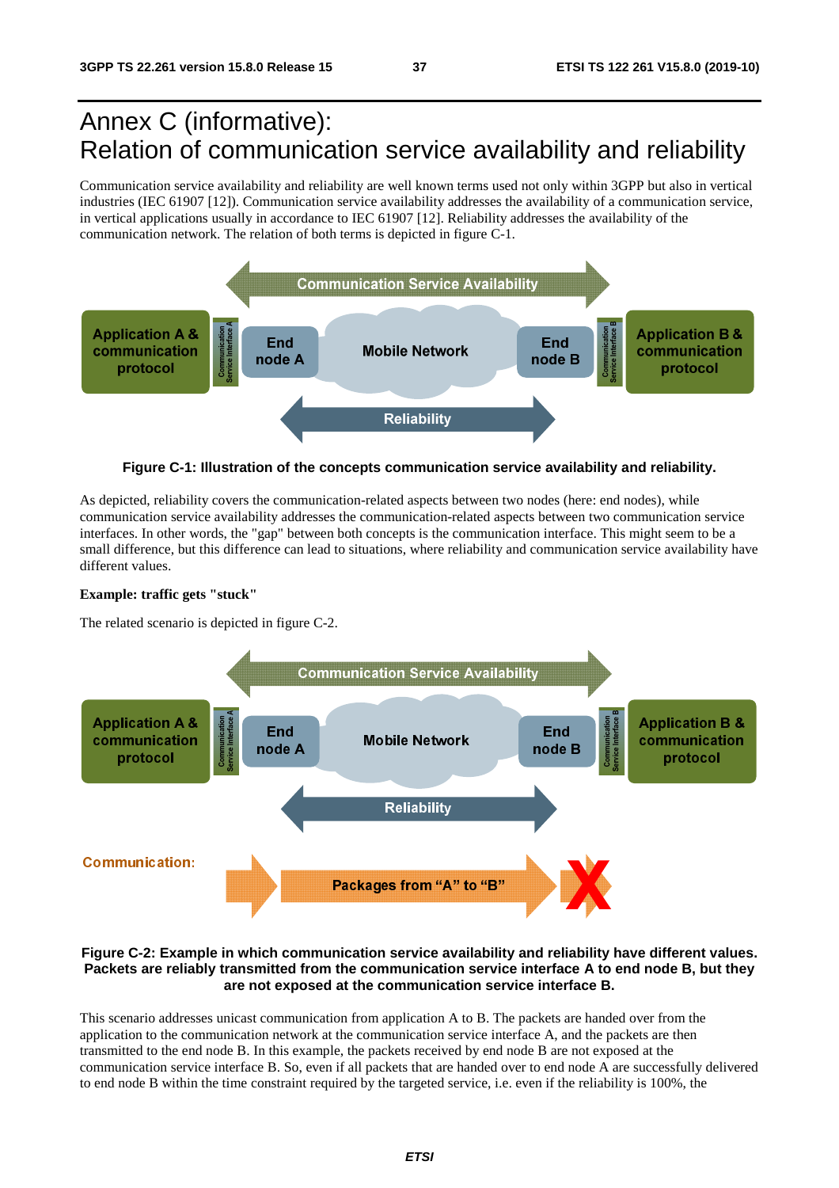# Annex C (informative): Relation of communication service availability and reliability

Communication service availability and reliability are well known terms used not only within 3GPP but also in vertical industries (IEC 61907 [12]). Communication service availability addresses the availability of a communication service, in vertical applications usually in accordance to IEC 61907 [12]. Reliability addresses the availability of the communication network. The relation of both terms is depicted in figure C-1.

**Figure C-1: Illustration of the concepts communication service availability and reliability.**

As depicted, reliability covers the communication-related aspects between two nodes (here: end nodes), while communication service availability addresses the communication-related aspects between two communication service interfaces. In other words, the "gap" between both concepts is the communication interface. This might seem to be a small difference, but this difference can lead to situations, where reliability and communication service availability have different values.

**Example: traffic gets "stuck"**

The related scenario is depicted in figure C-2.

**Figure C-2: Example in which communication service availability and reliability have different values. Packets are reliably transmitted from the communication service interface A to end node B, but they are not exposed at the communication service interface B.**

This scenario addresses unicast communication from application A to B. The packets are handed over from the application to the communication network at the communication service interface A, and the packets are then transmitted to the end node B. In this example, the packets received by end node B are not exposed at the communication service interface B. So, even if all packets that are handed over to end node A are successfully delivered to end node B within the time constraint required by the targeted service, i.e. even if the reliability is 100%, the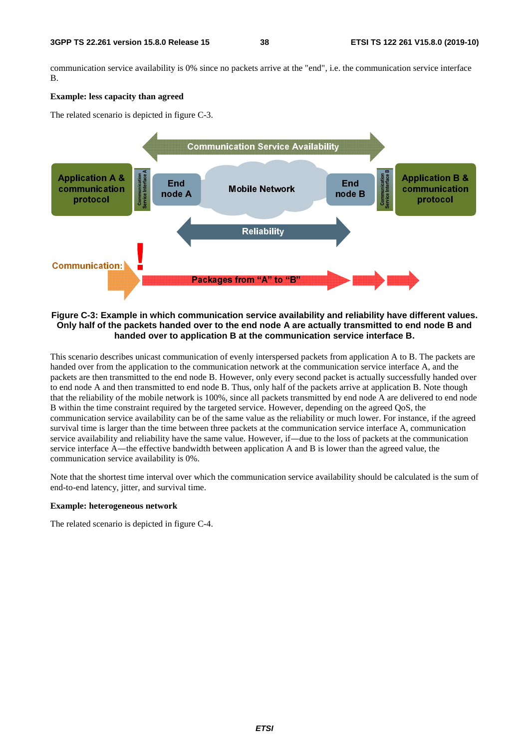communication service availability is 0% since no packets arrive at the "end", i.e. the communication service interface B.

**Example: less capacity than agreed**

The related scenario is depicted in figure C-3.

Communication Service Availability

Application A & communication protocol

Communication Service Interface A

End node A

Mobile Network

End node B

Communication Service Interface B

Application B & communication protocol

Reliability

Communication:

!

Packages from "A" to "B"

**Figure C-3: Example in which communication service availability and reliability have different values. Only half of the packets handed over to the end node A are actually transmitted to end node B and handed over to application B at the communication service interface B.**

This scenario describes unicast communication of evenly interspersed packets from application A to B. The packets are handed over from the application to the communication network at the communication service interface A, and the packets are then transmitted to the end node B. However, only every second packet is actually successfully handed over to end node A and then transmitted to end node B. Thus, only half of the packets arrive at application B. Note though that the reliability of the mobile network is 100%, since all packets transmitted by end node A are delivered to end node B within the time constraint required by the targeted service. However, depending on the agreed QoS, the communication service availability can be of the same value as the reliability or much lower. For instance, if the agreed survival time is larger than the time between three packets at the communication service interface A, communication service availability and reliability have the same value. However, if—due to the loss of packets at the communication service interface A—the effective bandwidth between application A and B is lower than the agreed value, the communication service availability is 0%.

Note that the shortest time interval over which the communication service availability should be calculated is the sum of end-to-end latency, jitter, and survival time.

**Example: heterogeneous network**

The related scenario is depicted in figure C-4.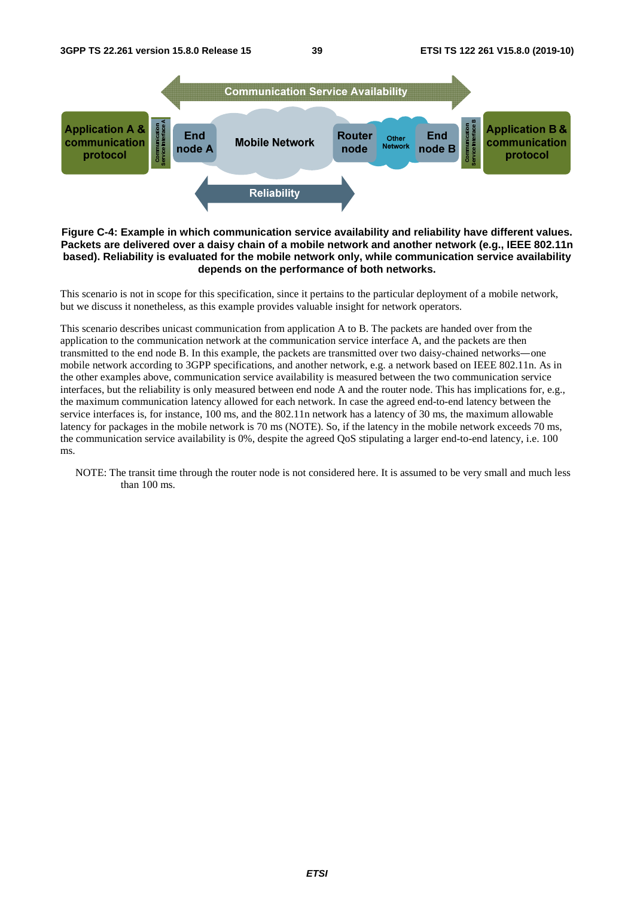Communication Service Availability

Application A & communication protocol

Communication Service Interface A

End node A

Mobile Network

Router node

Other Network

End node B

Communication Service Interface B

Application B & communication protocol

Reliability

**Figure C-4: Example in which communication service availability and reliability have different values. Packets are delivered over a daisy chain of a mobile network and another network (e.g., IEEE 802.11n based). Reliability is evaluated for the mobile network only, while communication service availability depends on the performance of both networks.**

This scenario is not in scope for this specification, since it pertains to the particular deployment of a mobile network, but we discuss it nonetheless, as this example provides valuable insight for network operators.

This scenario describes unicast communication from application A to B. The packets are handed over from the application to the communication network at the communication service interface A, and the packets are then transmitted to the end node B. In this example, the packets are transmitted over two daisy-chained networks—one mobile network according to 3GPP specifications, and another network, e.g. a network based on IEEE 802.11n. As in the other examples above, communication service availability is measured between the two communication service interfaces, but the reliability is only measured between end node A and the router node. This has implications for, e.g., the maximum communication latency allowed for each network. In case the agreed end-to-end latency between the service interfaces is, for instance, 100 ms, and the 802.11n network has a latency of 30 ms, the maximum allowable latency for packages in the mobile network is 70 ms (NOTE). So, if the latency in the mobile network exceeds 70 ms, the communication service availability is 0%, despite the agreed QoS stipulating a larger end-to-end latency, i.e. 100 ms.

NOTE: The transit time through the router node is not considered here. It is assumed to be very small and much less than 100 ms.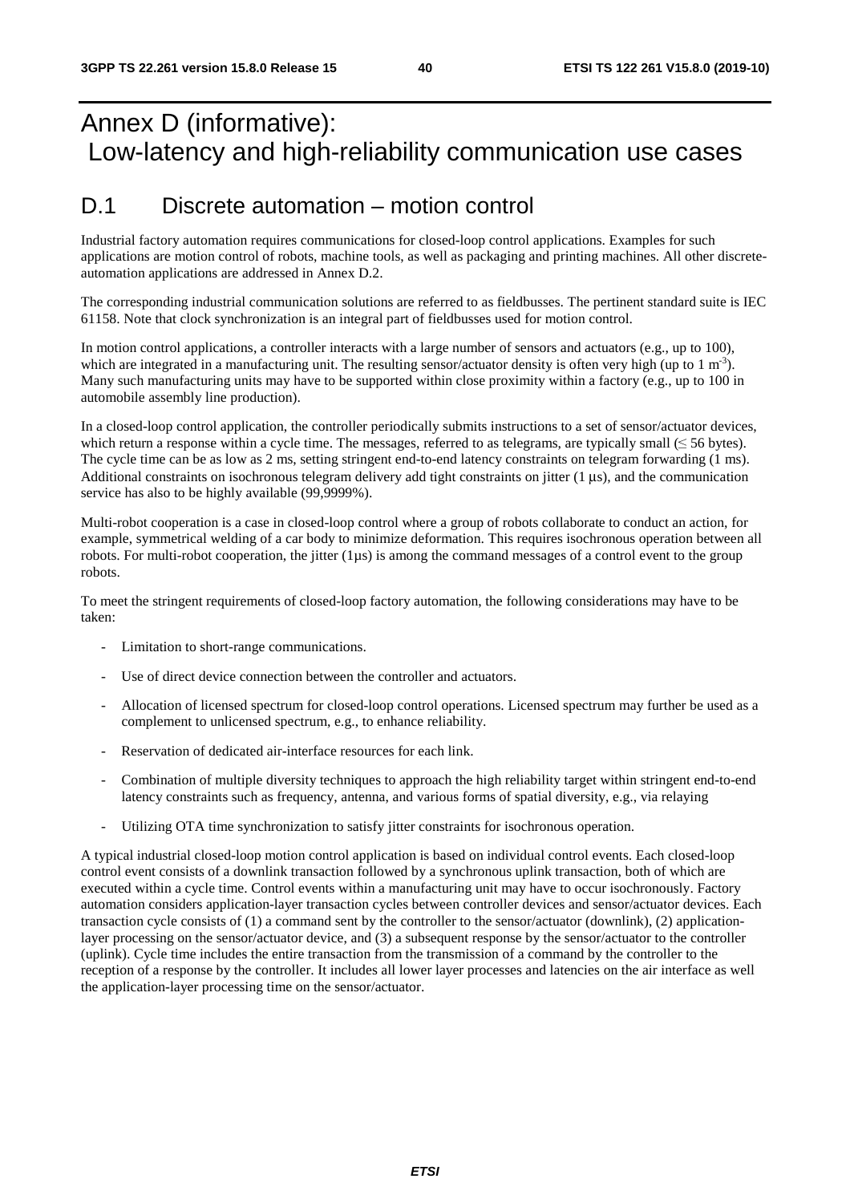# Annex D (informative): Low-latency and high-reliability communication use cases

## D.1 Discrete automation – motion control

Industrial factory automation requires communications for closed-loop control applications. Examples for such applications are motion control of robots, machine tools, as well as packaging and printing machines. All other discrete-automation applications are addressed in Annex D.2.

The corresponding industrial communication solutions are referred to as fieldbusses. The pertinent standard suite is IEC 61158. Note that clock synchronization is an integral part of fieldbusses used for motion control.

In motion control applications, a controller interacts with a large number of sensors and actuators (e.g., up to 100), which are integrated in a manufacturing unit. The resulting sensor/actuator density is often very high (up to 1 $m^{-3}$). Many such manufacturing units may have to be supported within close proximity within a factory (e.g., up to 100 in automobile assembly line production).

In a closed-loop control application, the controller periodically submits instructions to a set of sensor/actuator devices, which return a response within a cycle time. The messages, referred to as telegrams, are typically small (≤ 56 bytes). The cycle time can be as low as 2 ms, setting stringent end-to-end latency constraints on telegram forwarding (1 ms). Additional constraints on isochronous telegram delivery add tight constraints on jitter (1 µs), and the communication service has also to be highly available (99,9999%).

Multi-robot cooperation is a case in closed-loop control where a group of robots collaborate to conduct an action, for example, symmetrical welding of a car body to minimize deformation. This requires isochronous operation between all robots. For multi-robot cooperation, the jitter (1µs) is among the command messages of a control event to the group robots.

To meet the stringent requirements of closed-loop factory automation, the following considerations may have to be taken:

- Limitation to short-range communications.
- Use of direct device connection between the controller and actuators.
- Allocation of licensed spectrum for closed-loop control operations. Licensed spectrum may further be used as a complement to unlicensed spectrum, e.g., to enhance reliability.
- Reservation of dedicated air-interface resources for each link.
- Combination of multiple diversity techniques to approach the high reliability target within stringent end-to-end latency constraints such as frequency, antenna, and various forms of spatial diversity, e.g., via relaying
- Utilizing OTA time synchronization to satisfy jitter constraints for isochronous operation.

A typical industrial closed-loop motion control application is based on individual control events. Each closed-loop control event consists of a downlink transaction followed by a synchronous uplink transaction, both of which are executed within a cycle time. Control events within a manufacturing unit may have to occur isochronously. Factory automation considers application-layer transaction cycles between controller devices and sensor/actuator devices. Each transaction cycle consists of (1) a command sent by the controller to the sensor/actuator (downlink), (2) application-layer processing on the sensor/actuator device, and (3) a subsequent response by the sensor/actuator to the controller (uplink). Cycle time includes the entire transaction from the transmission of a command by the controller to the reception of a response by the controller. It includes all lower layer processes and latencies on the air interface as well the application-layer processing time on the sensor/actuator.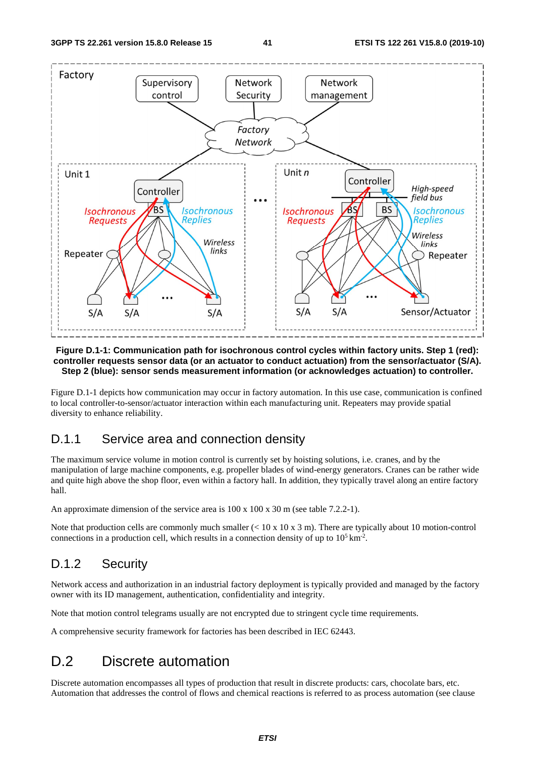Factory

Supervisory control

Network Security

Network management

Factory Network

Unit 1

Controller

BS

Isochronous Requests

Isochronous Replies

Wireless links

Repeater

S/A

S/A

S/A

Unit *n*

Controller

High-speed field bus

BS

BS

Isochronous Requests

Isochronous Replies

Wireless links

Repeater

S/A

S/A

Sensor/Actuator

**Figure D.1-1: Communication path for isochronous control cycles within factory units. Step 1 (red): controller requests sensor data (or an actuator to conduct actuation) from the sensor/actuator (S/A). Step 2 (blue): sensor sends measurement information (or acknowledges actuation) to controller.**

Figure D.1-1 depicts how communication may occur in factory automation. In this use case, communication is confined to local controller-to-sensor/actuator interaction within each manufacturing unit. Repeaters may provide spatial diversity to enhance reliability.

### D.1.1 Service area and connection density

The maximum service volume in motion control is currently set by hoisting solutions, i.e. cranes, and by the manipulation of large machine components, e.g. propeller blades of wind-energy generators. Cranes can be rather wide and quite high above the shop floor, even within a factory hall. In addition, they typically travel along an entire factory hall.

An approximate dimension of the service area is 100 x 100 x 30 m (see table 7.2.2-1).

Note that production cells are commonly much smaller (< 10 x 10 x 3 m). There are typically about 10 motion-control connections in a production cell, which results in a connection density of up to $10^5$ km$^{-2}$.

### D.1.2 Security

Network access and authorization in an industrial factory deployment is typically provided and managed by the factory owner with its ID management, authentication, confidentiality and integrity.

Note that motion control telegrams usually are not encrypted due to stringent cycle time requirements.

A comprehensive security framework for factories has been described in IEC 62443.

## D.2 Discrete automation

Discrete automation encompasses all types of production that result in discrete products: cars, chocolate bars, etc. Automation that addresses the control of flows and chemical reactions is referred to as process automation (see clause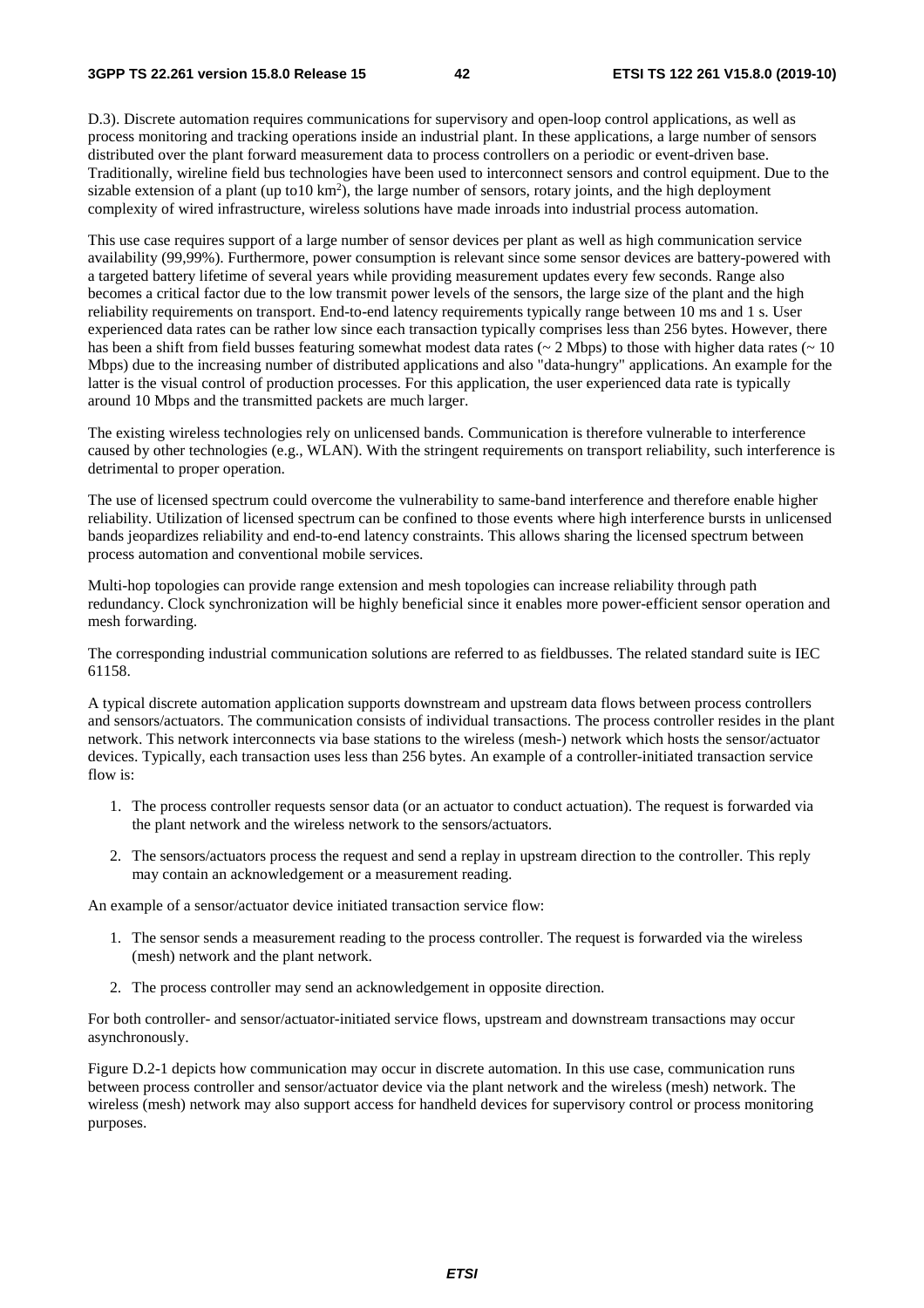D.3). Discrete automation requires communications for supervisory and open-loop control applications, as well as process monitoring and tracking operations inside an industrial plant. In these applications, a large number of sensors distributed over the plant forward measurement data to process controllers on a periodic or event-driven base. Traditionally, wireline field bus technologies have been used to interconnect sensors and control equipment. Due to the sizable extension of a plant (up to10 km$^2$), the large number of sensors, rotary joints, and the high deployment complexity of wired infrastructure, wireless solutions have made inroads into industrial process automation.

This use case requires support of a large number of sensor devices per plant as well as high communication service availability (99,99%). Furthermore, power consumption is relevant since some sensor devices are battery-powered with a targeted battery lifetime of several years while providing measurement updates every few seconds. Range also becomes a critical factor due to the low transmit power levels of the sensors, the large size of the plant and the high reliability requirements on transport. End-to-end latency requirements typically range between 10 ms and 1 s. User experienced data rates can be rather low since each transaction typically comprises less than 256 bytes. However, there has been a shift from field busses featuring somewhat modest data rates (~ 2 Mbps) to those with higher data rates (~ 10 Mbps) due to the increasing number of distributed applications and also "data-hungry" applications. An example for the latter is the visual control of production processes. For this application, the user experienced data rate is typically around 10 Mbps and the transmitted packets are much larger.

The existing wireless technologies rely on unlicensed bands. Communication is therefore vulnerable to interference caused by other technologies (e.g., WLAN). With the stringent requirements on transport reliability, such interference is detrimental to proper operation.

The use of licensed spectrum could overcome the vulnerability to same-band interference and therefore enable higher reliability. Utilization of licensed spectrum can be confined to those events where high interference bursts in unlicensed bands jeopardizes reliability and end-to-end latency constraints. This allows sharing the licensed spectrum between process automation and conventional mobile services.

Multi-hop topologies can provide range extension and mesh topologies can increase reliability through path redundancy. Clock synchronization will be highly beneficial since it enables more power-efficient sensor operation and mesh forwarding.

The corresponding industrial communication solutions are referred to as fieldbusses. The related standard suite is IEC 61158.

A typical discrete automation application supports downstream and upstream data flows between process controllers and sensors/actuators. The communication consists of individual transactions. The process controller resides in the plant network. This network interconnects via base stations to the wireless (mesh-) network which hosts the sensor/actuator devices. Typically, each transaction uses less than 256 bytes. An example of a controller-initiated transaction service flow is:

1. The process controller requests sensor data (or an actuator to conduct actuation). The request is forwarded via the plant network and the wireless network to the sensors/actuators.
2. The sensors/actuators process the request and send a replay in upstream direction to the controller. This reply may contain an acknowledgement or a measurement reading.

An example of a sensor/actuator device initiated transaction service flow:

1. The sensor sends a measurement reading to the process controller. The request is forwarded via the wireless (mesh) network and the plant network.
2. The process controller may send an acknowledgement in opposite direction.

For both controller- and sensor/actuator-initiated service flows, upstream and downstream transactions may occur asynchronously.

Figure D.2-1 depicts how communication may occur in discrete automation. In this use case, communication runs between process controller and sensor/actuator device via the plant network and the wireless (mesh) network. The wireless (mesh) network may also support access for handheld devices for supervisory control or process monitoring purposes.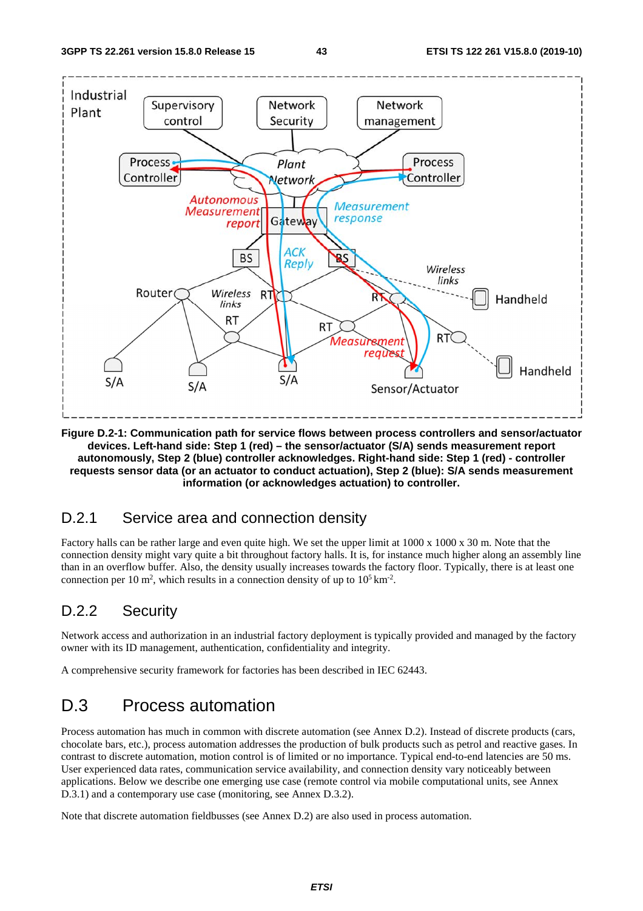**Figure D.2-1: Communication path for service flows between process controllers and sensor/actuator devices. Left-hand side: Step 1 (red) – the sensor/actuator (S/A) sends measurement report autonomously, Step 2 (blue) controller acknowledges. Right-hand side: Step 1 (red) - controller requests sensor data (or an actuator to conduct actuation), Step 2 (blue): S/A sends measurement information (or acknowledges actuation) to controller.**

## D.2.1 Service area and connection density

Factory halls can be rather large and even quite high. We set the upper limit at 1000 x 1000 x 30 m. Note that the connection density might vary quite a bit throughout factory halls. It is, for instance much higher along an assembly line than in an overflow buffer. Also, the density usually increases towards the factory floor. Typically, there is at least one connection per 10 $m^2$, which results in a connection density of up to $10^5$ $km^{-2}$.

## D.2.2 Security

Network access and authorization in an industrial factory deployment is typically provided and managed by the factory owner with its ID management, authentication, confidentiality and integrity.

A comprehensive security framework for factories has been described in IEC 62443.

# D.3 Process automation

Process automation has much in common with discrete automation (see Annex D.2). Instead of discrete products (cars, chocolate bars, etc.), process automation addresses the production of bulk products such as petrol and reactive gases. In contrast to discrete automation, motion control is of limited or no importance. Typical end-to-end latencies are 50 ms. User experienced data rates, communication service availability, and connection density vary noticeably between applications. Below we describe one emerging use case (remote control via mobile computational units, see Annex D.3.1) and a contemporary use case (monitoring, see Annex D.3.2).

Note that discrete automation fieldbusses (see Annex D.2) are also used in process automation.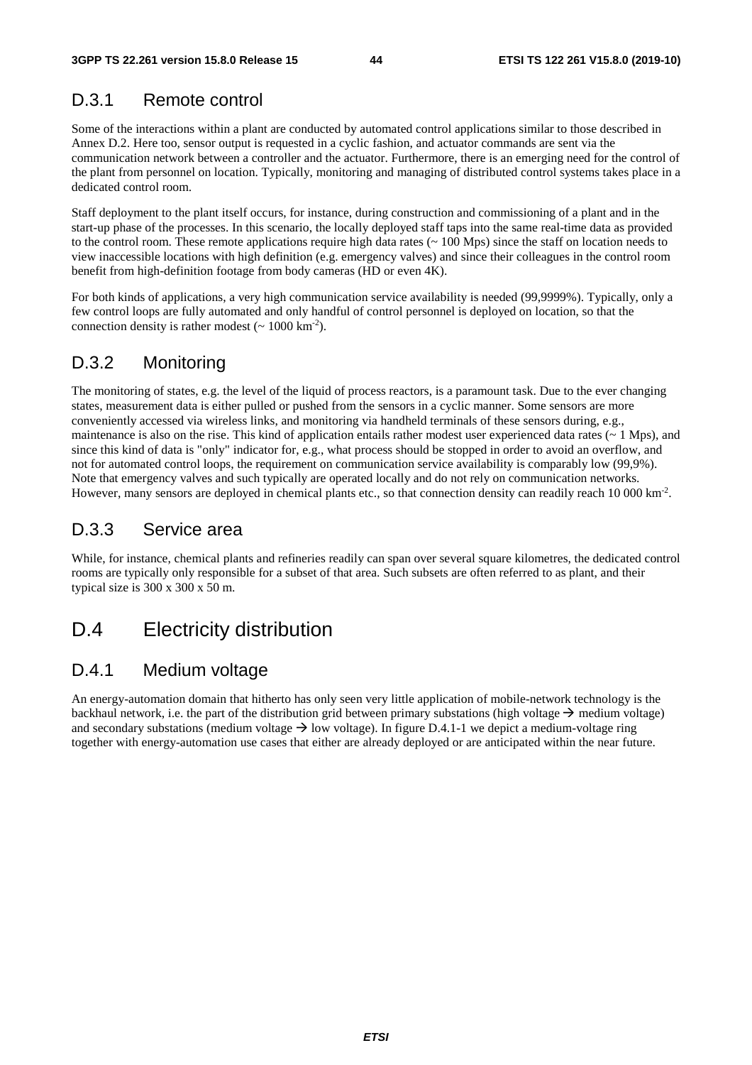## D.3.1 Remote control

Some of the interactions within a plant are conducted by automated control applications similar to those described in Annex D.2. Here too, sensor output is requested in a cyclic fashion, and actuator commands are sent via the communication network between a controller and the actuator. Furthermore, there is an emerging need for the control of the plant from personnel on location. Typically, monitoring and managing of distributed control systems takes place in a dedicated control room.

Staff deployment to the plant itself occurs, for instance, during construction and commissioning of a plant and in the start-up phase of the processes. In this scenario, the locally deployed staff taps into the same real-time data as provided to the control room. These remote applications require high data rates (~ 100 Mps) since the staff on location needs to view inaccessible locations with high definition (e.g. emergency valves) and since their colleagues in the control room benefit from high-definition footage from body cameras (HD or even 4K).

For both kinds of applications, a very high communication service availability is needed (99,9999%). Typically, only a few control loops are fully automated and only handful of control personnel is deployed on location, so that the connection density is rather modest (~ 1000 km$^{-2}$).

## D.3.2 Monitoring

The monitoring of states, e.g. the level of the liquid of process reactors, is a paramount task. Due to the ever changing states, measurement data is either pulled or pushed from the sensors in a cyclic manner. Some sensors are more conveniently accessed via wireless links, and monitoring via handheld terminals of these sensors during, e.g., maintenance is also on the rise. This kind of application entails rather modest user experienced data rates (~ 1 Mps), and since this kind of data is "only" indicator for, e.g., what process should be stopped in order to avoid an overflow, and not for automated control loops, the requirement on communication service availability is comparably low (99,9%). Note that emergency valves and such typically are operated locally and do not rely on communication networks. However, many sensors are deployed in chemical plants etc., so that connection density can readily reach 10 000 km$^{-2}$.

## D.3.3 Service area

While, for instance, chemical plants and refineries readily can span over several square kilometres, the dedicated control rooms are typically only responsible for a subset of that area. Such subsets are often referred to as plant, and their typical size is 300 x 300 x 50 m.

# D.4 Electricity distribution

## D.4.1 Medium voltage

An energy-automation domain that hitherto has only seen very little application of mobile-network technology is the backhaul network, i.e. the part of the distribution grid between primary substations (high voltage → medium voltage) and secondary substations (medium voltage → low voltage). In figure D.4.1-1 we depict a medium-voltage ring together with energy-automation use cases that either are already deployed or are anticipated within the near future.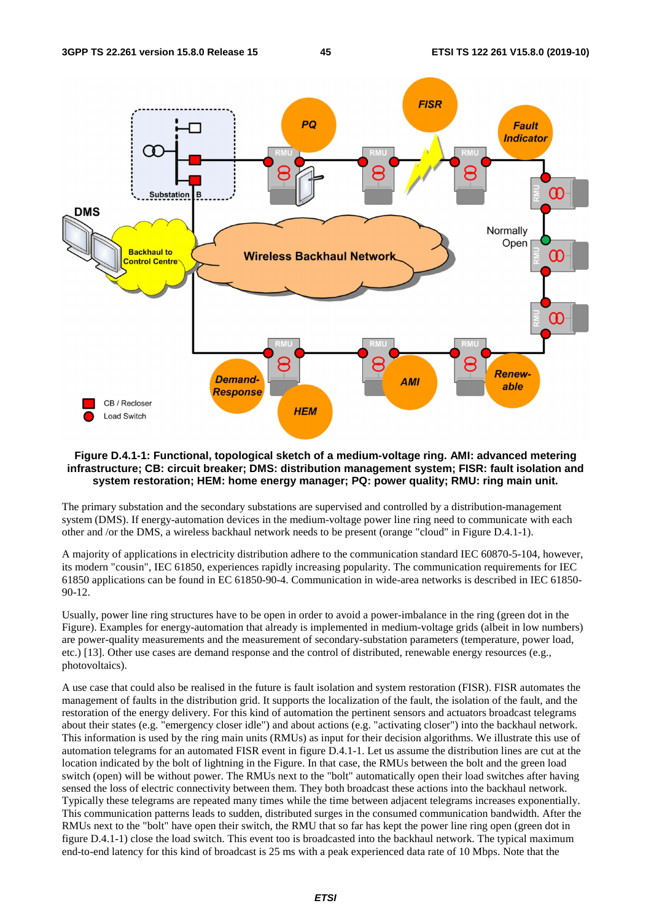DMS

Backhaul to Control Centre

Substation B

PQ

FISR

Fault Indicator

RMU

Wireless Backhaul Network

Normally Open

Demand-Response

HEM

AMI

Renew-able

CB / Recloser

Load Switch

**Figure D.4.1-1: Functional, topological sketch of a medium-voltage ring. AMI: advanced metering infrastructure; CB: circuit breaker; DMS: distribution management system; FISR: fault isolation and system restoration; HEM: home energy manager; PQ: power quality; RMU: ring main unit.**

The primary substation and the secondary substations are supervised and controlled by a distribution-management system (DMS). If energy-automation devices in the medium-voltage power line ring need to communicate with each other and /or the DMS, a wireless backhaul network needs to be present (orange "cloud" in Figure D.4.1-1).

A majority of applications in electricity distribution adhere to the communication standard IEC 60870-5-104, however, its modern "cousin", IEC 61850, experiences rapidly increasing popularity. The communication requirements for IEC 61850 applications can be found in EC 61850-90-4. Communication in wide-area networks is described in IEC 61850-90-12.

Usually, power line ring structures have to be open in order to avoid a power-imbalance in the ring (green dot in the Figure). Examples for energy-automation that already is implemented in medium-voltage grids (albeit in low numbers) are power-quality measurements and the measurement of secondary-substation parameters (temperature, power load, etc.) [13]. Other use cases are demand response and the control of distributed, renewable energy resources (e.g., photovoltaics).

A use case that could also be realised in the future is fault isolation and system restoration (FISR). FISR automates the management of faults in the distribution grid. It supports the localization of the fault, the isolation of the fault, and the restoration of the energy delivery. For this kind of automation the pertinent sensors and actuators broadcast telegrams about their states (e.g. "emergency closer idle") and about actions (e.g. "activating closer") into the backhaul network. This information is used by the ring main units (RMUs) as input for their decision algorithms. We illustrate this use of automation telegrams for an automated FISR event in figure D.4.1-1. Let us assume the distribution lines are cut at the location indicated by the bolt of lightning in the Figure. In that case, the RMUs between the bolt and the green load switch (open) will be without power. The RMUs next to the "bolt" automatically open their load switches after having sensed the loss of electric connectivity between them. They both broadcast these actions into the backhaul network. Typically these telegrams are repeated many times while the time between adjacent telegrams increases exponentially. This communication patterns leads to sudden, distributed surges in the consumed communication bandwidth. After the RMUs next to the "bolt" have open their switch, the RMU that so far has kept the power line ring open (green dot in figure D.4.1-1) close the load switch. This event too is broadcasted into the backhaul network. The typical maximum end-to-end latency for this kind of broadcast is 25 ms with a peak experienced data rate of 10 Mbps. Note that the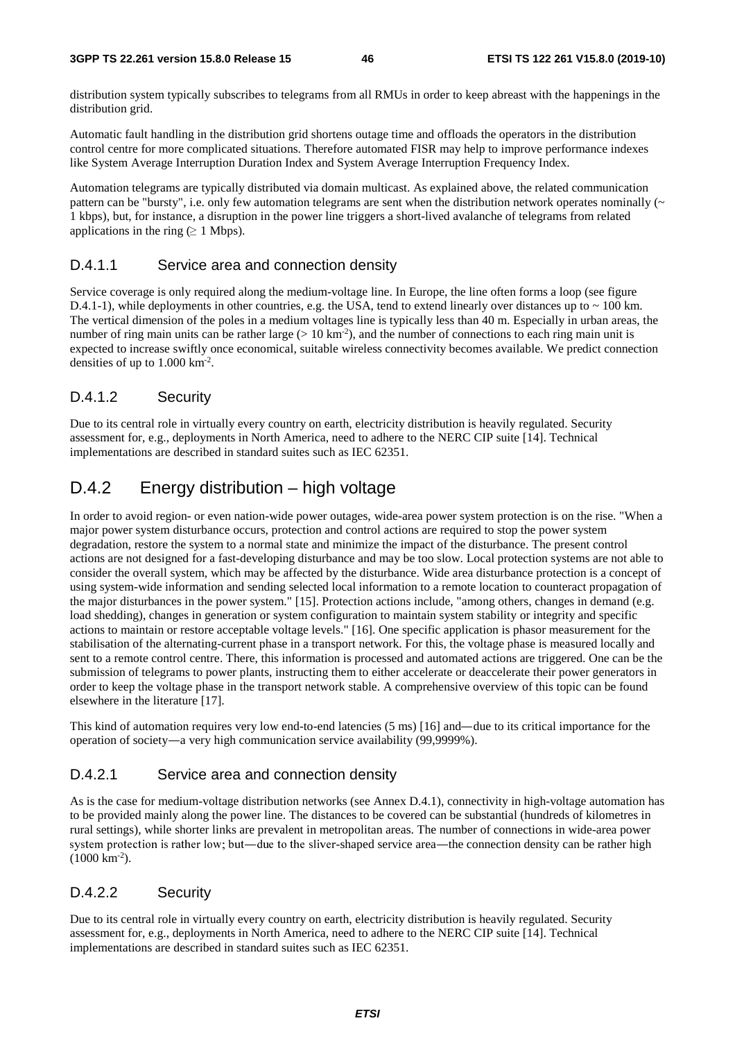distribution system typically subscribes to telegrams from all RMUs in order to keep abreast with the happenings in the distribution grid.

Automatic fault handling in the distribution grid shortens outage time and offloads the operators in the distribution control centre for more complicated situations. Therefore automated FISR may help to improve performance indexes like System Average Interruption Duration Index and System Average Interruption Frequency Index.

Automation telegrams are typically distributed via domain multicast. As explained above, the related communication pattern can be "bursty", i.e. only few automation telegrams are sent when the distribution network operates nominally (~ 1 kbps), but, for instance, a disruption in the power line triggers a short-lived avalanche of telegrams from related applications in the ring ($\geq$ 1 Mbps).

### D.4.1.1 Service area and connection density

Service coverage is only required along the medium-voltage line. In Europe, the line often forms a loop (see figure D.4.1-1), while deployments in other countries, e.g. the USA, tend to extend linearly over distances up to ~ 100 km. The vertical dimension of the poles in a medium voltages line is typically less than 40 m. Especially in urban areas, the number of ring main units can be rather large (> 10 km$^{-2}$), and the number of connections to each ring main unit is expected to increase swiftly once economical, suitable wireless connectivity becomes available. We predict connection densities of up to 1.000 km$^{-2}$.

### D.4.1.2 Security

Due to its central role in virtually every country on earth, electricity distribution is heavily regulated. Security assessment for, e.g., deployments in North America, need to adhere to the NERC CIP suite [14]. Technical implementations are described in standard suites such as IEC 62351.

## D.4.2 Energy distribution – high voltage

In order to avoid region- or even nation-wide power outages, wide-area power system protection is on the rise. "When a major power system disturbance occurs, protection and control actions are required to stop the power system degradation, restore the system to a normal state and minimize the impact of the disturbance. The present control actions are not designed for a fast-developing disturbance and may be too slow. Local protection systems are not able to consider the overall system, which may be affected by the disturbance. Wide area disturbance protection is a concept of using system-wide information and sending selected local information to a remote location to counteract propagation of the major disturbances in the power system." [15]. Protection actions include, "among others, changes in demand (e.g. load shedding), changes in generation or system configuration to maintain system stability or integrity and specific actions to maintain or restore acceptable voltage levels." [16]. One specific application is phasor measurement for the stabilisation of the alternating-current phase in a transport network. For this, the voltage phase is measured locally and sent to a remote control centre. There, this information is processed and automated actions are triggered. One can be the submission of telegrams to power plants, instructing them to either accelerate or deaccelerate their power generators in order to keep the voltage phase in the transport network stable. A comprehensive overview of this topic can be found elsewhere in the literature [17].

This kind of automation requires very low end-to-end latencies (5 ms) [16] and—due to its critical importance for the operation of society—a very high communication service availability (99,9999%).

### D.4.2.1 Service area and connection density

As is the case for medium-voltage distribution networks (see Annex D.4.1), connectivity in high-voltage automation has to be provided mainly along the power line. The distances to be covered can be substantial (hundreds of kilometres in rural settings), while shorter links are prevalent in metropolitan areas. The number of connections in wide-area power system protection is rather low; but—due to the sliver-shaped service area—the connection density can be rather high (1000 km$^{-2}$).

### D.4.2.2 Security

Due to its central role in virtually every country on earth, electricity distribution is heavily regulated. Security assessment for, e.g., deployments in North America, need to adhere to the NERC CIP suite [14]. Technical implementations are described in standard suites such as IEC 62351.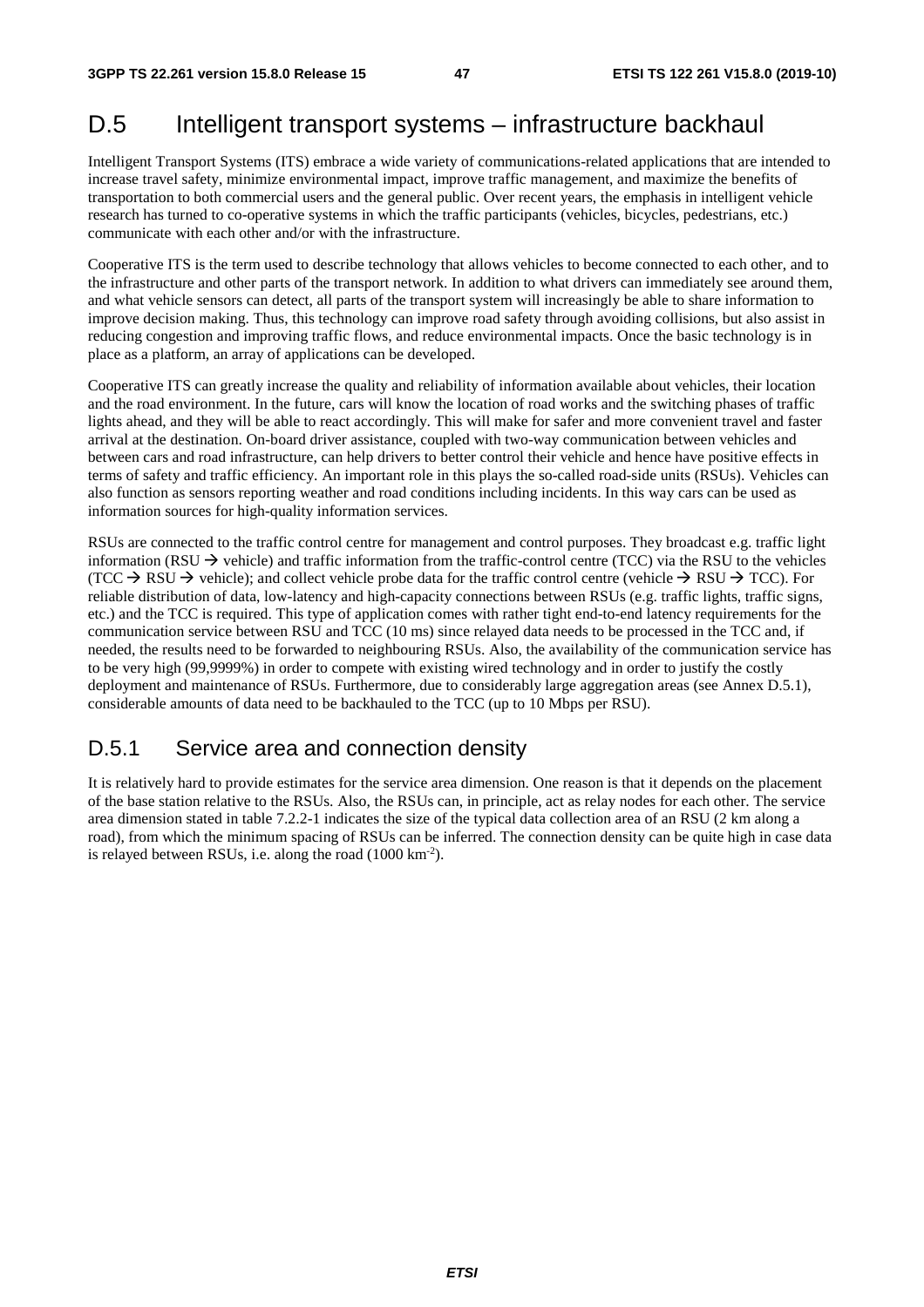# D.5 Intelligent transport systems – infrastructure backhaul

Intelligent Transport Systems (ITS) embrace a wide variety of communications-related applications that are intended to increase travel safety, minimize environmental impact, improve traffic management, and maximize the benefits of transportation to both commercial users and the general public. Over recent years, the emphasis in intelligent vehicle research has turned to co-operative systems in which the traffic participants (vehicles, bicycles, pedestrians, etc.) communicate with each other and/or with the infrastructure.

Cooperative ITS is the term used to describe technology that allows vehicles to become connected to each other, and to the infrastructure and other parts of the transport network. In addition to what drivers can immediately see around them, and what vehicle sensors can detect, all parts of the transport system will increasingly be able to share information to improve decision making. Thus, this technology can improve road safety through avoiding collisions, but also assist in reducing congestion and improving traffic flows, and reduce environmental impacts. Once the basic technology is in place as a platform, an array of applications can be developed.

Cooperative ITS can greatly increase the quality and reliability of information available about vehicles, their location and the road environment. In the future, cars will know the location of road works and the switching phases of traffic lights ahead, and they will be able to react accordingly. This will make for safer and more convenient travel and faster arrival at the destination. On-board driver assistance, coupled with two-way communication between vehicles and between cars and road infrastructure, can help drivers to better control their vehicle and hence have positive effects in terms of safety and traffic efficiency. An important role in this plays the so-called road-side units (RSUs). Vehicles can also function as sensors reporting weather and road conditions including incidents. In this way cars can be used as information sources for high-quality information services.

RSUs are connected to the traffic control centre for management and control purposes. They broadcast e.g. traffic light information (RSU → vehicle) and traffic information from the traffic-control centre (TCC) via the RSU to the vehicles (TCC → RSU → vehicle); and collect vehicle probe data for the traffic control centre (vehicle → RSU → TCC). For reliable distribution of data, low-latency and high-capacity connections between RSUs (e.g. traffic lights, traffic signs, etc.) and the TCC is required. This type of application comes with rather tight end-to-end latency requirements for the communication service between RSU and TCC (10 ms) since relayed data needs to be processed in the TCC and, if needed, the results need to be forwarded to neighbouring RSUs. Also, the availability of the communication service has to be very high (99,9999%) in order to compete with existing wired technology and in order to justify the costly deployment and maintenance of RSUs. Furthermore, due to considerably large aggregation areas (see Annex D.5.1), considerable amounts of data need to be backhauled to the TCC (up to 10 Mbps per RSU).

## D.5.1 Service area and connection density

It is relatively hard to provide estimates for the service area dimension. One reason is that it depends on the placement of the base station relative to the RSUs. Also, the RSUs can, in principle, act as relay nodes for each other. The service area dimension stated in table 7.2.2-1 indicates the size of the typical data collection area of an RSU (2 km along a road), from which the minimum spacing of RSUs can be inferred. The connection density can be quite high in case data is relayed between RSUs, i.e. along the road (1000 $km^{-2}$).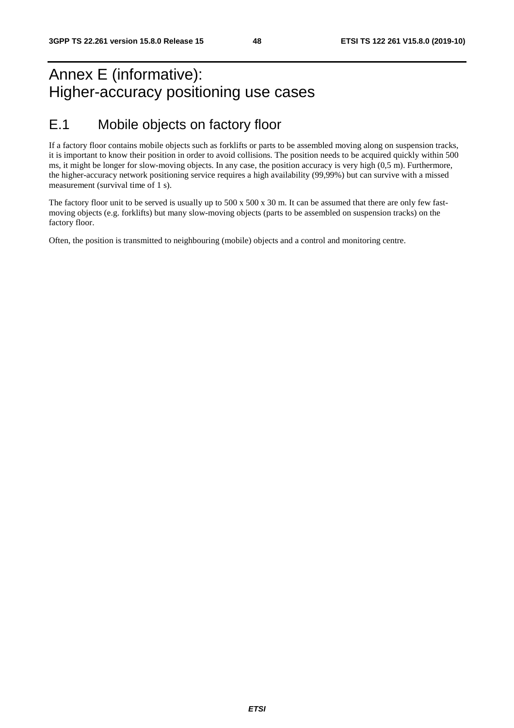# Annex E (informative): Higher-accuracy positioning use cases

## E.1 Mobile objects on factory floor

If a factory floor contains mobile objects such as forklifts or parts to be assembled moving along on suspension tracks, it is important to know their position in order to avoid collisions. The position needs to be acquired quickly within 500 ms, it might be longer for slow-moving objects. In any case, the position accuracy is very high (0,5 m). Furthermore, the higher-accuracy network positioning service requires a high availability (99,99%) but can survive with a missed measurement (survival time of 1 s).

The factory floor unit to be served is usually up to 500 x 500 x 30 m. It can be assumed that there are only few fast-moving objects (e.g. forklifts) but many slow-moving objects (parts to be assembled on suspension tracks) on the factory floor.

Often, the position is transmitted to neighbouring (mobile) objects and a control and monitoring centre.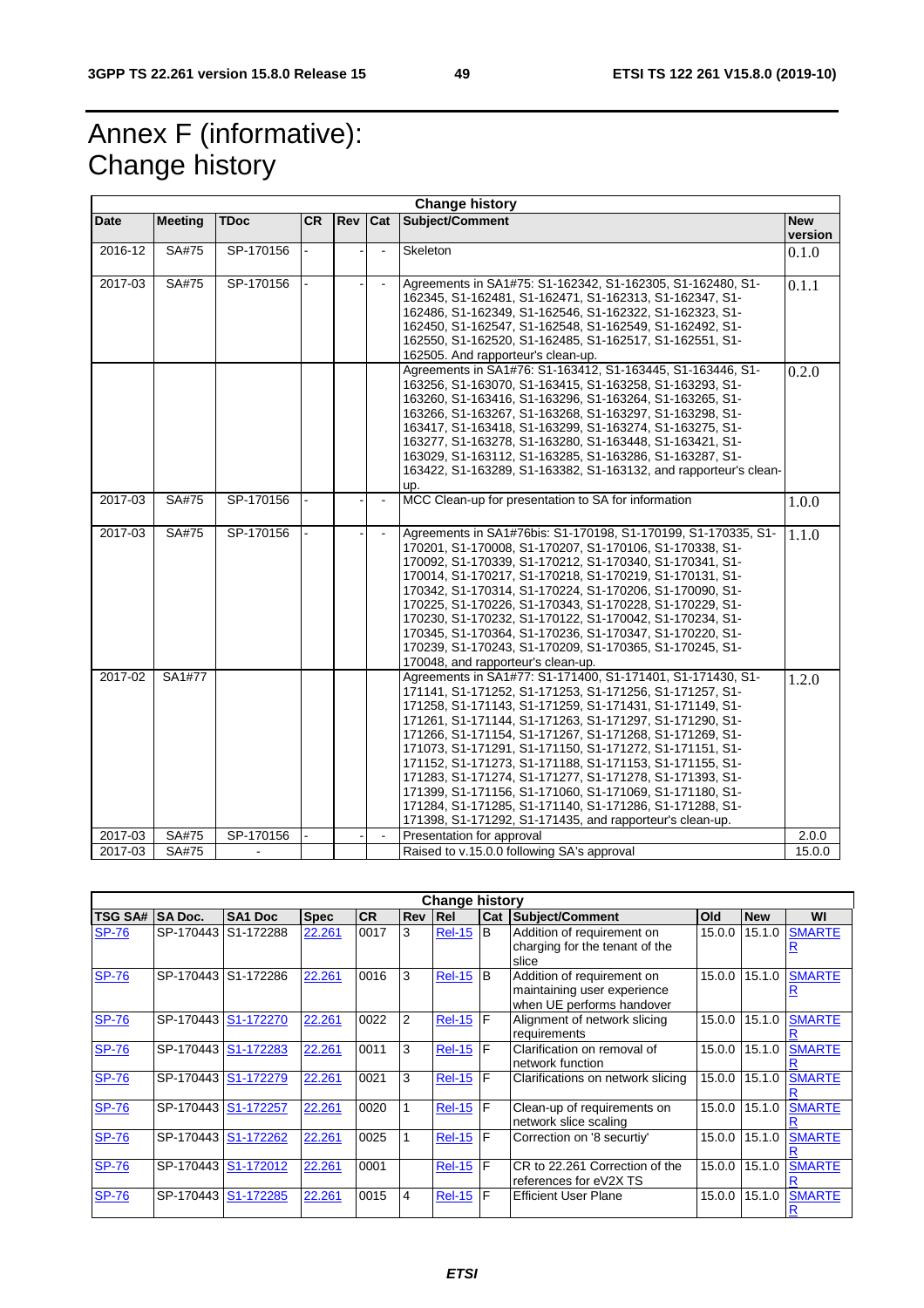# Annex F (informative): Change history

| Change history | | | | | | | |
|---|---|---|---|---|---|---|---|
| **Date** | **Meeting** | **TDoc** | **CR** | **Rev** | **Cat** | **Subject/Comment** | **New version** |
| 2016-12 | SA#75 | SP-170156 | - | - | - | Skeleton | 0.1.0 |
| 2017-03 | SA#75 | SP-170156 | - | - | - | Agreements in SA1#75: S1-162342, S1-162305, S1-162480, S1-162345, S1-162481, S1-162471, S1-162313, S1-162347, S1-162486, S1-162349, S1-162546, S1-162322, S1-162323, S1-162450, S1-162547, S1-162548, S1-162549, S1-162492, S1-162550, S1-162520, S1-162485, S1-162517, S1-162551, S1-162505. And rapporteur's clean-up. | 0.1.1 |
| | | | | | | Agreements in SA1#76: S1-163412, S1-163445, S1-163446, S1-163256, S1-163070, S1-163415, S1-163258, S1-163293, S1-163260, S1-163416, S1-163296, S1-163264, S1-163265, S1-163266, S1-163267, S1-163268, S1-163297, S1-163298, S1-163417, S1-163418, S1-163299, S1-163274, S1-163275, S1-163277, S1-163278, S1-163280, S1-163448, S1-163421, S1-163029, S1-163112, S1-163285, S1-163286, S1-163287, S1-163422, S1-163289, S1-163382, S1-163132, and rapporteur's clean-up. | 0.2.0 |
| 2017-03 | SA#75 | SP-170156 | - | - | - | MCC Clean-up for presentation to SA for information | 1.0.0 |
| 2017-03 | SA#75 | SP-170156 | - | - | - | Agreements in SA1#76bis: S1-170198, S1-170199, S1-170335, S1-170201, S1-170008, S1-170207, S1-170106, S1-170338, S1-170092, S1-170339, S1-170212, S1-170340, S1-170341, S1-170014, S1-170217, S1-170218, S1-170219, S1-170131, S1-170342, S1-170314, S1-170224, S1-170206, S1-170090, S1-170225, S1-170226, S1-170343, S1-170228, S1-170229, S1-170230, S1-170232, S1-170122, S1-170042, S1-170234, S1-170345, S1-170364, S1-170236, S1-170347, S1-170220, S1-170239, S1-170243, S1-170209, S1-170365, S1-170245, S1-170048, and rapporteur's clean-up. | 1.1.0 |
| 2017-02 | SA1#77 | | | | | Agreements in SA1#77: S1-171400, S1-171401, S1-171430, S1-171141, S1-171252, S1-171253, S1-171256, S1-171257, S1-171258, S1-171143, S1-171259, S1-171431, S1-171149, S1-171261, S1-171144, S1-171263, S1-171297, S1-171290, S1-171266, S1-171154, S1-171267, S1-171268, S1-171269, S1-171073, S1-171291, S1-171150, S1-171272, S1-171151, S1-171152, S1-171273, S1-171188, S1-171153, S1-171155, S1-171283, S1-171274, S1-171277, S1-171278, S1-171393, S1-171399, S1-171156, S1-171060, S1-171069, S1-171180, S1-171284, S1-171285, S1-171140, S1-171286, S1-171288, S1-171398, S1-171292, S1-171435, and rapporteur's clean-up. | 1.2.0 |
| 2017-03 | SA#75 | SP-170156 | - | - | - | Presentation for approval | 2.0.0 |
| 2017-03 | SA#75 | - | | | | Raised to v.15.0.0 following SA's approval | 15.0.0 |

| Change history | | | | | | | | | | | |
|---|---|---|---|---|---|---|---|---|---|---|---|
| **TSG SA#** | **SA Doc.** | **SA1 Doc** | **Spec** | **CR** | **Rev** | **Rel** | **Cat** | **Subject/Comment** | **Old** | **New** | **WI** |
| SP-76 | SP-170443 | S1-172288 | 22.261 | 0017 | 3 | Rel-15 | B | Addition of requirement on charging for the tenant of the slice | 15.0.0 | 15.1.0 | SMARTER |
| SP-76 | SP-170443 | S1-172286 | 22.261 | 0016 | 3 | Rel-15 | B | Addition of requirement on maintaining user experience when UE performs handover | 15.0.0 | 15.1.0 | SMARTER |
| SP-76 | SP-170443 | S1-172270 | 22.261 | 0022 | 2 | Rel-15 | F | Alignment of network slicing requirements | 15.0.0 | 15.1.0 | SMARTER |
| SP-76 | SP-170443 | S1-172283 | 22.261 | 0011 | 3 | Rel-15 | F | Clarification on removal of network function | 15.0.0 | 15.1.0 | SMARTER |
| SP-76 | SP-170443 | S1-172279 | 22.261 | 0021 | 3 | Rel-15 | F | Clarifications on network slicing | 15.0.0 | 15.1.0 | SMARTER |
| SP-76 | SP-170443 | S1-172257 | 22.261 | 0020 | 1 | Rel-15 | F | Clean-up of requirements on network slice scaling | 15.0.0 | 15.1.0 | SMARTER |
| SP-76 | SP-170443 | S1-172262 | 22.261 | 0025 | 1 | Rel-15 | F | Correction on '8 securtiy' | 15.0.0 | 15.1.0 | SMARTER |
| SP-76 | SP-170443 | S1-172012 | 22.261 | 0001 | | Rel-15 | F | CR to 22.261 Correction of the references for eV2X TS | 15.0.0 | 15.1.0 | SMARTER |
| SP-76 | SP-170443 | S1-172285 | 22.261 | 0015 | 4 | Rel-15 | F | Efficient User Plane | 15.0.0 | 15.1.0 | SMARTER |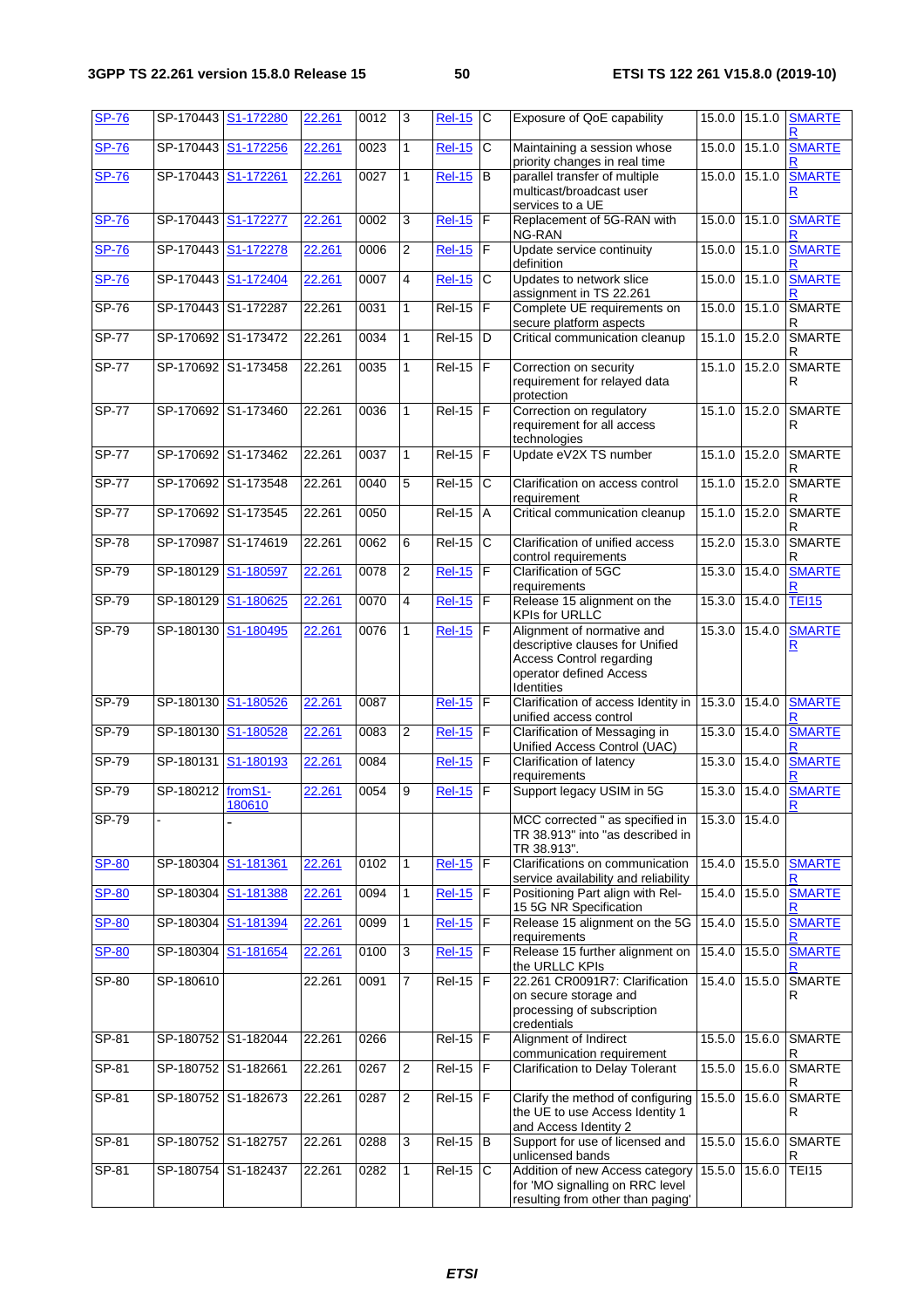| | | | | | | | | | | | |
|---|---|---|---|---|---|---|---|---|---|---|---|
| SP-76 | SP-170443 | S1-172280 | 22.261 | 0012 | 3 | Rel-15 | C | Exposure of QoE capability | 15.0.0 | 15.1.0 | SMARTER |
| SP-76 | SP-170443 | S1-172256 | 22.261 | 0023 | 1 | Rel-15 | C | Maintaining a session whose priority changes in real time | 15.0.0 | 15.1.0 | SMARTER |
| SP-76 | SP-170443 | S1-172261 | 22.261 | 0027 | 1 | Rel-15 | B | parallel transfer of multiple multicast/broadcast user services to a UE | 15.0.0 | 15.1.0 | SMARTER |
| SP-76 | SP-170443 | S1-172277 | 22.261 | 0002 | 3 | Rel-15 | F | Replacement of 5G-RAN with NG-RAN | 15.0.0 | 15.1.0 | SMARTER |
| SP-76 | SP-170443 | S1-172278 | 22.261 | 0006 | 2 | Rel-15 | F | Update service continuity definition | 15.0.0 | 15.1.0 | SMARTER |
| SP-76 | SP-170443 | S1-172404 | 22.261 | 0007 | 4 | Rel-15 | C | Updates to network slice assignment in TS 22.261 | 15.0.0 | 15.1.0 | SMARTER |
| SP-76 | SP-170443 | S1-172287 | 22.261 | 0031 | 1 | Rel-15 | F | Complete UE requirements on secure platform aspects | 15.0.0 | 15.1.0 | SMARTER |
| SP-77 | SP-170692 | S1-173472 | 22.261 | 0034 | 1 | Rel-15 | D | Critical communication cleanup | 15.1.0 | 15.2.0 | SMARTER |
| SP-77 | SP-170692 | S1-173458 | 22.261 | 0035 | 1 | Rel-15 | F | Correction on security requirement for relayed data protection | 15.1.0 | 15.2.0 | SMARTER |
| SP-77 | SP-170692 | S1-173460 | 22.261 | 0036 | 1 | Rel-15 | F | Correction on regulatory requirement for all access technologies | 15.1.0 | 15.2.0 | SMARTER |
| SP-77 | SP-170692 | S1-173462 | 22.261 | 0037 | 1 | Rel-15 | F | Update eV2X TS number | 15.1.0 | 15.2.0 | SMARTER |
| SP-77 | SP-170692 | S1-173548 | 22.261 | 0040 | 5 | Rel-15 | C | Clarification on access control requirement | 15.1.0 | 15.2.0 | SMARTER |
| SP-77 | SP-170692 | S1-173545 | 22.261 | 0050 | | Rel-15 | A | Critical communication cleanup | 15.1.0 | 15.2.0 | SMARTER |
| SP-78 | SP-170987 | S1-174619 | 22.261 | 0062 | 6 | Rel-15 | C | Clarification of unified access control requirements | 15.2.0 | 15.3.0 | SMARTER |
| SP-79 | SP-180129 | S1-180597 | 22.261 | 0078 | 2 | Rel-15 | F | Clarification of 5GC requirements | 15.3.0 | 15.4.0 | SMARTER |
| SP-79 | SP-180129 | S1-180625 | 22.261 | 0070 | 4 | Rel-15 | F | Release 15 alignment on the KPIs for URLLC | 15.3.0 | 15.4.0 | TEI15 |
| SP-79 | SP-180130 | S1-180495 | 22.261 | 0076 | 1 | Rel-15 | F | Alignment of normative and descriptive clauses for Unified Access Control regarding operator defined Access Identities | 15.3.0 | 15.4.0 | SMARTER |
| SP-79 | SP-180130 | S1-180526 | 22.261 | 0087 | | Rel-15 | F | Clarification of access Identity in unified access control | 15.3.0 | 15.4.0 | SMARTER |
| SP-79 | SP-180130 | S1-180528 | 22.261 | 0083 | 2 | Rel-15 | F | Clarification of Messaging in Unified Access Control (UAC) | 15.3.0 | 15.4.0 | SMARTER |
| SP-79 | SP-180131 | S1-180193 | 22.261 | 0084 | | Rel-15 | F | Clarification of latency requirements | 15.3.0 | 15.4.0 | SMARTER |
| SP-79 | SP-180212 | fromS1-180610 | 22.261 | 0054 | 9 | Rel-15 | F | Support legacy USIM in 5G | 15.3.0 | 15.4.0 | SMARTER |
| SP-79 | - | - | | | | | | MCC corrected " as specified in TR 38.913" into "as described in TR 38.913". | 15.3.0 | 15.4.0 | |
| SP-80 | SP-180304 | S1-181361 | 22.261 | 0102 | 1 | Rel-15 | F | Clarifications on communication service availability and reliability | 15.4.0 | 15.5.0 | SMARTER |
| SP-80 | SP-180304 | S1-181388 | 22.261 | 0094 | 1 | Rel-15 | F | Positioning Part align with Rel-15 5G NR Specification | 15.4.0 | 15.5.0 | SMARTER |
| SP-80 | SP-180304 | S1-181394 | 22.261 | 0099 | 1 | Rel-15 | F | Release 15 alignment on the 5G requirements | 15.4.0 | 15.5.0 | SMARTER |
| SP-80 | SP-180304 | S1-181654 | 22.261 | 0100 | 3 | Rel-15 | F | Release 15 further alignment on the URLLC KPIs | 15.4.0 | 15.5.0 | SMARTER |
| SP-80 | SP-180610 | | 22.261 | 0091 | 7 | Rel-15 | F | 22.261 CR0091R7: Clarification on secure storage and processing of subscription credentials | 15.4.0 | 15.5.0 | SMARTER |
| SP-81 | SP-180752 | S1-182044 | 22.261 | 0266 | | Rel-15 | F | Alignment of Indirect communication requirement | 15.5.0 | 15.6.0 | SMARTER |
| SP-81 | SP-180752 | S1-182661 | 22.261 | 0267 | 2 | Rel-15 | F | Clarification to Delay Tolerant | 15.5.0 | 15.6.0 | SMARTER |
| SP-81 | SP-180752 | S1-182673 | 22.261 | 0287 | 2 | Rel-15 | F | Clarify the method of configuring the UE to use Access Identity 1 and Access Identity 2 | 15.5.0 | 15.6.0 | SMARTER |
| SP-81 | SP-180752 | S1-182757 | 22.261 | 0288 | 3 | Rel-15 | B | Support for use of licensed and unlicensed bands | 15.5.0 | 15.6.0 | SMARTER |
| SP-81 | SP-180754 | S1-182437 | 22.261 | 0282 | 1 | Rel-15 | C | Addition of new Access category for 'MO signalling on RRC level resulting from other than paging' | 15.5.0 | 15.6.0 | TEI15 |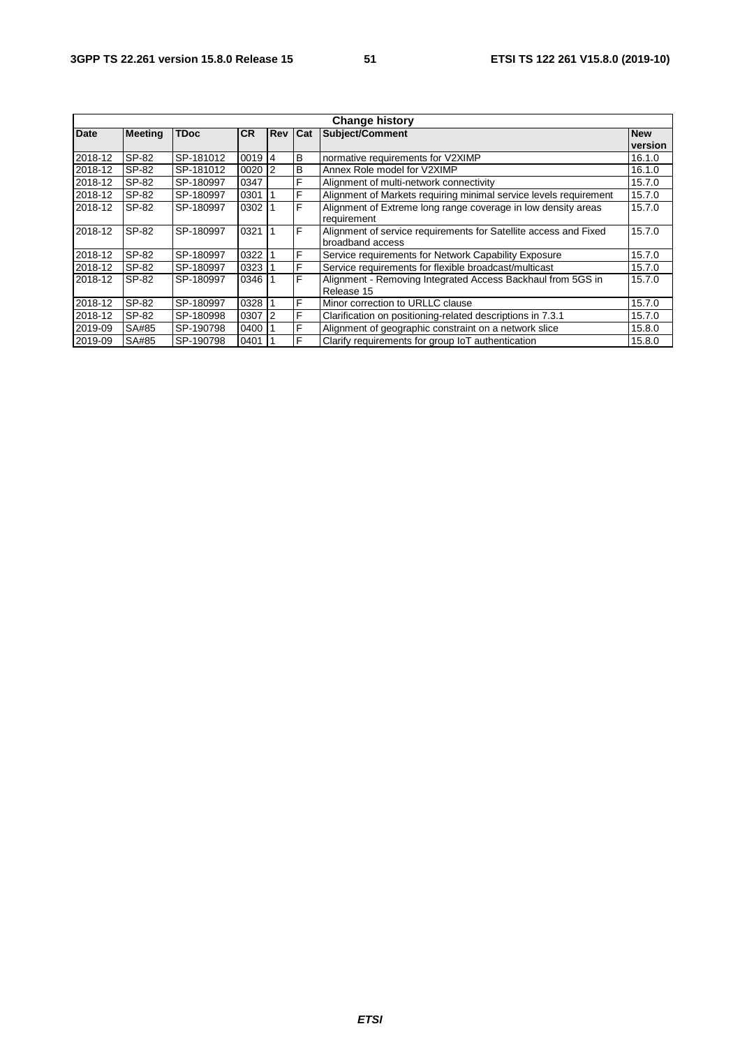| Change history | | | | | | | |
|---|---|---|---|---|---|---|---|
| **Date** | **Meeting** | **TDoc** | **CR** | **Rev** | **Cat** | **Subject/Comment** | **New version** |
| 2018-12 | SP-82 | SP-181012 | 0019 | 4 | B | normative requirements for V2XIMP | 16.1.0 |
| 2018-12 | SP-82 | SP-181012 | 0020 | 2 | B | Annex Role model for V2XIMP | 16.1.0 |
| 2018-12 | SP-82 | SP-180997 | 0347 | | F | Alignment of multi-network connectivity | 15.7.0 |
| 2018-12 | SP-82 | SP-180997 | 0301 | 1 | F | Alignment of Markets requiring minimal service levels requirement | 15.7.0 |
| 2018-12 | SP-82 | SP-180997 | 0302 | 1 | F | Alignment of Extreme long range coverage in low density areas requirement | 15.7.0 |
| 2018-12 | SP-82 | SP-180997 | 0321 | 1 | F | Alignment of service requirements for Satellite access and Fixed broadband access | 15.7.0 |
| 2018-12 | SP-82 | SP-180997 | 0322 | 1 | F | Service requirements for Network Capability Exposure | 15.7.0 |
| 2018-12 | SP-82 | SP-180997 | 0323 | 1 | F | Service requirements for flexible broadcast/multicast | 15.7.0 |
| 2018-12 | SP-82 | SP-180997 | 0346 | 1 | F | Alignment - Removing Integrated Access Backhaul from 5GS in Release 15 | 15.7.0 |
| 2018-12 | SP-82 | SP-180997 | 0328 | 1 | F | Minor correction to URLLC clause | 15.7.0 |
| 2018-12 | SP-82 | SP-180998 | 0307 | 2 | F | Clarification on positioning-related descriptions in 7.3.1 | 15.7.0 |
| 2019-09 | SA#85 | SP-190798 | 0400 | 1 | F | Alignment of geographic constraint on a network slice | 15.8.0 |
| 2019-09 | SA#85 | SP-190798 | 0401 | 1 | F | Clarify requirements for group IoT authentication | 15.8.0 |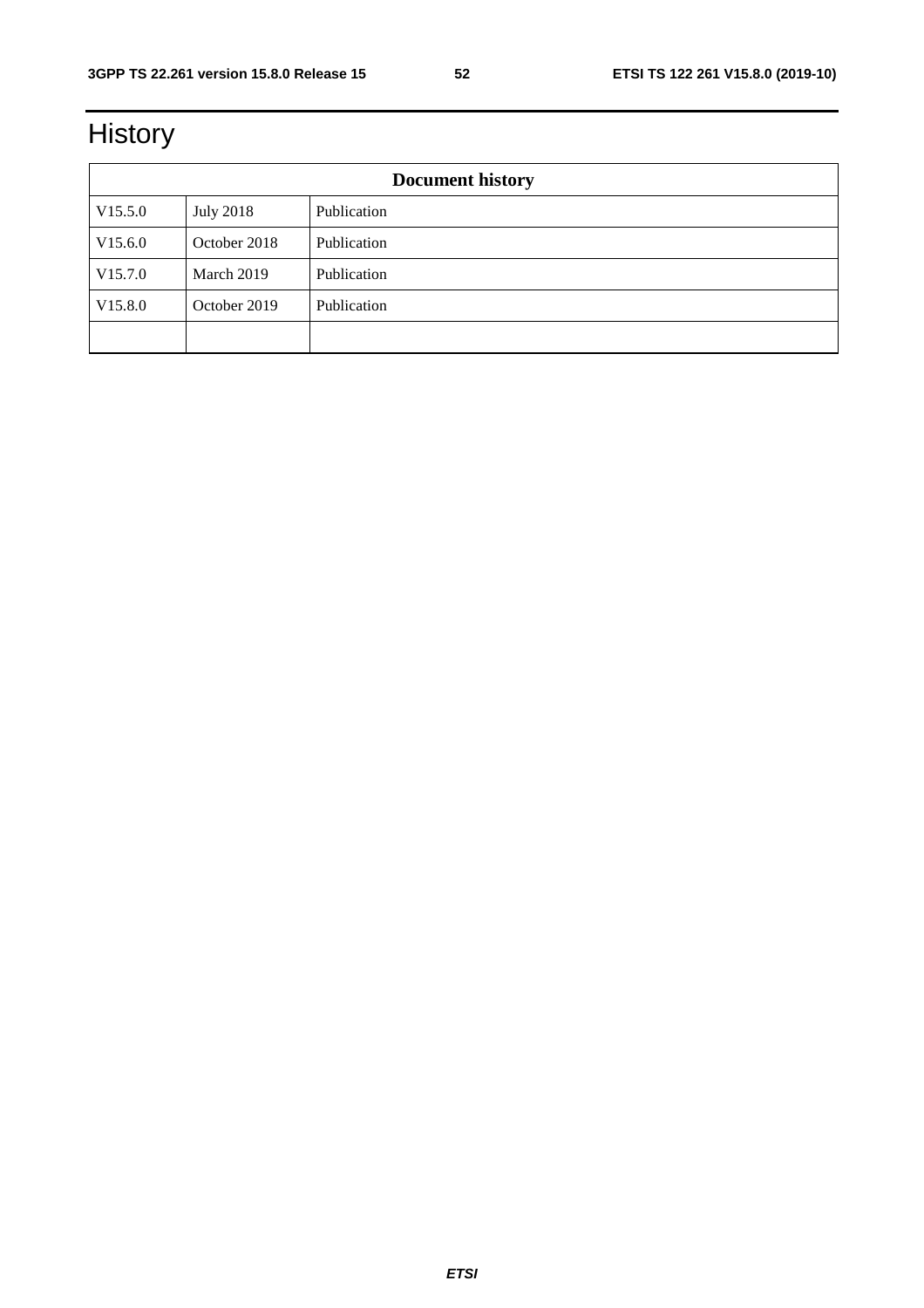# History

| Document history | | |
|---|---|---|
| V15.5.0 | July 2018 | Publication |
| V15.6.0 | October 2018 | Publication |
| V15.7.0 | March 2019 | Publication |
| V15.8.0 | October 2019 | Publication |
| | | |